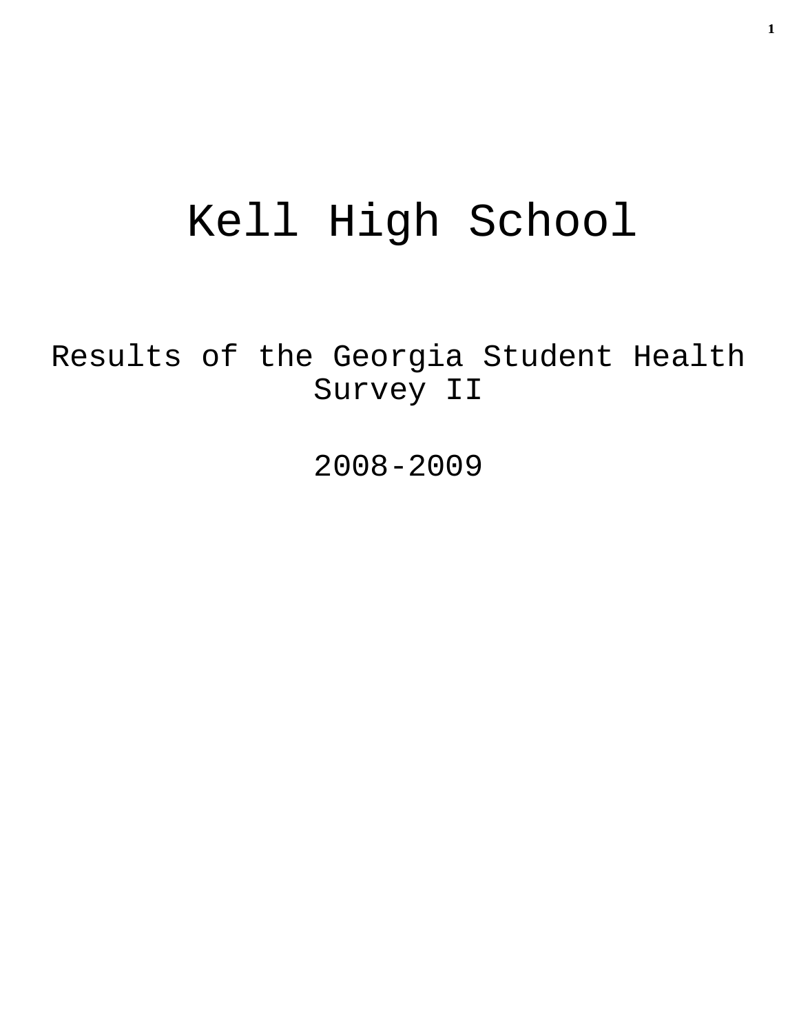# Kell High School

## Results of the Georgia Student Health Survey II

## 2008-2009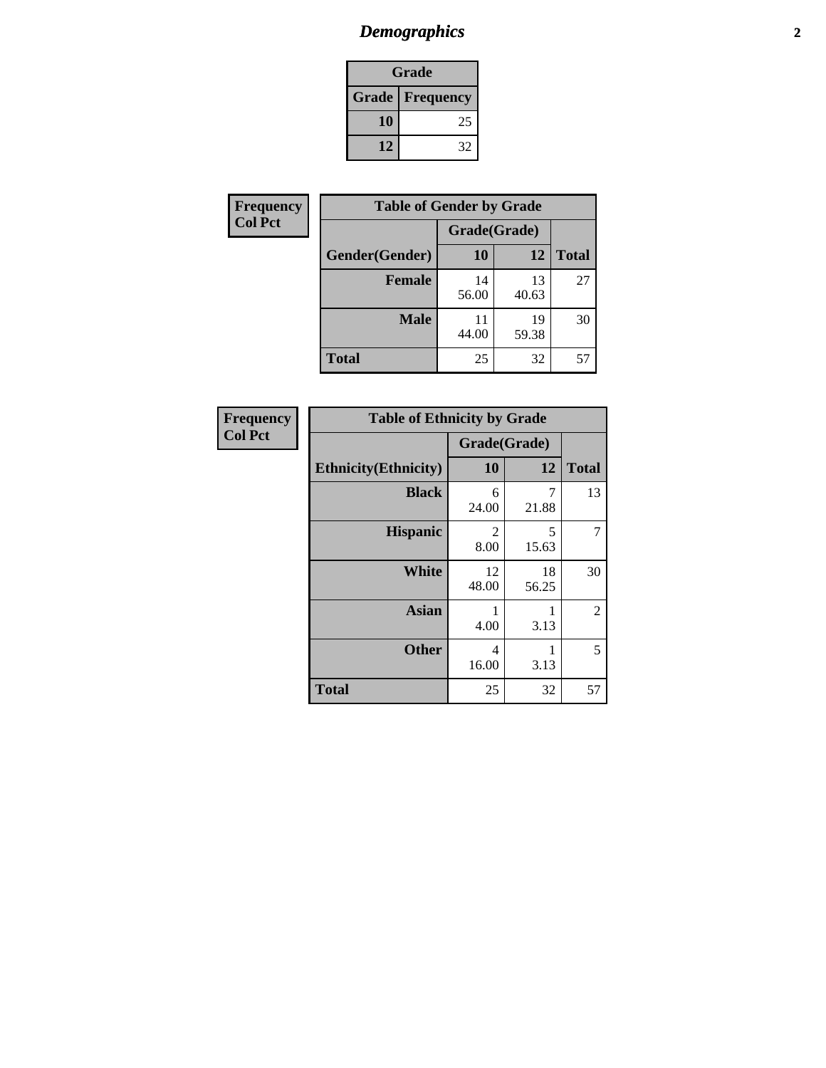# Demographics

| Grade | |
|---|---|
| **Grade** | **Frequency** |
| 10 | 25 |
| 12 | 32 |

**Frequency**
**Col Pct**

| Table of Gender by Grade | | | |
|---|---|---|---|
| | Grade(Grade) | | |
| Gender(Gender) | 10 | 12 | Total |
| **Female** | 14<br>56.00 | 13<br>40.63 | 27 |
| **Male** | 11<br>44.00 | 19<br>59.38 | 30 |
| **Total** | 25 | 32 | 57 |

**Frequency**
**Col Pct**

| Table of Ethnicity by Grade | | | |
|---|---|---|---|
| | Grade(Grade) | | |
| Ethnicity(Ethnicity) | 10 | 12 | Total |
| **Black** | 6<br>24.00 | 7<br>21.88 | 13 |
| **Hispanic** | 2<br>8.00 | 5<br>15.63 | 7 |
| **White** | 12<br>48.00 | 18<br>56.25 | 30 |
| **Asian** | 1<br>4.00 | 1<br>3.13 | 2 |
| **Other** | 4<br>16.00 | 1<br>3.13 | 5 |
| **Total** | 25 | 32 | 57 |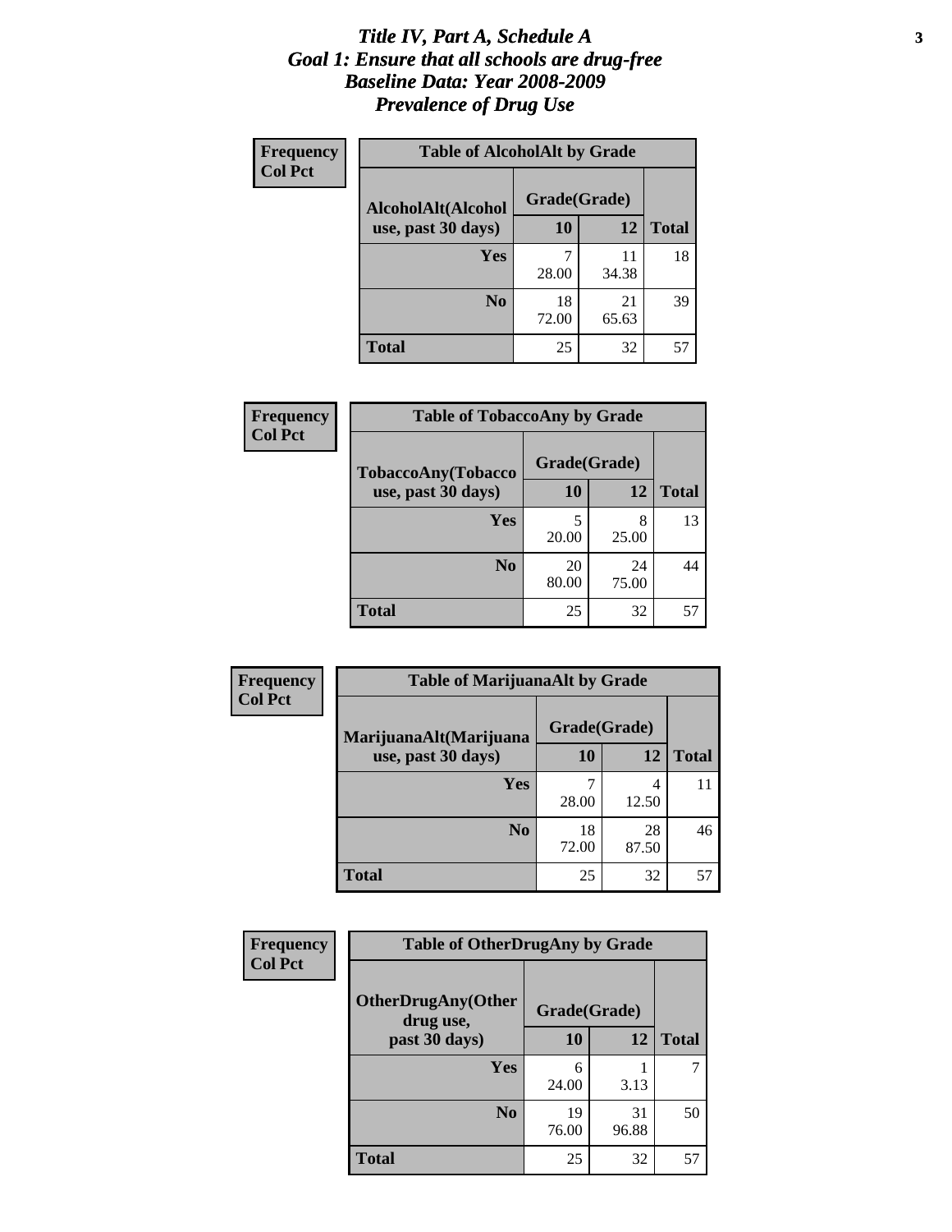# *Title IV, Part A, Schedule A*
## *Goal 1: Ensure that all schools are drug-free*
## *Baseline Data: Year 2008-2009*
## *Prevalence of Drug Use*

**Frequency**
**Col Pct**

**Table of AlcoholAlt by Grade**

| AlcoholAlt(Alcohol use, past 30 days) | Grade(Grade) | | Total |
|---|---|---|---|
| | 10 | 12 | |
| Yes | 7<br>28.00 | 11<br>34.38 | 18 |
| No | 18<br>72.00 | 21<br>65.63 | 39 |
| Total | 25 | 32 | 57 |

**Frequency**
**Col Pct**

**Table of TobaccoAny by Grade**

| TobaccoAny(Tobacco use, past 30 days) | Grade(Grade) | | Total |
|---|---|---|---|
| | 10 | 12 | |
| Yes | 5<br>20.00 | 8<br>25.00 | 13 |
| No | 20<br>80.00 | 24<br>75.00 | 44 |
| Total | 25 | 32 | 57 |

**Frequency**
**Col Pct**

**Table of MarijuanaAlt by Grade**

| MarijuanaAlt(Marijuana use, past 30 days) | Grade(Grade) | | Total |
|---|---|---|---|
| | 10 | 12 | |
| Yes | 7<br>28.00 | 4<br>12.50 | 11 |
| No | 18<br>72.00 | 28<br>87.50 | 46 |
| Total | 25 | 32 | 57 |

**Frequency**
**Col Pct**

**Table of OtherDrugAny by Grade**

| OtherDrugAny(Other drug use, past 30 days) | Grade(Grade) | | Total |
|---|---|---|---|
| | 10 | 12 | |
| Yes | 6<br>24.00 | 1<br>3.13 | 7 |
| No | 19<br>76.00 | 31<br>96.88 | 50 |
| Total | 25 | 32 | 57 |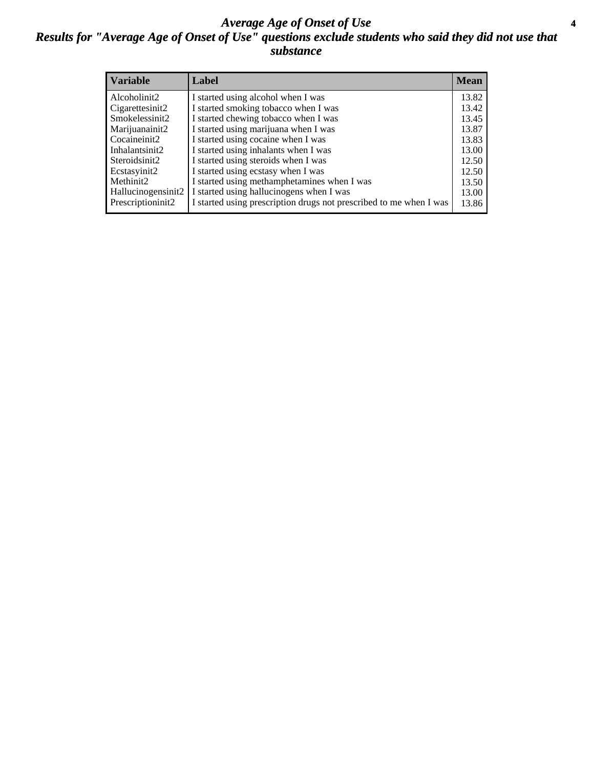# *Average Age of Onset of Use*

## *Results for "Average Age of Onset of Use" questions exclude students who said they did not use that substance*

| Variable | Label | Mean |
|---|---|---|
| Alcoholinit2 | I started using alcohol when I was | 13.82 |
| Cigarettesinit2 | I started smoking tobacco when I was | 13.42 |
| Smokelessinit2 | I started chewing tobacco when I was | 13.45 |
| Marijuanainit2 | I started using marijuana when I was | 13.87 |
| Cocaineinit2 | I started using cocaine when I was | 13.83 |
| Inhalantsinit2 | I started using inhalants when I was | 13.00 |
| Steroidsinit2 | I started using steroids when I was | 12.50 |
| Ecstasyinit2 | I started using ecstasy when I was | 12.50 |
| Methinit2 | I started using methamphetamines when I was | 13.50 |
| Hallucinogensinit2 | I started using hallucinogens when I was | 13.00 |
| Prescriptioninit2 | I started using prescription drugs not prescribed to me when I was | 13.86 |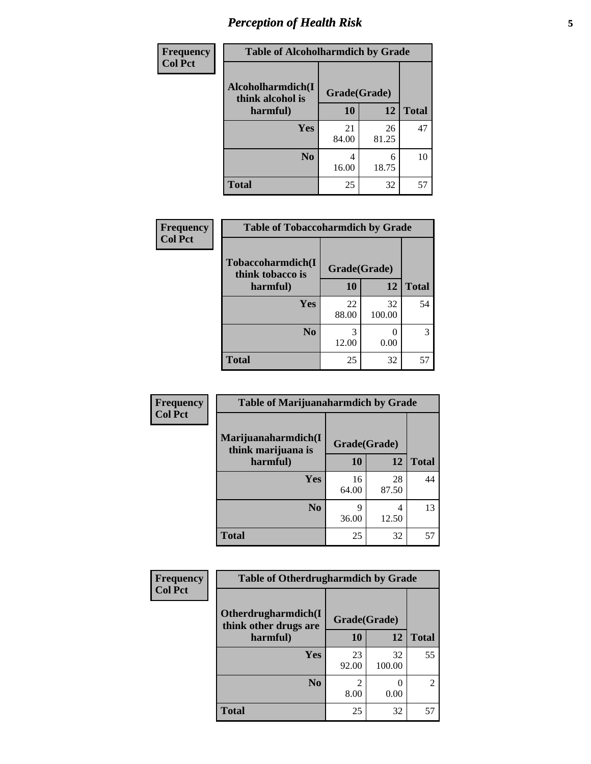# Perception of Health Risk

**Frequency**
**Col Pct**

| Table of Alcoholharmdich by Grade | | | |
|---|---|---|---|
| **Alcoholharmdich(I think alcohol is harmful)** | **Grade(Grade)** | | **Total** |
| | **10** | **12** | |
| **Yes** | 21<br>84.00 | 26<br>81.25 | 47 |
| **No** | 4<br>16.00 | 6<br>18.75 | 10 |
| **Total** | 25 | 32 | 57 |

**Frequency**
**Col Pct**

| Table of Tobaccoharmdich by Grade | | | |
|---|---|---|---|
| **Tobaccoharmdich(I think tobacco is harmful)** | **Grade(Grade)** | | **Total** |
| | **10** | **12** | |
| **Yes** | 22<br>88.00 | 32<br>100.00 | 54 |
| **No** | 3<br>12.00 | 0<br>0.00 | 3 |
| **Total** | 25 | 32 | 57 |

**Frequency**
**Col Pct**

| Table of Marijuanaharmdich by Grade | | | |
|---|---|---|---|
| **Marijuanaharmdich(I think marijuana is harmful)** | **Grade(Grade)** | | **Total** |
| | **10** | **12** | |
| **Yes** | 16<br>64.00 | 28<br>87.50 | 44 |
| **No** | 9<br>36.00 | 4<br>12.50 | 13 |
| **Total** | 25 | 32 | 57 |

**Frequency**
**Col Pct**

| Table of Otherdrugharmdich by Grade | | | |
|---|---|---|---|
| **Otherdrugharmdich(I think other drugs are harmful)** | **Grade(Grade)** | | **Total** |
| | **10** | **12** | |
| **Yes** | 23<br>92.00 | 32<br>100.00 | 55 |
| **No** | 2<br>8.00 | 0<br>0.00 | 2 |
| **Total** | 25 | 32 | 57 |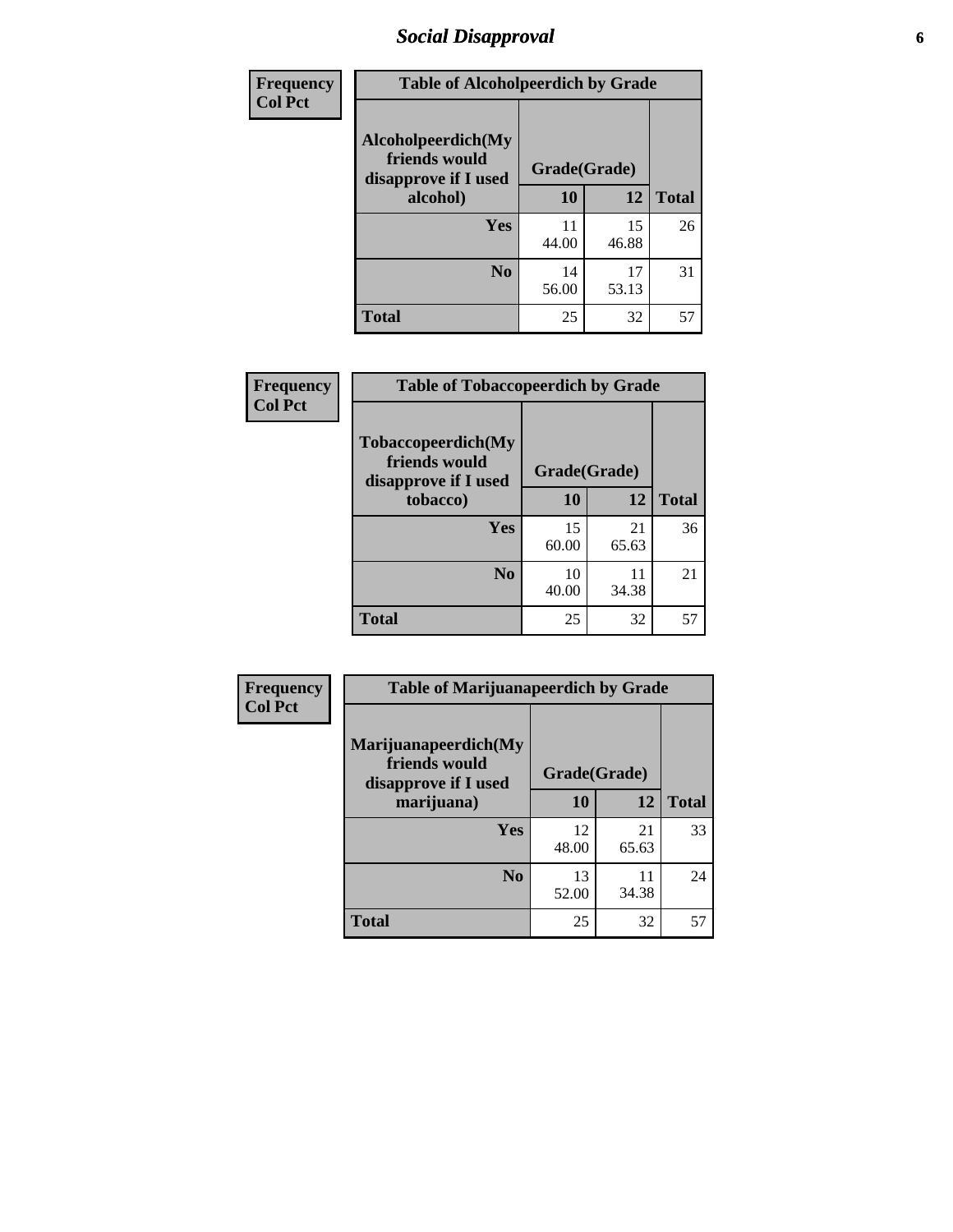# Social Disapproval

| Frequency<br>Col Pct |
|---|

**Table of Alcoholpeerdich by Grade**

| Alcoholpeerdich(My friends would disapprove if I used alcohol) | Grade(Grade) 10 | 12 | Total |
|---|---|---|---|
| Yes | 11<br>44.00 | 15<br>46.88 | 26 |
| No | 14<br>56.00 | 17<br>53.13 | 31 |
| Total | 25 | 32 | 57 |

| Frequency<br>Col Pct |
|---|

**Table of Tobaccopeerdich by Grade**

| Tobaccopeerdich(My friends would disapprove if I used tobacco) | Grade(Grade) 10 | 12 | Total |
|---|---|---|---|
| Yes | 15<br>60.00 | 21<br>65.63 | 36 |
| No | 10<br>40.00 | 11<br>34.38 | 21 |
| Total | 25 | 32 | 57 |

| Frequency<br>Col Pct |
|---|

**Table of Marijuanapeerdich by Grade**

| Marijuanapeerdich(My friends would disapprove if I used marijuana) | Grade(Grade) 10 | 12 | Total |
|---|---|---|---|
| Yes | 12<br>48.00 | 21<br>65.63 | 33 |
| No | 13<br>52.00 | 11<br>34.38 | 24 |
| Total | 25 | 32 | 57 |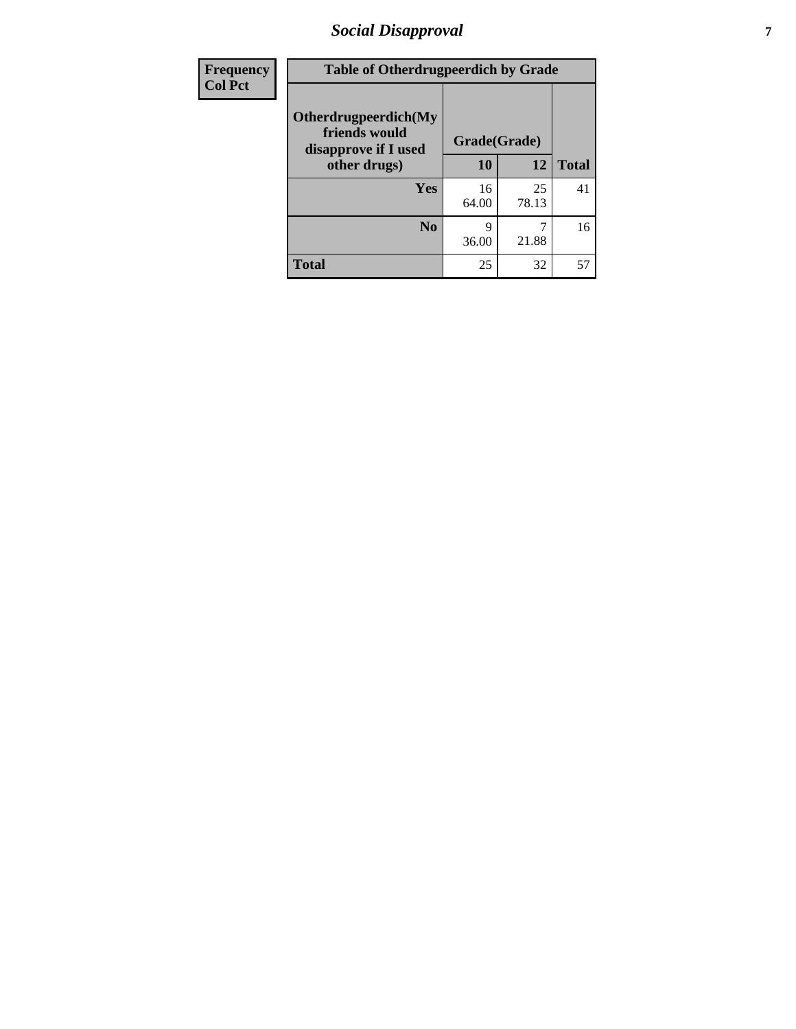| Frequency Col Pct | Table of Otherdrugpeerdich by Grade | | | |
|---|---|---|---|---|
| | Otherdrugpeerdich(My friends would disapprove if I used other drugs) | Grade(Grade) | | Total |
| | | 10 | 12 | |
| | Yes | 16<br>64.00 | 25<br>78.13 | 41 |
| | No | 9<br>36.00 | 7<br>21.88 | 16 |
| | Total | 25 | 32 | 57 |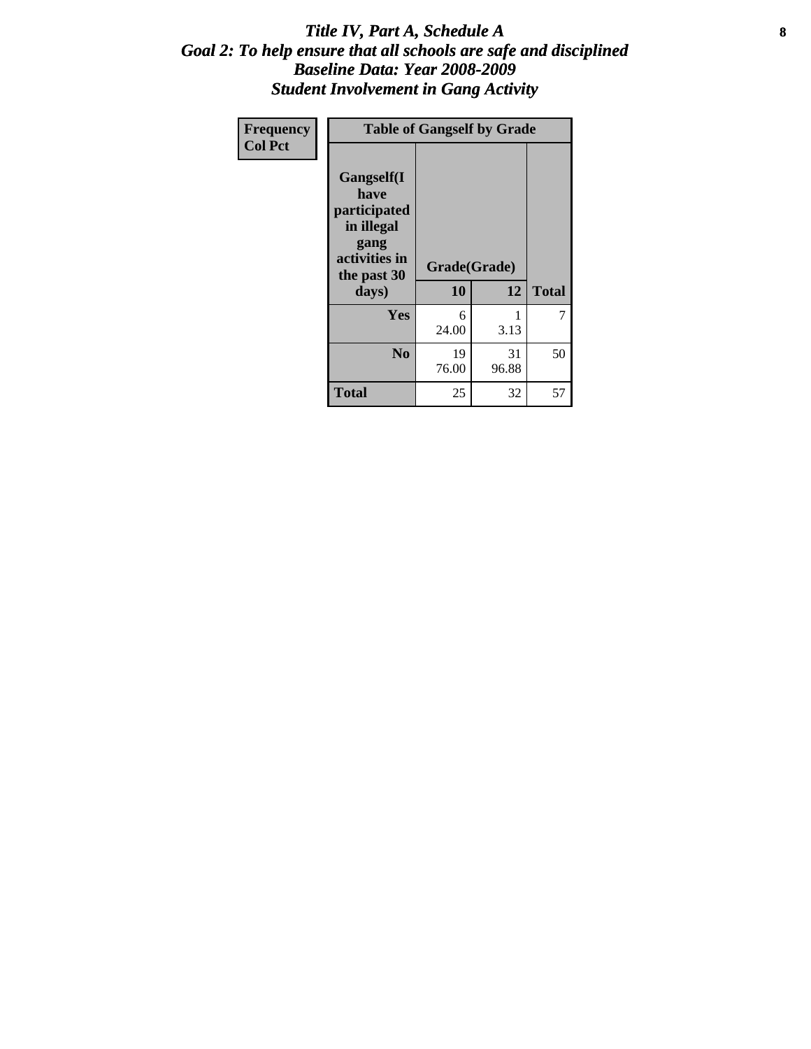# *Title IV, Part A, Schedule A*
## *Goal 2: To help ensure that all schools are safe and disciplined*
## *Baseline Data: Year 2008-2009*
## *Student Involvement in Gang Activity*

| Frequency<br>Col Pct | Table of Gangself by Grade | | |
|---|---|---|---|
| Gangself(I have participated in illegal gang activities in the past 30 days) | Grade(Grade) | | |
| | 10 | 12 | Total |
| Yes | 6<br>24.00 | 1<br>3.13 | 7 |
| No | 19<br>76.00 | 31<br>96.88 | 50 |
| Total | 25 | 32 | 57 |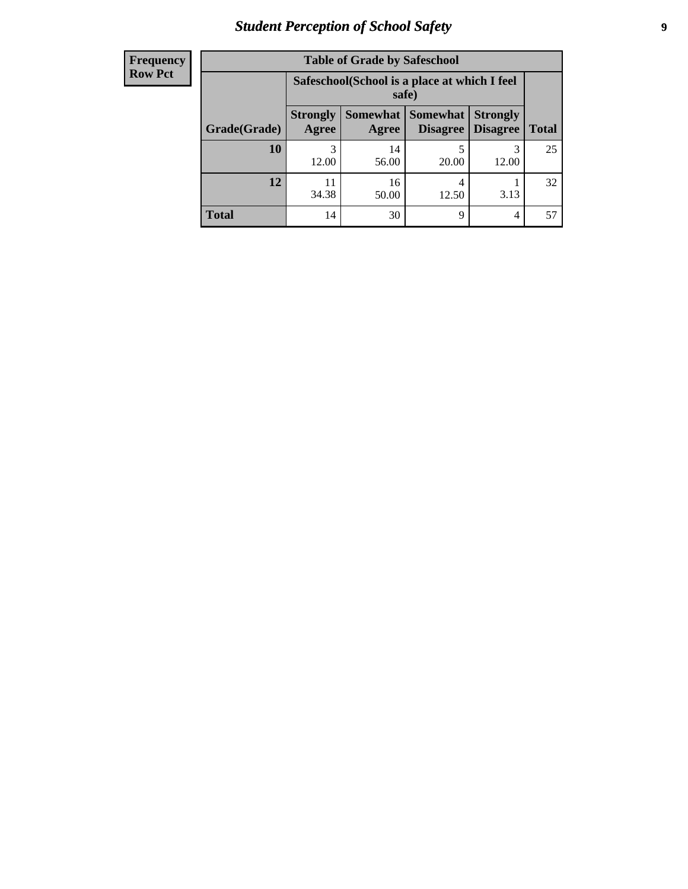## Student Perception of School Safety

| Frequency Row Pct | Table of Grade by Safeschool | | | | |
|---|---|---|---|---|---|
| | Safeschool(School is a place at which I feel safe) | | | | |
| Grade(Grade) | Strongly Agree | Somewhat Agree | Somewhat Disagree | Strongly Disagree | Total |
| **10** | 3<br>12.00 | 14<br>56.00 | 5<br>20.00 | 3<br>12.00 | 25 |
| **12** | 11<br>34.38 | 16<br>50.00 | 4<br>12.50 | 1<br>3.13 | 32 |
| **Total** | 14 | 30 | 9 | 4 | 57 |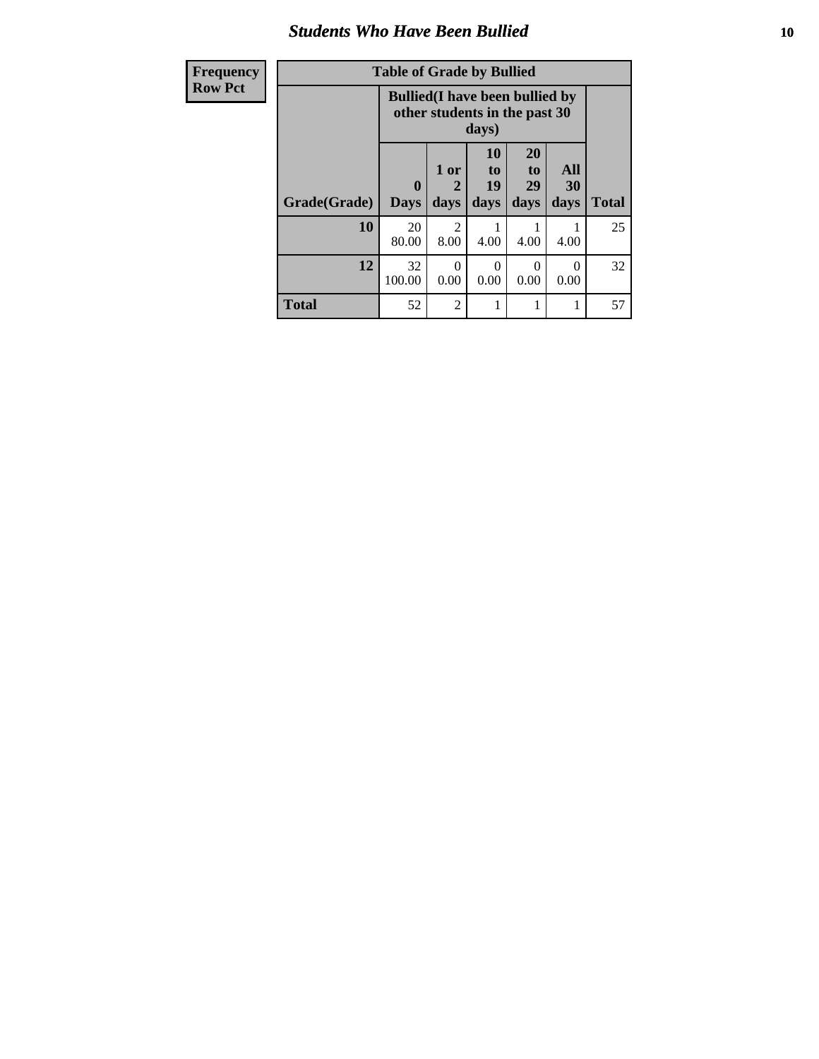## Students Who Have Been Bullied

| Frequency<br>Row Pct |
|---|

**Table of Grade by Bullied**

| Grade(Grade) | Bullied(I have been bullied by other students in the past 30 days) | | | | | Total |
|---|---|---|---|---|---|---|
| | 0 Days | 1 or 2 days | 10 to 19 days | 20 to 29 days | All 30 days | |
| **10** | 20<br>80.00 | 2<br>8.00 | 1<br>4.00 | 1<br>4.00 | 1<br>4.00 | 25 |
| **12** | 32<br>100.00 | 0<br>0.00 | 0<br>0.00 | 0<br>0.00 | 0<br>0.00 | 32 |
| **Total** | 52 | 2 | 1 | 1 | 1 | 57 |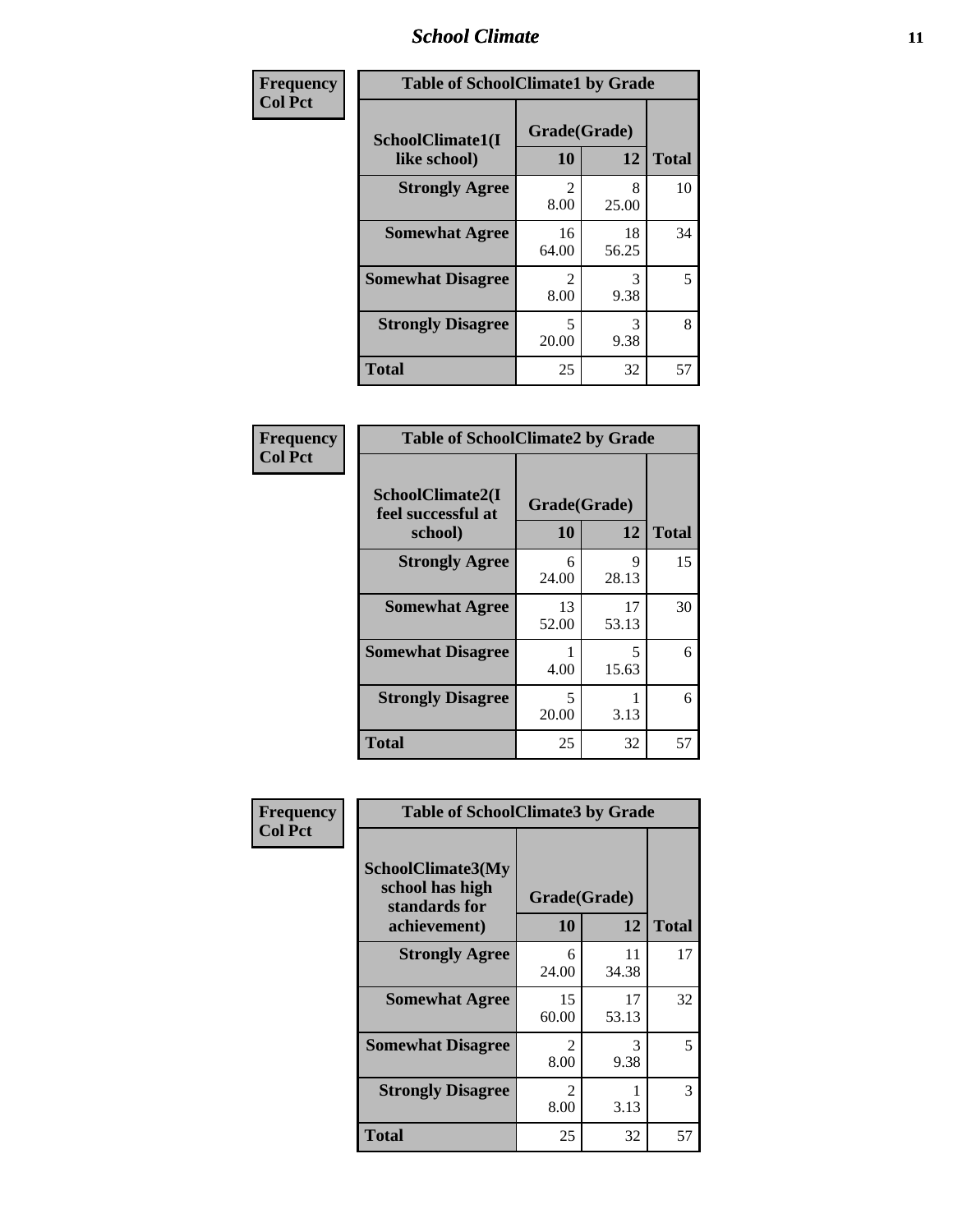| Frequency<br>Col Pct | Table of SchoolClimate1 by Grade | | |
|---|---|---|---|
| SchoolClimate1(I like school) | Grade(Grade) | | |
| | 10 | 12 | Total |
| Strongly Agree | 2<br>8.00 | 8<br>25.00 | 10 |
| Somewhat Agree | 16<br>64.00 | 18<br>56.25 | 34 |
| Somewhat Disagree | 2<br>8.00 | 3<br>9.38 | 5 |
| Strongly Disagree | 5<br>20.00 | 3<br>9.38 | 8 |
| Total | 25 | 32 | 57 |

| Frequency<br>Col Pct | Table of SchoolClimate2 by Grade | | |
|---|---|---|---|
| SchoolClimate2(I feel successful at school) | Grade(Grade) | | |
| | 10 | 12 | Total |
| Strongly Agree | 6<br>24.00 | 9<br>28.13 | 15 |
| Somewhat Agree | 13<br>52.00 | 17<br>53.13 | 30 |
| Somewhat Disagree | 1<br>4.00 | 5<br>15.63 | 6 |
| Strongly Disagree | 5<br>20.00 | 1<br>3.13 | 6 |
| Total | 25 | 32 | 57 |

| Frequency<br>Col Pct | Table of SchoolClimate3 by Grade | | |
|---|---|---|---|
| SchoolClimate3(My school has high standards for achievement) | Grade(Grade) | | |
| | 10 | 12 | Total |
| Strongly Agree | 6<br>24.00 | 11<br>34.38 | 17 |
| Somewhat Agree | 15<br>60.00 | 17<br>53.13 | 32 |
| Somewhat Disagree | 2<br>8.00 | 3<br>9.38 | 5 |
| Strongly Disagree | 2<br>8.00 | 1<br>3.13 | 3 |
| Total | 25 | 32 | 57 |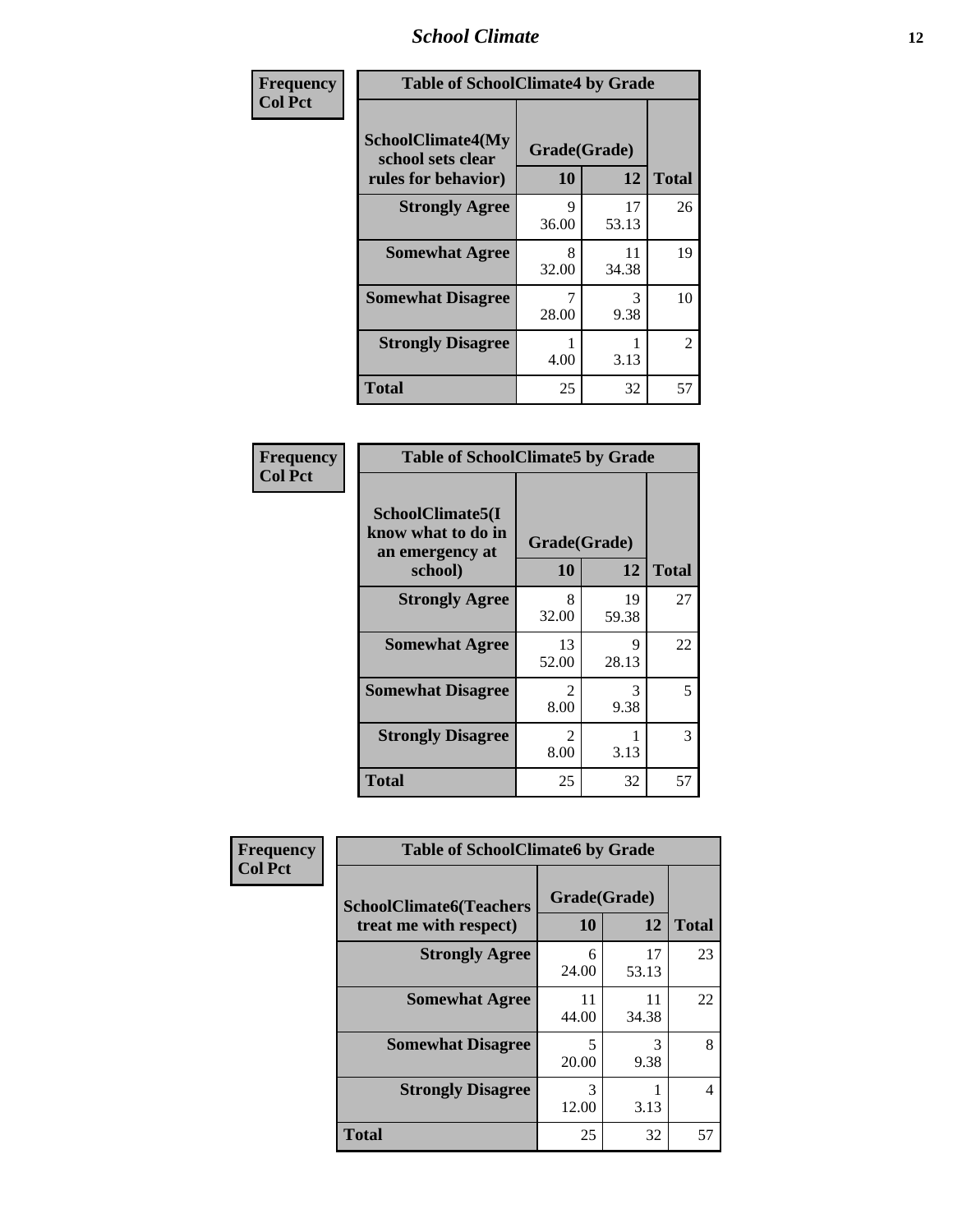| Frequency<br>Col Pct | Table of SchoolClimate4 by Grade | | |
|---|---|---|---|
| SchoolClimate4(My school sets clear rules for behavior) | Grade(Grade) | | |
| | 10 | 12 | Total |
| Strongly Agree | 9<br>36.00 | 17<br>53.13 | 26 |
| Somewhat Agree | 8<br>32.00 | 11<br>34.38 | 19 |
| Somewhat Disagree | 7<br>28.00 | 3<br>9.38 | 10 |
| Strongly Disagree | 1<br>4.00 | 1<br>3.13 | 2 |
| Total | 25 | 32 | 57 |

| Frequency<br>Col Pct | Table of SchoolClimate5 by Grade | | |
|---|---|---|---|
| SchoolClimate5(I know what to do in an emergency at school) | Grade(Grade) | | |
| | 10 | 12 | Total |
| Strongly Agree | 8<br>32.00 | 19<br>59.38 | 27 |
| Somewhat Agree | 13<br>52.00 | 9<br>28.13 | 22 |
| Somewhat Disagree | 2<br>8.00 | 3<br>9.38 | 5 |
| Strongly Disagree | 2<br>8.00 | 1<br>3.13 | 3 |
| Total | 25 | 32 | 57 |

| Frequency<br>Col Pct | Table of SchoolClimate6 by Grade | | |
|---|---|---|---|
| SchoolClimate6(Teachers treat me with respect) | Grade(Grade) | | |
| | 10 | 12 | Total |
| Strongly Agree | 6<br>24.00 | 17<br>53.13 | 23 |
| Somewhat Agree | 11<br>44.00 | 11<br>34.38 | 22 |
| Somewhat Disagree | 5<br>20.00 | 3<br>9.38 | 8 |
| Strongly Disagree | 3<br>12.00 | 1<br>3.13 | 4 |
| Total | 25 | 32 | 57 |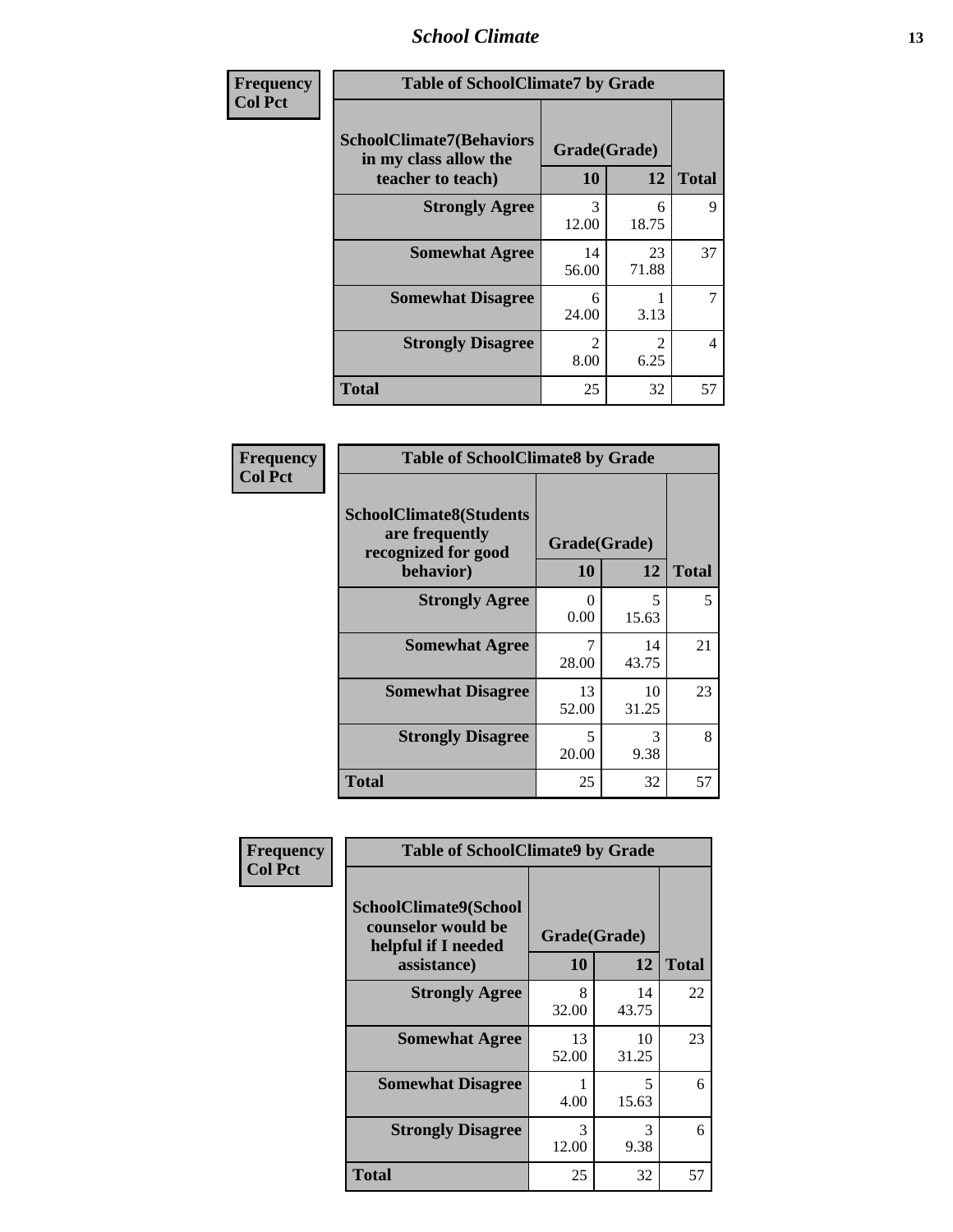| Frequency<br>Col Pct | | | |
|---|---|---|---|

**Table of SchoolClimate7 by Grade**

| SchoolClimate7(Behaviors in my class allow the teacher to teach) | Grade(Grade) | | Total |
|---|---|---|---|
| | 10 | 12 | |
| Strongly Agree | 3<br>12.00 | 6<br>18.75 | 9 |
| Somewhat Agree | 14<br>56.00 | 23<br>71.88 | 37 |
| Somewhat Disagree | 6<br>24.00 | 1<br>3.13 | 7 |
| Strongly Disagree | 2<br>8.00 | 2<br>6.25 | 4 |
| Total | 25 | 32 | 57 |

**Table of SchoolClimate8 by Grade**

| SchoolClimate8(Students are frequently recognized for good behavior) | Grade(Grade) | | Total |
|---|---|---|---|
| | 10 | 12 | |
| Strongly Agree | 0<br>0.00 | 5<br>15.63 | 5 |
| Somewhat Agree | 7<br>28.00 | 14<br>43.75 | 21 |
| Somewhat Disagree | 13<br>52.00 | 10<br>31.25 | 23 |
| Strongly Disagree | 5<br>20.00 | 3<br>9.38 | 8 |
| Total | 25 | 32 | 57 |

**Table of SchoolClimate9 by Grade**

| SchoolClimate9(School counselor would be helpful if I needed assistance) | Grade(Grade) | | Total |
|---|---|---|---|
| | 10 | 12 | |
| Strongly Agree | 8<br>32.00 | 14<br>43.75 | 22 |
| Somewhat Agree | 13<br>52.00 | 10<br>31.25 | 23 |
| Somewhat Disagree | 1<br>4.00 | 5<br>15.63 | 6 |
| Strongly Disagree | 3<br>12.00 | 3<br>9.38 | 6 |
| Total | 25 | 32 | 57 |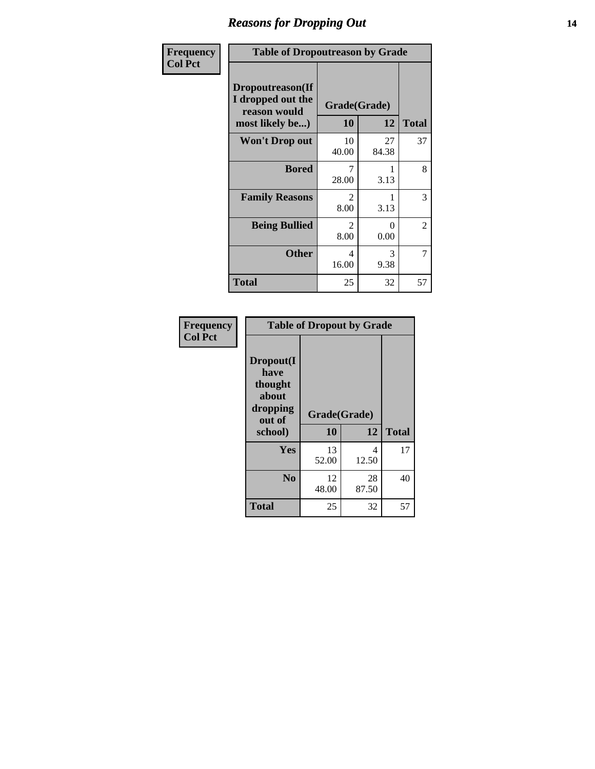## Reasons for Dropping Out

**Frequency**
**Col Pct**

**Table of Dropoutreason by Grade**

| Dropoutreason(If I dropped out the reason would most likely be...) | Grade(Grade) | | |
|---|---|---|---|
| | 10 | 12 | Total |
| Won't Drop out | 10<br>40.00 | 27<br>84.38 | 37 |
| Bored | 7<br>28.00 | 1<br>3.13 | 8 |
| Family Reasons | 2<br>8.00 | 1<br>3.13 | 3 |
| Being Bullied | 2<br>8.00 | 0<br>0.00 | 2 |
| Other | 4<br>16.00 | 3<br>9.38 | 7 |
| Total | 25 | 32 | 57 |

**Frequency**
**Col Pct**

**Table of Dropout by Grade**

| Dropout(I have thought about dropping out of school) | Grade(Grade) | | |
|---|---|---|---|
| | 10 | 12 | Total |
| Yes | 13<br>52.00 | 4<br>12.50 | 17 |
| No | 12<br>48.00 | 28<br>87.50 | 40 |
| Total | 25 | 32 | 57 |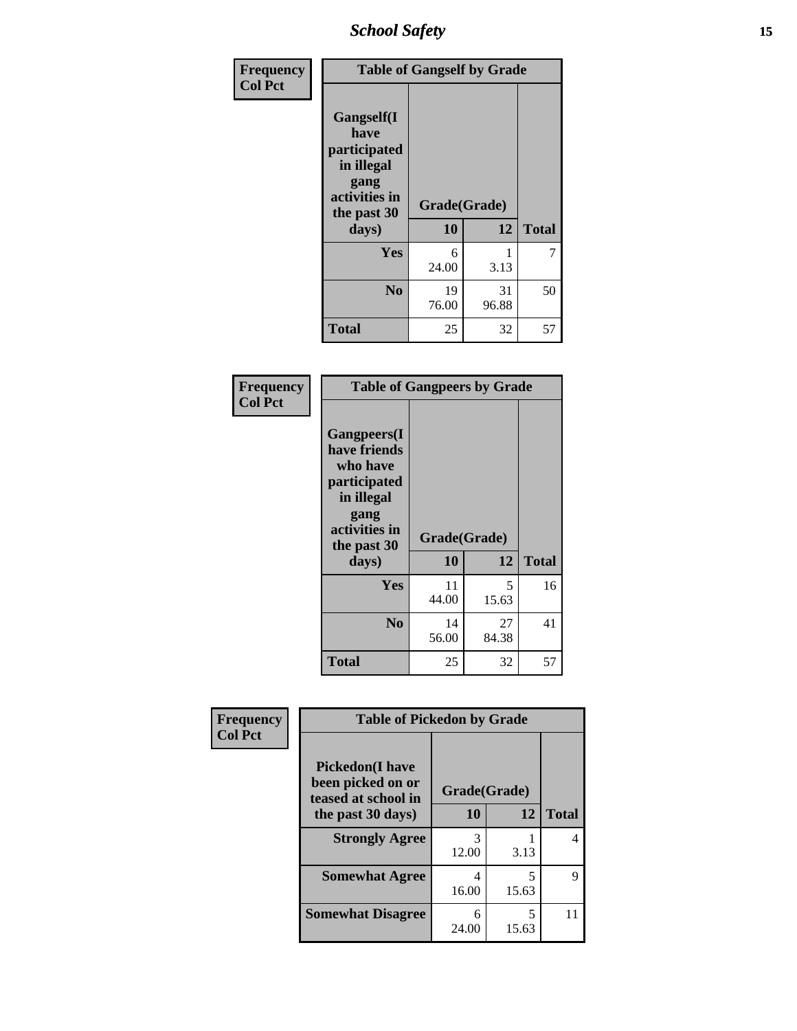| Frequency<br>Col Pct | Table of Gangself by Grade | | |
|---|---|---|---|
| Gangself(I have participated in illegal gang activities in the past 30 days) | Grade(Grade) | | |
| | 10 | 12 | Total |
| Yes | 6<br>24.00 | 1<br>3.13 | 7 |
| No | 19<br>76.00 | 31<br>96.88 | 50 |
| Total | 25 | 32 | 57 |

| Frequency<br>Col Pct | Table of Gangpeers by Grade | | |
|---|---|---|---|
| Gangpeers(I have friends who have participated in illegal gang activities in the past 30 days) | Grade(Grade) | | |
| | 10 | 12 | Total |
| Yes | 11<br>44.00 | 5<br>15.63 | 16 |
| No | 14<br>56.00 | 27<br>84.38 | 41 |
| Total | 25 | 32 | 57 |

| Frequency<br>Col Pct | Table of Pickedon by Grade | | |
|---|---|---|---|
| Pickedon(I have been picked on or teased at school in the past 30 days) | Grade(Grade) | | |
| | 10 | 12 | Total |
| Strongly Agree | 3<br>12.00 | 1<br>3.13 | 4 |
| Somewhat Agree | 4<br>16.00 | 5<br>15.63 | 9 |
| Somewhat Disagree | 6<br>24.00 | 5<br>15.63 | 11 |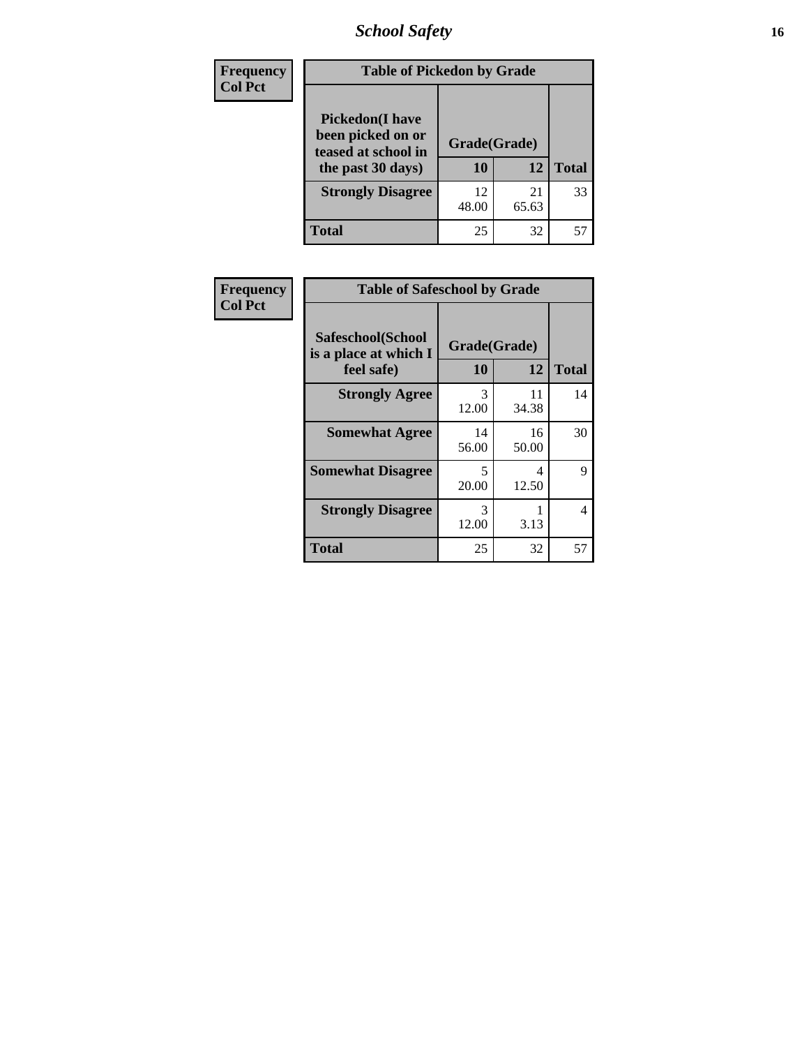| Frequency<br>Col Pct | Table of Pickedon by Grade | | |
|---|---|---|---|
| **Pickedon(I have been picked on or teased at school in the past 30 days)** | **Grade(Grade)** | | |
| | **10** | **12** | **Total** |
| **Strongly Disagree** | 12<br>48.00 | 21<br>65.63 | 33 |
| **Total** | 25 | 32 | 57 |

| Frequency<br>Col Pct | Table of Safeschool by Grade | | |
|---|---|---|---|
| **Safeschool(School is a place at which I feel safe)** | **Grade(Grade)** | | |
| | **10** | **12** | **Total** |
| **Strongly Agree** | 3<br>12.00 | 11<br>34.38 | 14 |
| **Somewhat Agree** | 14<br>56.00 | 16<br>50.00 | 30 |
| **Somewhat Disagree** | 5<br>20.00 | 4<br>12.50 | 9 |
| **Strongly Disagree** | 3<br>12.00 | 1<br>3.13 | 4 |
| **Total** | 25 | 32 | 57 |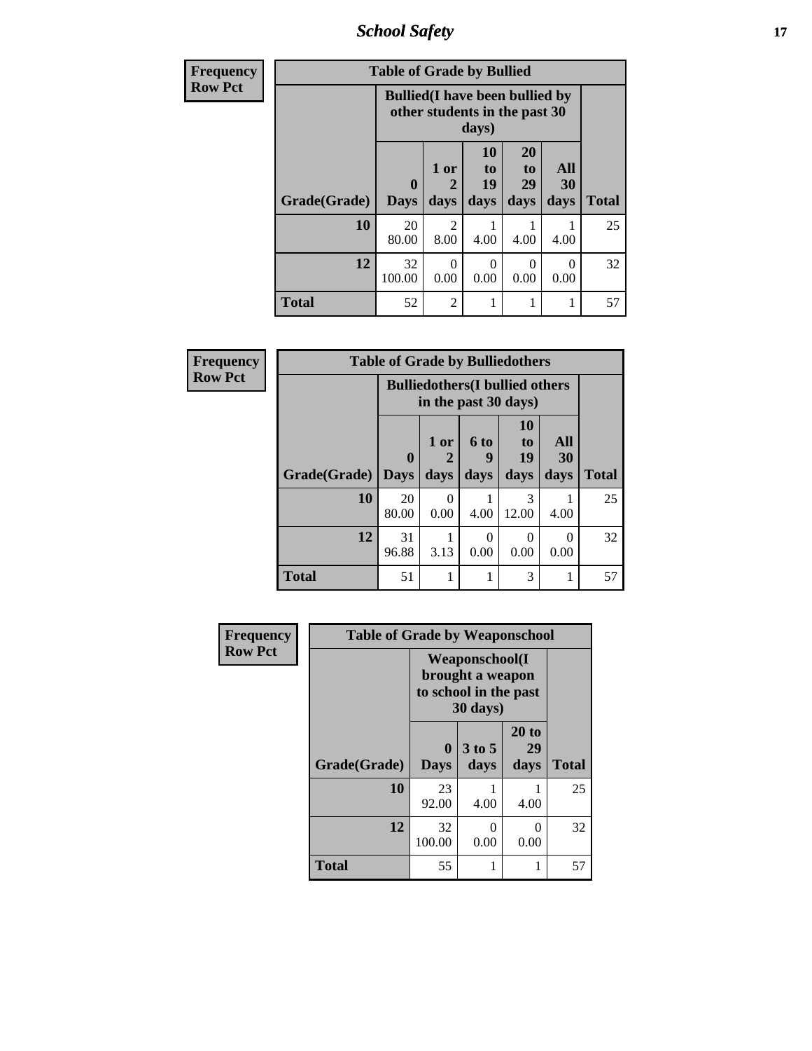**Frequency**
**Row Pct**

| Table of Grade by Bullied | | | | | | |
|---|---|---|---|---|---|---|
| | Bullied(I have been bullied by other students in the past 30 days) | | | | | |
| Grade(Grade) | 0 Days | 1 or 2 days | 10 to 19 days | 20 to 29 days | All 30 days | Total |
| 10 | 20<br>80.00 | 2<br>8.00 | 1<br>4.00 | 1<br>4.00 | 1<br>4.00 | 25 |
| 12 | 32<br>100.00 | 0<br>0.00 | 0<br>0.00 | 0<br>0.00 | 0<br>0.00 | 32 |
| Total | 52 | 2 | 1 | 1 | 1 | 57 |

**Frequency**
**Row Pct**

| Table of Grade by Bulliedothers | | | | | | |
|---|---|---|---|---|---|---|
| | Bulliedothers(I bullied others in the past 30 days) | | | | | |
| Grade(Grade) | 0 Days | 1 or 2 days | 6 to 9 days | 10 to 19 days | All 30 days | Total |
| 10 | 20<br>80.00 | 0<br>0.00 | 1<br>4.00 | 3<br>12.00 | 1<br>4.00 | 25 |
| 12 | 31<br>96.88 | 1<br>3.13 | 0<br>0.00 | 0<br>0.00 | 0<br>0.00 | 32 |
| Total | 51 | 1 | 1 | 3 | 1 | 57 |

**Frequency**
**Row Pct**

| Table of Grade by Weaponschool | | | | |
|---|---|---|---|---|
| | Weaponschool(I brought a weapon to school in the past 30 days) | | | |
| Grade(Grade) | 0 Days | 3 to 5 days | 20 to 29 days | Total |
| 10 | 23<br>92.00 | 1<br>4.00 | 1<br>4.00 | 25 |
| 12 | 32<br>100.00 | 0<br>0.00 | 0<br>0.00 | 32 |
| Total | 55 | 1 | 1 | 57 |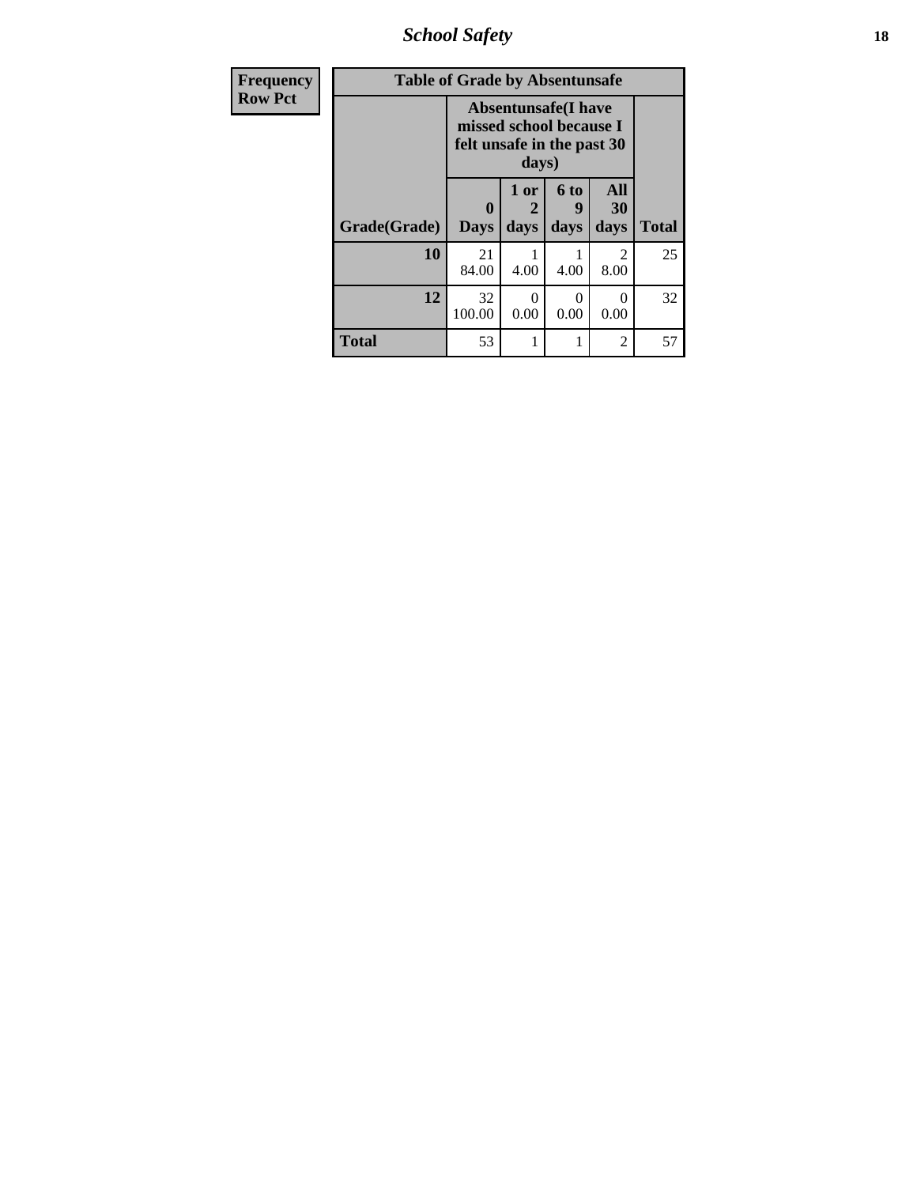| Frequency<br>Row Pct | Table of Grade by Absentunsafe | | | | |
|---|---|---|---|---|---|
| | Absentunsafe(I have missed school because I felt unsafe in the past 30 days) | | | | |
| Grade(Grade) | 0 Days | 1 or 2 days | 6 to 9 days | All 30 days | Total |
| 10 | 21<br>84.00 | 1<br>4.00 | 1<br>4.00 | 2<br>8.00 | 25 |
| 12 | 32<br>100.00 | 0<br>0.00 | 0<br>0.00 | 0<br>0.00 | 32 |
| Total | 53 | 1 | 1 | 2 | 57 |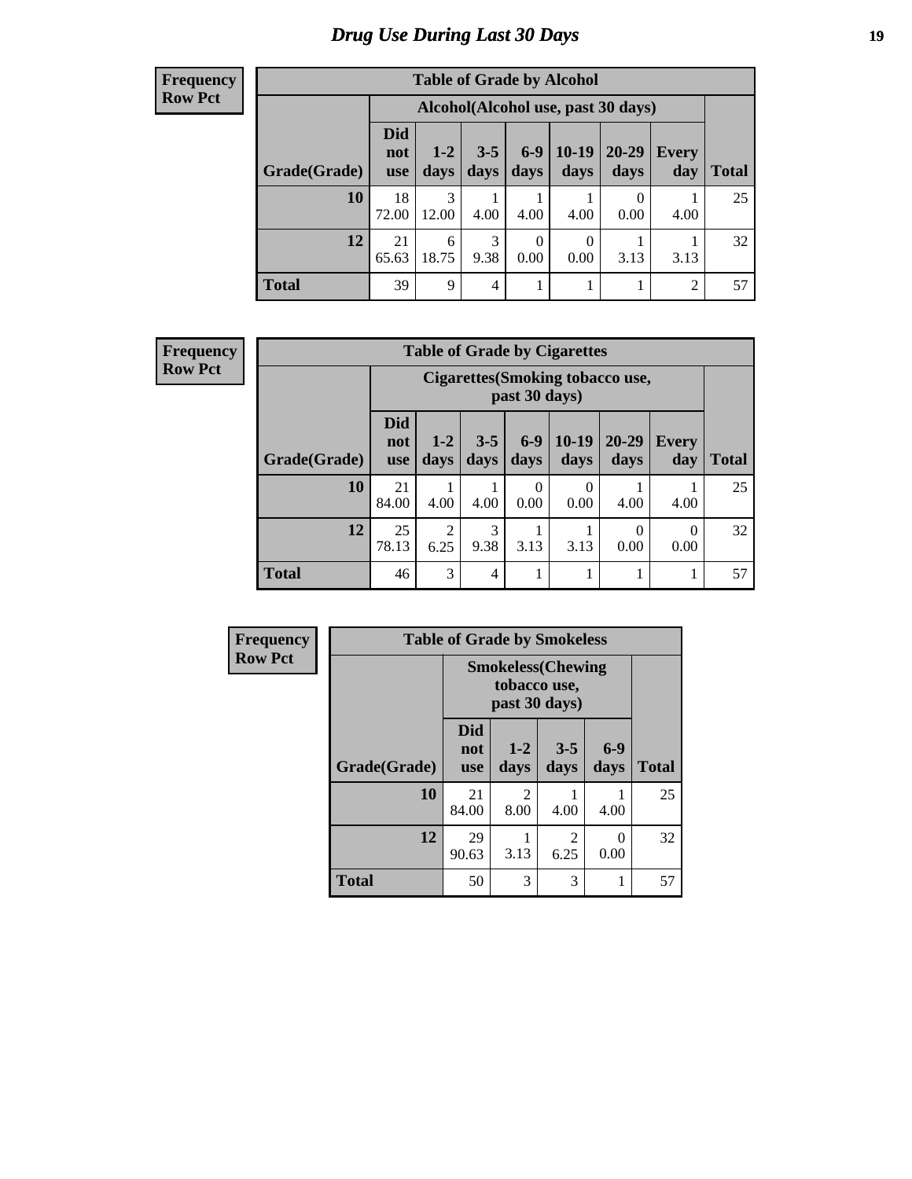# Drug Use During Last 30 Days

**Frequency**
**Row Pct**

| Table of Grade by Alcohol | | | | | | | | |
|---|---|---|---|---|---|---|---|---|
| | Alcohol(Alcohol use, past 30 days) | | | | | | | |
| Grade(Grade) | Did not use | 1-2 days | 3-5 days | 6-9 days | 10-19 days | 20-29 days | Every day | Total |
| **10** | 18<br>72.00 | 3<br>12.00 | 1<br>4.00 | 1<br>4.00 | 1<br>4.00 | 0<br>0.00 | 1<br>4.00 | 25 |
| **12** | 21<br>65.63 | 6<br>18.75 | 3<br>9.38 | 0<br>0.00 | 0<br>0.00 | 1<br>3.13 | 1<br>3.13 | 32 |
| **Total** | 39 | 9 | 4 | 1 | 1 | 1 | 2 | 57 |

**Frequency**
**Row Pct**

| Table of Grade by Cigarettes | | | | | | | | |
|---|---|---|---|---|---|---|---|---|
| | Cigarettes(Smoking tobacco use, past 30 days) | | | | | | | |
| Grade(Grade) | Did not use | 1-2 days | 3-5 days | 6-9 days | 10-19 days | 20-29 days | Every day | Total |
| **10** | 21<br>84.00 | 1<br>4.00 | 1<br>4.00 | 0<br>0.00 | 0<br>0.00 | 1<br>4.00 | 1<br>4.00 | 25 |
| **12** | 25<br>78.13 | 2<br>6.25 | 3<br>9.38 | 1<br>3.13 | 1<br>3.13 | 0<br>0.00 | 0<br>0.00 | 32 |
| **Total** | 46 | 3 | 4 | 1 | 1 | 1 | 1 | 57 |

**Frequency**
**Row Pct**

| Table of Grade by Smokeless | | | | | |
|---|---|---|---|---|---|
| | Smokeless(Chewing tobacco use, past 30 days) | | | | |
| Grade(Grade) | Did not use | 1-2 days | 3-5 days | 6-9 days | Total |
| **10** | 21<br>84.00 | 2<br>8.00 | 1<br>4.00 | 1<br>4.00 | 25 |
| **12** | 29<br>90.63 | 1<br>3.13 | 2<br>6.25 | 0<br>0.00 | 32 |
| **Total** | 50 | 3 | 3 | 1 | 57 |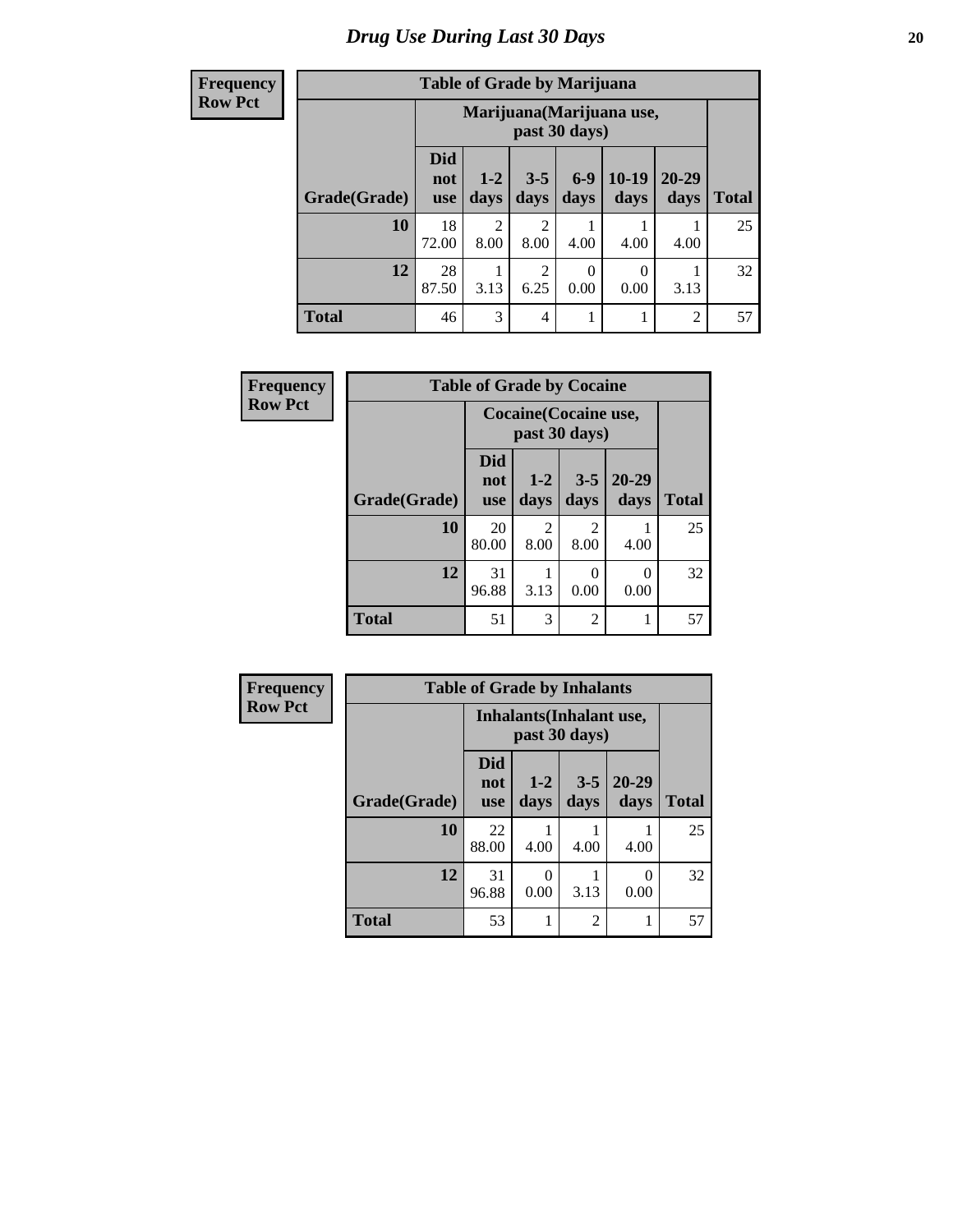# Drug Use During Last 30 Days

**Frequency**
**Row Pct**

| Table of Grade by Marijuana | | | | | | | |
|---|---|---|---|---|---|---|---|
| | Marijuana(Marijuana use, past 30 days) | | | | | | |
| Grade(Grade) | Did not use | 1-2 days | 3-5 days | 6-9 days | 10-19 days | 20-29 days | Total |
| **10** | 18<br>72.00 | 2<br>8.00 | 2<br>8.00 | 1<br>4.00 | 1<br>4.00 | 1<br>4.00 | 25 |
| **12** | 28<br>87.50 | 1<br>3.13 | 2<br>6.25 | 0<br>0.00 | 0<br>0.00 | 1<br>3.13 | 32 |
| **Total** | 46 | 3 | 4 | 1 | 1 | 2 | 57 |

**Frequency**
**Row Pct**

| Table of Grade by Cocaine | | | | | |
|---|---|---|---|---|---|
| | Cocaine(Cocaine use, past 30 days) | | | | |
| Grade(Grade) | Did not use | 1-2 days | 3-5 days | 20-29 days | Total |
| **10** | 20<br>80.00 | 2<br>8.00 | 2<br>8.00 | 1<br>4.00 | 25 |
| **12** | 31<br>96.88 | 1<br>3.13 | 0<br>0.00 | 0<br>0.00 | 32 |
| **Total** | 51 | 3 | 2 | 1 | 57 |

**Frequency**
**Row Pct**

| Table of Grade by Inhalants | | | | | |
|---|---|---|---|---|---|
| | Inhalants(Inhalant use, past 30 days) | | | | |
| Grade(Grade) | Did not use | 1-2 days | 3-5 days | 20-29 days | Total |
| **10** | 22<br>88.00 | 1<br>4.00 | 1<br>4.00 | 1<br>4.00 | 25 |
| **12** | 31<br>96.88 | 0<br>0.00 | 1<br>3.13 | 0<br>0.00 | 32 |
| **Total** | 53 | 1 | 2 | 1 | 57 |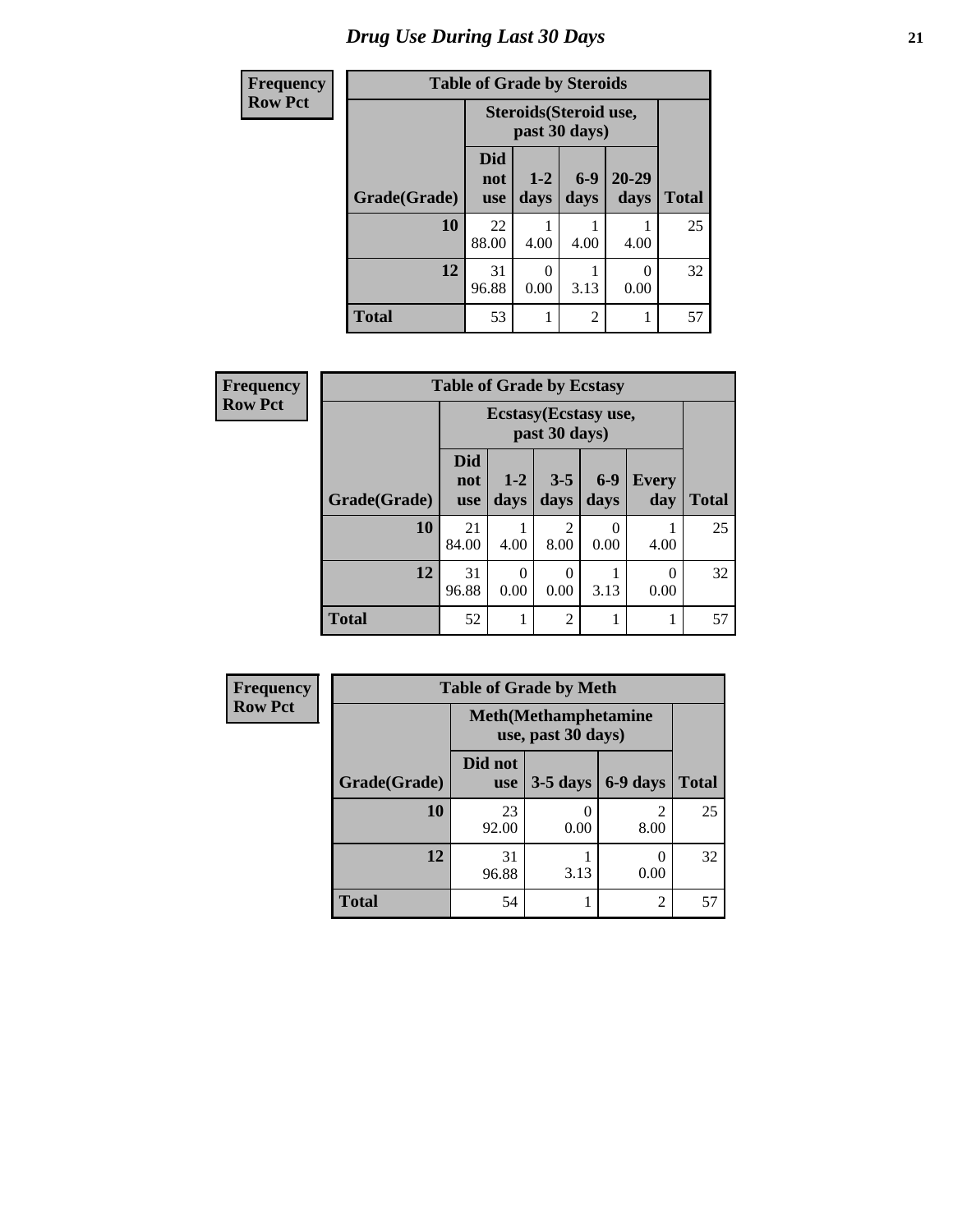# Drug Use During Last 30 Days

**Frequency**
**Row Pct**

| Table of Grade by Steroids | | | | | |
|---|---|---|---|---|---|
| | Steroids(Steroid use, past 30 days) | | | | |
| Grade(Grade) | Did not use | 1-2 days | 6-9 days | 20-29 days | Total |
| **10** | 22<br>88.00 | 1<br>4.00 | 1<br>4.00 | 1<br>4.00 | 25 |
| **12** | 31<br>96.88 | 0<br>0.00 | 1<br>3.13 | 0<br>0.00 | 32 |
| **Total** | 53 | 1 | 2 | 1 | 57 |

**Frequency**
**Row Pct**

| Table of Grade by Ecstasy | | | | | | |
|---|---|---|---|---|---|---|
| | Ecstasy(Ecstasy use, past 30 days) | | | | | |
| Grade(Grade) | Did not use | 1-2 days | 3-5 days | 6-9 days | Every day | Total |
| **10** | 21<br>84.00 | 1<br>4.00 | 2<br>8.00 | 0<br>0.00 | 1<br>4.00 | 25 |
| **12** | 31<br>96.88 | 0<br>0.00 | 0<br>0.00 | 1<br>3.13 | 0<br>0.00 | 32 |
| **Total** | 52 | 1 | 2 | 1 | 1 | 57 |

**Frequency**
**Row Pct**

| Table of Grade by Meth | | | | |
|---|---|---|---|---|
| | Meth(Methamphetamine use, past 30 days) | | | |
| Grade(Grade) | Did not use | 3-5 days | 6-9 days | Total |
| **10** | 23<br>92.00 | 0<br>0.00 | 2<br>8.00 | 25 |
| **12** | 31<br>96.88 | 1<br>3.13 | 0<br>0.00 | 32 |
| **Total** | 54 | 1 | 2 | 57 |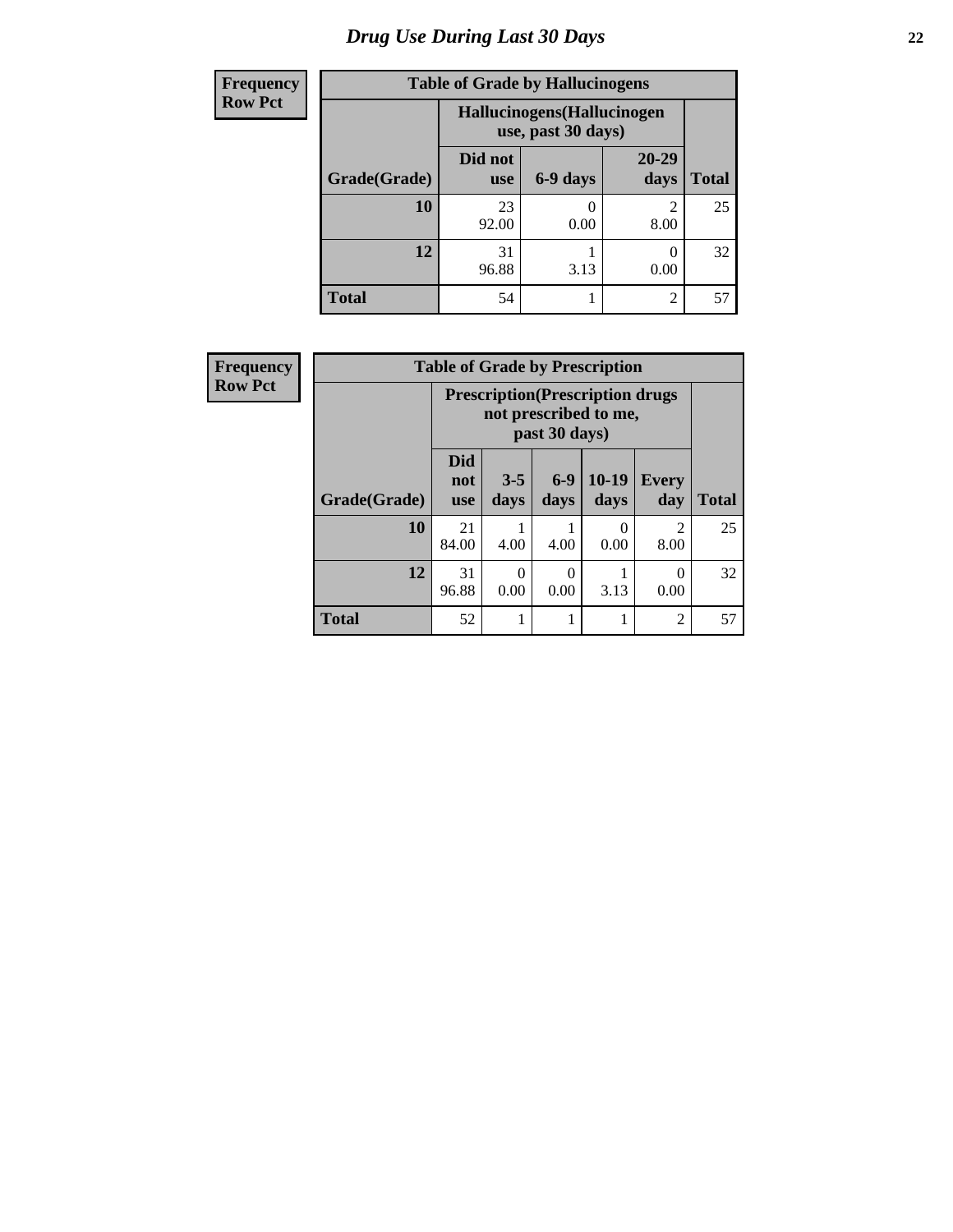# Drug Use During Last 30 Days

| Frequency Row Pct |
|---|

**Table of Grade by Hallucinogens**

| Grade(Grade) | Hallucinogens(Hallucinogen use, past 30 days) | | | Total |
|---|---|---|---|---|
| | Did not use | 6-9 days | 20-29 days | |
| 10 | 23<br>92.00 | 0<br>0.00 | 2<br>8.00 | 25 |
| 12 | 31<br>96.88 | 1<br>3.13 | 0<br>0.00 | 32 |
| Total | 54 | 1 | 2 | 57 |

| Frequency Row Pct |
|---|

**Table of Grade by Prescription**

| Grade(Grade) | Prescription(Prescription drugs not prescribed to me, past 30 days) | | | | | Total |
|---|---|---|---|---|---|---|
| | Did not use | 3-5 days | 6-9 days | 10-19 days | Every day | |
| 10 | 21<br>84.00 | 1<br>4.00 | 1<br>4.00 | 0<br>0.00 | 2<br>8.00 | 25 |
| 12 | 31<br>96.88 | 0<br>0.00 | 0<br>0.00 | 1<br>3.13 | 0<br>0.00 | 32 |
| Total | 52 | 1 | 1 | 1 | 2 | 57 |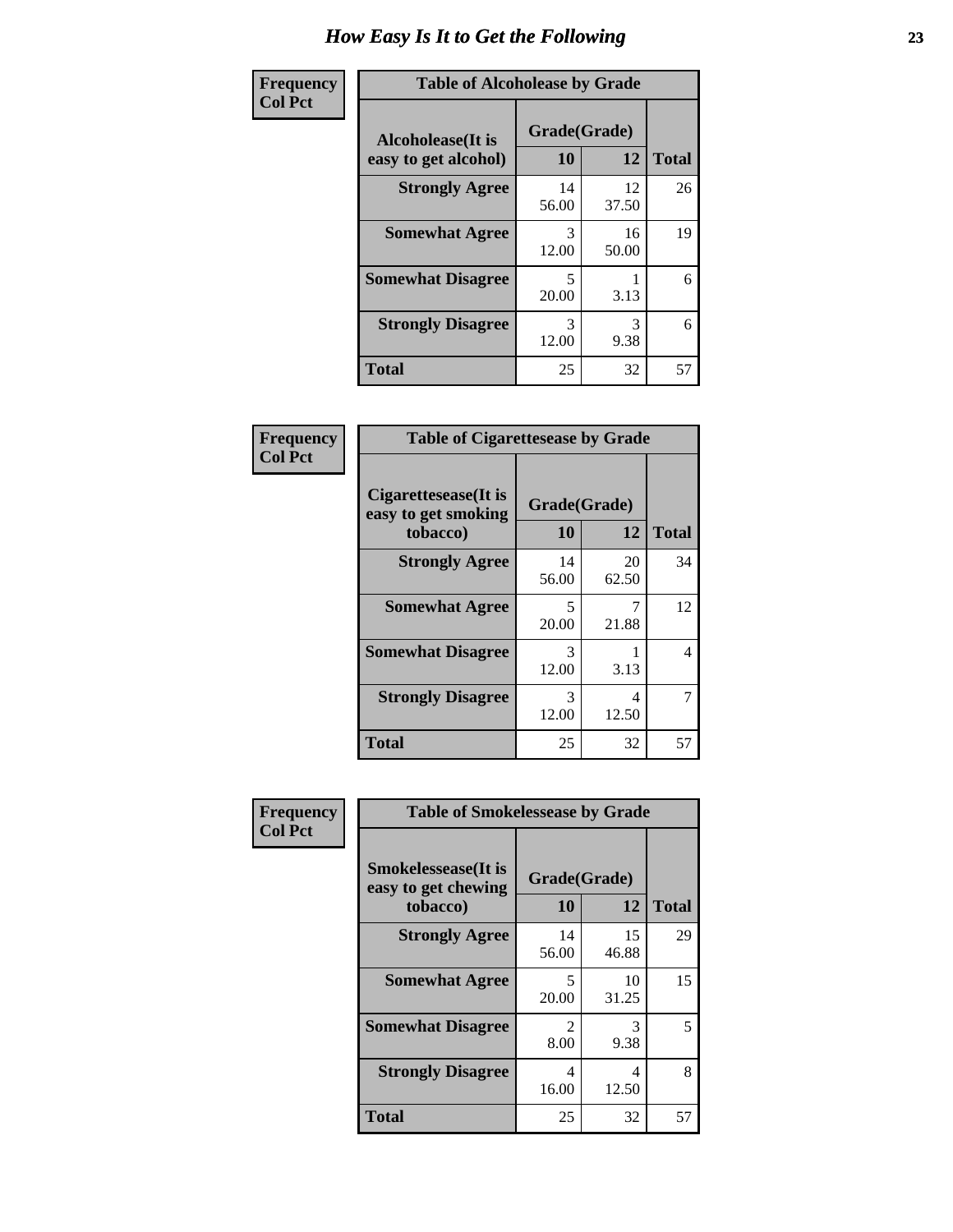# How Easy Is It to Get the Following

**Frequency**
**Col Pct**

**Table of Alcoholease by Grade**

| Alcoholease(It is easy to get alcohol) | Grade(Grade) | | Total |
|---|---|---|---|
| | 10 | 12 | |
| **Strongly Agree** | 14<br>56.00 | 12<br>37.50 | 26 |
| **Somewhat Agree** | 3<br>12.00 | 16<br>50.00 | 19 |
| **Somewhat Disagree** | 5<br>20.00 | 1<br>3.13 | 6 |
| **Strongly Disagree** | 3<br>12.00 | 3<br>9.38 | 6 |
| **Total** | 25 | 32 | 57 |

**Frequency**
**Col Pct**

**Table of Cigarettesease by Grade**

| Cigarettesease(It is easy to get smoking tobacco) | Grade(Grade) | | Total |
|---|---|---|---|
| | 10 | 12 | |
| **Strongly Agree** | 14<br>56.00 | 20<br>62.50 | 34 |
| **Somewhat Agree** | 5<br>20.00 | 7<br>21.88 | 12 |
| **Somewhat Disagree** | 3<br>12.00 | 1<br>3.13 | 4 |
| **Strongly Disagree** | 3<br>12.00 | 4<br>12.50 | 7 |
| **Total** | 25 | 32 | 57 |

**Frequency**
**Col Pct**

**Table of Smokelessease by Grade**

| Smokelessease(It is easy to get chewing tobacco) | Grade(Grade) | | Total |
|---|---|---|---|
| | 10 | 12 | |
| **Strongly Agree** | 14<br>56.00 | 15<br>46.88 | 29 |
| **Somewhat Agree** | 5<br>20.00 | 10<br>31.25 | 15 |
| **Somewhat Disagree** | 2<br>8.00 | 3<br>9.38 | 5 |
| **Strongly Disagree** | 4<br>16.00 | 4<br>12.50 | 8 |
| **Total** | 25 | 32 | 57 |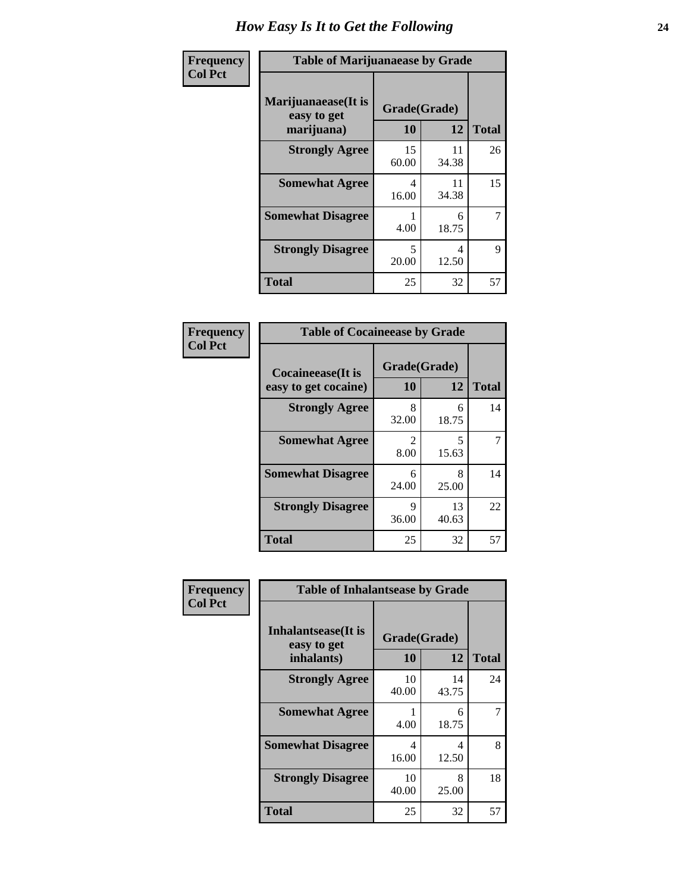# How Easy Is It to Get the Following

**Frequency**
**Col Pct**

| Table of Marijuanaease by Grade | | | |
|---|---|---|---|
| Marijuanaease(It is easy to get marijuana) | Grade(Grade) | | Total |
| | 10 | 12 | |
| Strongly Agree | 15<br>60.00 | 11<br>34.38 | 26 |
| Somewhat Agree | 4<br>16.00 | 11<br>34.38 | 15 |
| Somewhat Disagree | 1<br>4.00 | 6<br>18.75 | 7 |
| Strongly Disagree | 5<br>20.00 | 4<br>12.50 | 9 |
| Total | 25 | 32 | 57 |

**Frequency**
**Col Pct**

| Table of Cocaineease by Grade | | | |
|---|---|---|---|
| Cocaineease(It is easy to get cocaine) | Grade(Grade) | | Total |
| | 10 | 12 | |
| Strongly Agree | 8<br>32.00 | 6<br>18.75 | 14 |
| Somewhat Agree | 2<br>8.00 | 5<br>15.63 | 7 |
| Somewhat Disagree | 6<br>24.00 | 8<br>25.00 | 14 |
| Strongly Disagree | 9<br>36.00 | 13<br>40.63 | 22 |
| Total | 25 | 32 | 57 |

**Frequency**
**Col Pct**

| Table of Inhalantsease by Grade | | | |
|---|---|---|---|
| Inhalantsease(It is easy to get inhalants) | Grade(Grade) | | Total |
| | 10 | 12 | |
| Strongly Agree | 10<br>40.00 | 14<br>43.75 | 24 |
| Somewhat Agree | 1<br>4.00 | 6<br>18.75 | 7 |
| Somewhat Disagree | 4<br>16.00 | 4<br>12.50 | 8 |
| Strongly Disagree | 10<br>40.00 | 8<br>25.00 | 18 |
| Total | 25 | 32 | 57 |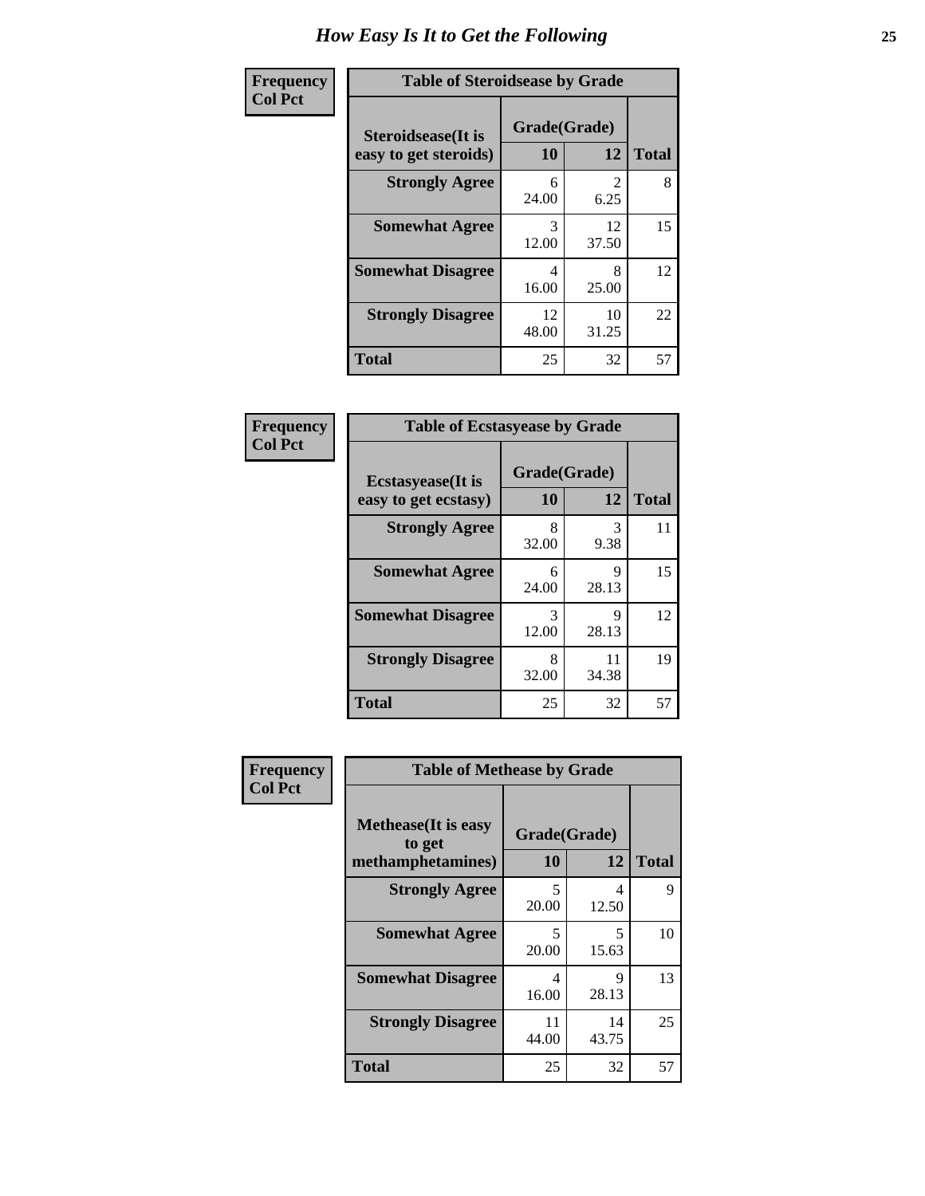# How Easy Is It to Get the Following

**Frequency**
**Col Pct**

**Table of Steroidsease by Grade**

| Steroidsease(It is easy to get steroids) | Grade(Grade) 10 | 12 | Total |
|---|---|---|---|
| **Strongly Agree** | 6<br>24.00 | 2<br>6.25 | 8 |
| **Somewhat Agree** | 3<br>12.00 | 12<br>37.50 | 15 |
| **Somewhat Disagree** | 4<br>16.00 | 8<br>25.00 | 12 |
| **Strongly Disagree** | 12<br>48.00 | 10<br>31.25 | 22 |
| **Total** | 25 | 32 | 57 |

**Frequency**
**Col Pct**

**Table of Ecstasyease by Grade**

| Ecstasyease(It is easy to get ecstasy) | Grade(Grade) 10 | 12 | Total |
|---|---|---|---|
| **Strongly Agree** | 8<br>32.00 | 3<br>9.38 | 11 |
| **Somewhat Agree** | 6<br>24.00 | 9<br>28.13 | 15 |
| **Somewhat Disagree** | 3<br>12.00 | 9<br>28.13 | 12 |
| **Strongly Disagree** | 8<br>32.00 | 11<br>34.38 | 19 |
| **Total** | 25 | 32 | 57 |

**Frequency**
**Col Pct**

**Table of Methease by Grade**

| Methease(It is easy to get methamphetamines) | Grade(Grade) 10 | 12 | Total |
|---|---|---|---|
| **Strongly Agree** | 5<br>20.00 | 4<br>12.50 | 9 |
| **Somewhat Agree** | 5<br>20.00 | 5<br>15.63 | 10 |
| **Somewhat Disagree** | 4<br>16.00 | 9<br>28.13 | 13 |
| **Strongly Disagree** | 11<br>44.00 | 14<br>43.75 | 25 |
| **Total** | 25 | 32 | 57 |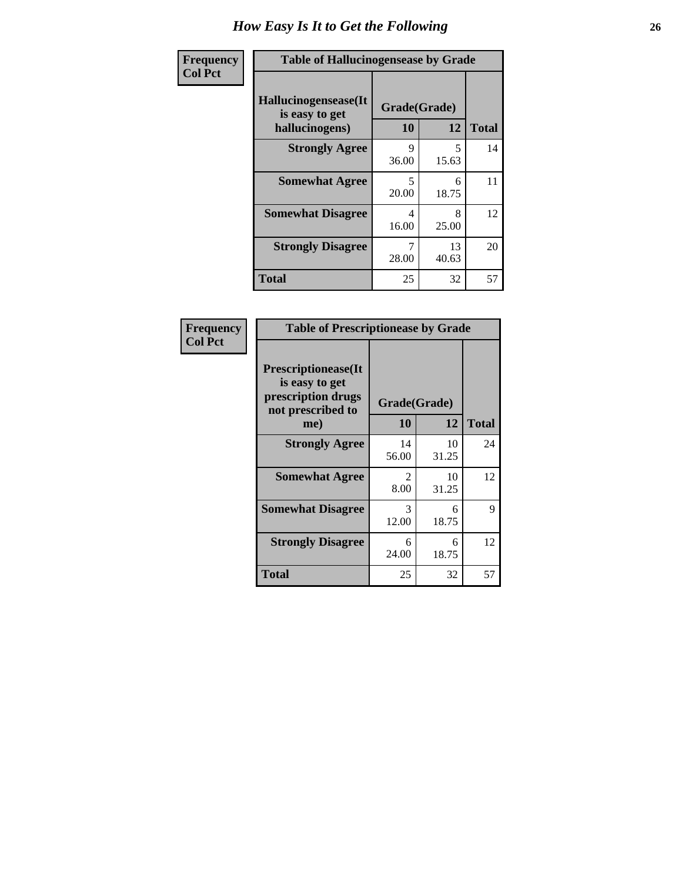# How Easy Is It to Get the Following

**Frequency**
**Col Pct**

**Table of Hallucinogensease by Grade**

| Hallucinogensease(It is easy to get hallucinogens) | Grade(Grade) | | |
|---|---|---|---|
| | 10 | 12 | Total |
| **Strongly Agree** | 9<br>36.00 | 5<br>15.63 | 14 |
| **Somewhat Agree** | 5<br>20.00 | 6<br>18.75 | 11 |
| **Somewhat Disagree** | 4<br>16.00 | 8<br>25.00 | 12 |
| **Strongly Disagree** | 7<br>28.00 | 13<br>40.63 | 20 |
| **Total** | 25 | 32 | 57 |

**Frequency**
**Col Pct**

**Table of Prescriptionease by Grade**

| Prescriptionease(It is easy to get prescription drugs not prescribed to me) | Grade(Grade) | | |
|---|---|---|---|
| | 10 | 12 | Total |
| **Strongly Agree** | 14<br>56.00 | 10<br>31.25 | 24 |
| **Somewhat Agree** | 2<br>8.00 | 10<br>31.25 | 12 |
| **Somewhat Disagree** | 3<br>12.00 | 6<br>18.75 | 9 |
| **Strongly Disagree** | 6<br>24.00 | 6<br>18.75 | 12 |
| **Total** | 25 | 32 | 57 |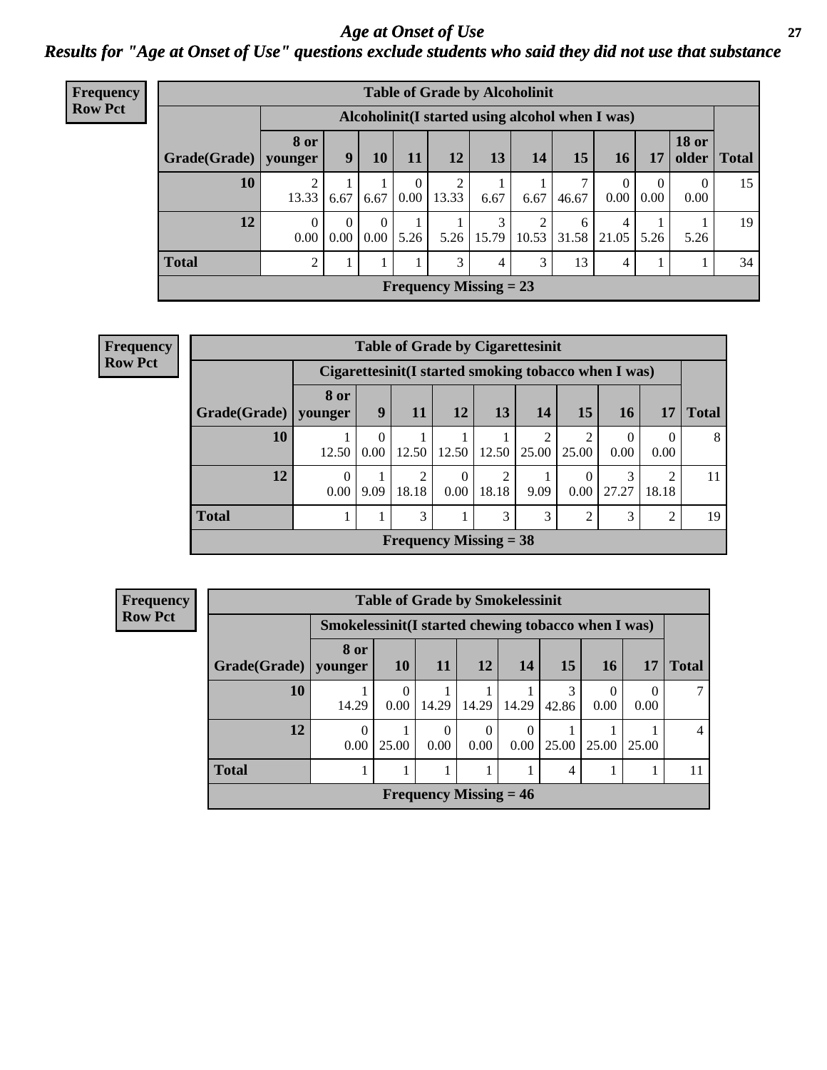# *Age at Onset of Use*

***Results for "Age at Onset of Use" questions exclude students who said they did not use that substance***

**Frequency**
**Row Pct**

**Table of Grade by Alcoholinit**

| | Alcoholinit(I started using alcohol when I was) | | | | | | | | | | | |
|---|---|---|---|---|---|---|---|---|---|---|---|---|
| **Grade(Grade)** | **8 or younger** | **9** | **10** | **11** | **12** | **13** | **14** | **15** | **16** | **17** | **18 or older** | **Total** |
| **10** | 2<br>13.33 | 1<br>6.67 | 1<br>6.67 | 0<br>0.00 | 2<br>13.33 | 1<br>6.67 | 1<br>6.67 | 7<br>46.67 | 0<br>0.00 | 0<br>0.00 | 0<br>0.00 | 15 |
| **12** | 0<br>0.00 | 0<br>0.00 | 0<br>0.00 | 1<br>5.26 | 1<br>5.26 | 3<br>15.79 | 2<br>10.53 | 6<br>31.58 | 4<br>21.05 | 1<br>5.26 | 1<br>5.26 | 19 |
| **Total** | 2 | 1 | 1 | 1 | 3 | 4 | 3 | 13 | 4 | 1 | 1 | 34 |

**Frequency Missing = 23**

**Frequency**
**Row Pct**

**Table of Grade by Cigarettesinit**

| | Cigarettesinit(I started smoking tobacco when I was) | | | | | | | | | |
|---|---|---|---|---|---|---|---|---|---|---|
| **Grade(Grade)** | **8 or younger** | **9** | **11** | **12** | **13** | **14** | **15** | **16** | **17** | **Total** |
| **10** | 1<br>12.50 | 0<br>0.00 | 1<br>12.50 | 1<br>12.50 | 1<br>12.50 | 2<br>25.00 | 2<br>25.00 | 0<br>0.00 | 0<br>0.00 | 8 |
| **12** | 0<br>0.00 | 1<br>9.09 | 2<br>18.18 | 0<br>0.00 | 2<br>18.18 | 1<br>9.09 | 0<br>0.00 | 3<br>27.27 | 2<br>18.18 | 11 |
| **Total** | 1 | 1 | 3 | 1 | 3 | 3 | 2 | 3 | 2 | 19 |

**Frequency Missing = 38**

**Frequency**
**Row Pct**

**Table of Grade by Smokelessinit**

| | Smokelessinit(I started chewing tobacco when I was) | | | | | | | | |
|---|---|---|---|---|---|---|---|---|---|
| **Grade(Grade)** | **8 or younger** | **10** | **11** | **12** | **14** | **15** | **16** | **17** | **Total** |
| **10** | 1<br>14.29 | 0<br>0.00 | 1<br>14.29 | 1<br>14.29 | 1<br>14.29 | 3<br>42.86 | 0<br>0.00 | 0<br>0.00 | 7 |
| **12** | 0<br>0.00 | 1<br>25.00 | 0<br>0.00 | 0<br>0.00 | 0<br>0.00 | 1<br>25.00 | 1<br>25.00 | 1<br>25.00 | 4 |
| **Total** | 1 | 1 | 1 | 1 | 1 | 4 | 1 | 1 | 11 |

**Frequency Missing = 46**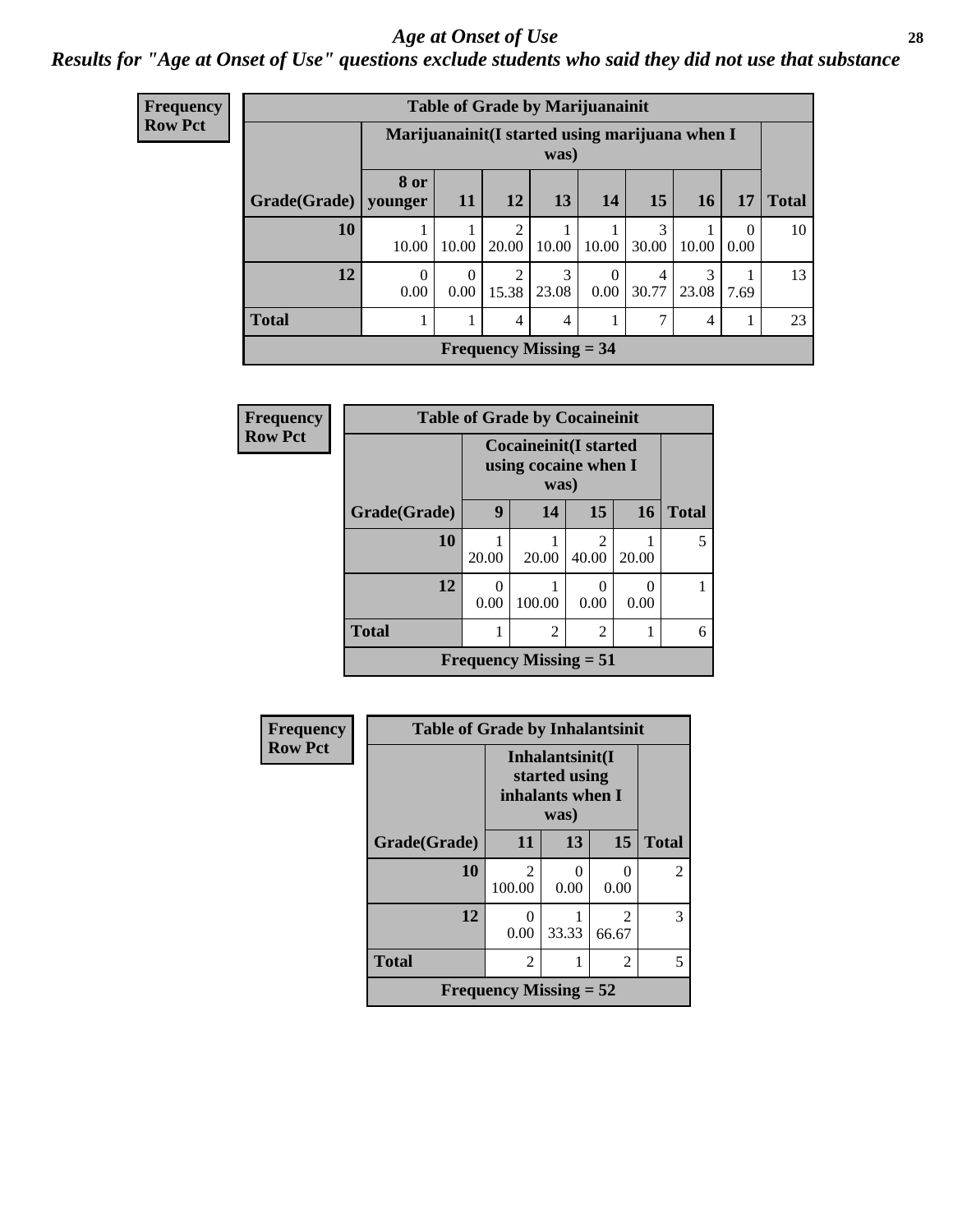*Age at Onset of Use*

***Results for "Age at Onset of Use" questions exclude students who said they did not use that substance***

**Frequency**
**Row Pct**

| Table of Grade by Marijuanainit | | | | | | | | | |
|---|---|---|---|---|---|---|---|---|---|
| | Marijuanainit(I started using marijuana when I was) | | | | | | | | |
| Grade(Grade) | 8 or younger | 11 | 12 | 13 | 14 | 15 | 16 | 17 | Total |
| 10 | 1<br>10.00 | 1<br>10.00 | 2<br>20.00 | 1<br>10.00 | 1<br>10.00 | 3<br>30.00 | 1<br>10.00 | 0<br>0.00 | 10 |
| 12 | 0<br>0.00 | 0<br>0.00 | 2<br>15.38 | 3<br>23.08 | 0<br>0.00 | 4<br>30.77 | 3<br>23.08 | 1<br>7.69 | 13 |
| Total | 1 | 1 | 4 | 4 | 1 | 7 | 4 | 1 | 23 |
| Frequency Missing = 34 | | | | | | | | | |

**Frequency**
**Row Pct**

| Table of Grade by Cocaineinit | | | | | |
|---|---|---|---|---|---|
| | Cocaineinit(I started using cocaine when I was) | | | | |
| Grade(Grade) | 9 | 14 | 15 | 16 | Total |
| 10 | 1<br>20.00 | 1<br>20.00 | 2<br>40.00 | 1<br>20.00 | 5 |
| 12 | 0<br>0.00 | 1<br>100.00 | 0<br>0.00 | 0<br>0.00 | 1 |
| Total | 1 | 2 | 2 | 1 | 6 |
| Frequency Missing = 51 | | | | | |

**Frequency**
**Row Pct**

| Table of Grade by Inhalantsinit | | | | |
|---|---|---|---|---|
| | Inhalantsinit(I started using inhalants when I was) | | | |
| Grade(Grade) | 11 | 13 | 15 | Total |
| 10 | 2<br>100.00 | 0<br>0.00 | 0<br>0.00 | 2 |
| 12 | 0<br>0.00 | 1<br>33.33 | 2<br>66.67 | 3 |
| Total | 2 | 1 | 2 | 5 |
| Frequency Missing = 52 | | | | |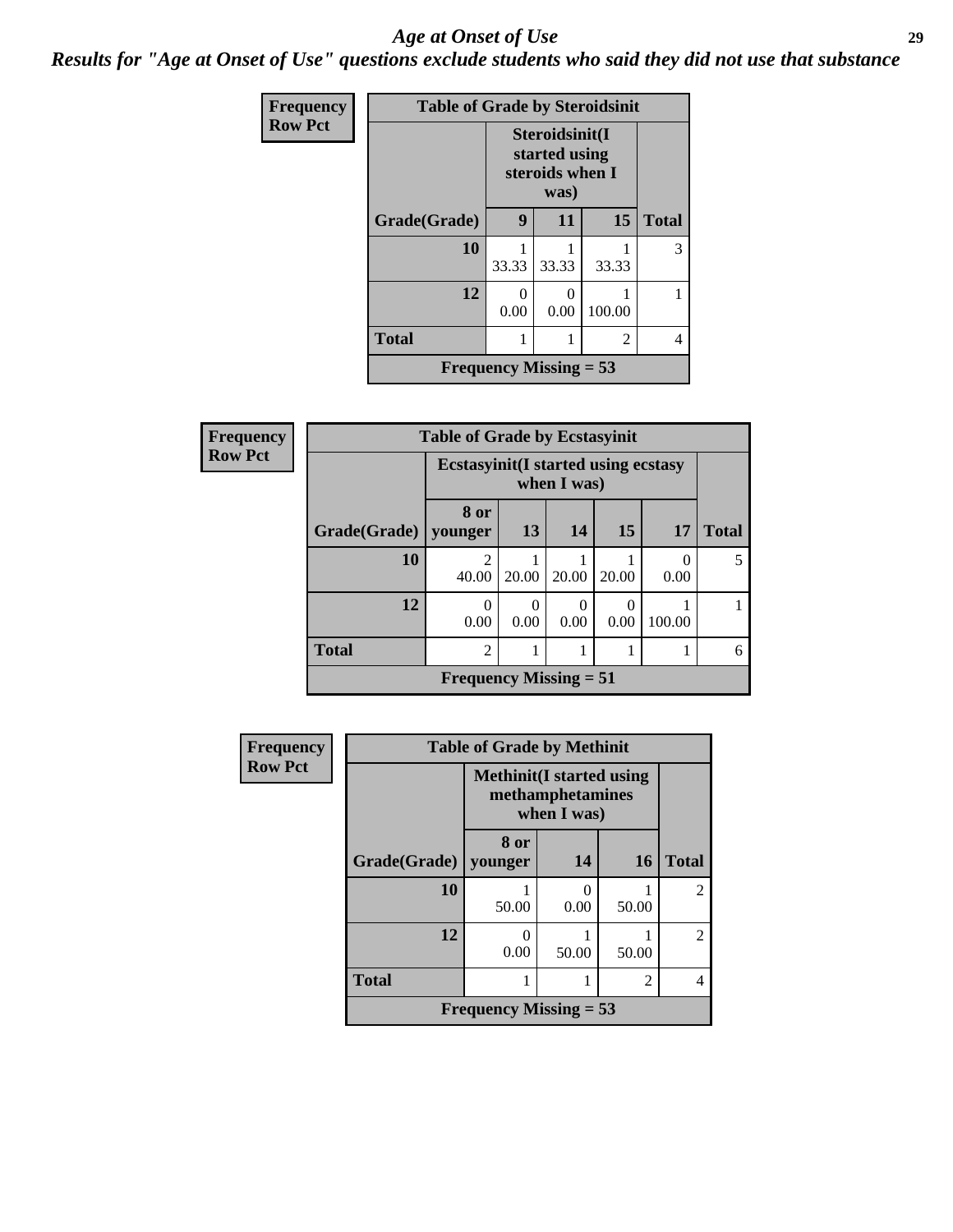# Age at Onset of Use

*Results for "Age at Onset of Use" questions exclude students who said they did not use that substance*

**Frequency**
**Row Pct**

| Table of Grade by Steroidsinit | | | | |
|---|---|---|---|---|
| | Steroidsinit(I started using steroids when I was) | | | |
| Grade(Grade) | 9 | 11 | 15 | Total |
| 10 | 1<br>33.33 | 1<br>33.33 | 1<br>33.33 | 3 |
| 12 | 0<br>0.00 | 0<br>0.00 | 1<br>100.00 | 1 |
| Total | 1 | 1 | 2 | 4 |
| Frequency Missing = 53 | | | | |

**Frequency**
**Row Pct**

| Table of Grade by Ecstasyinit | | | | | | |
|---|---|---|---|---|---|---|
| | Ecstasyinit(I started using ecstasy when I was) | | | | | |
| Grade(Grade) | 8 or younger | 13 | 14 | 15 | 17 | Total |
| 10 | 2<br>40.00 | 1<br>20.00 | 1<br>20.00 | 1<br>20.00 | 0<br>0.00 | 5 |
| 12 | 0<br>0.00 | 0<br>0.00 | 0<br>0.00 | 0<br>0.00 | 1<br>100.00 | 1 |
| Total | 2 | 1 | 1 | 1 | 1 | 6 |
| Frequency Missing = 51 | | | | | | |

**Frequency**
**Row Pct**

| Table of Grade by Methinit | | | | |
|---|---|---|---|---|
| | Methinit(I started using methamphetamines when I was) | | | |
| Grade(Grade) | 8 or younger | 14 | 16 | Total |
| 10 | 1<br>50.00 | 0<br>0.00 | 1<br>50.00 | 2 |
| 12 | 0<br>0.00 | 1<br>50.00 | 1<br>50.00 | 2 |
| Total | 1 | 1 | 2 | 4 |
| Frequency Missing = 53 | | | | |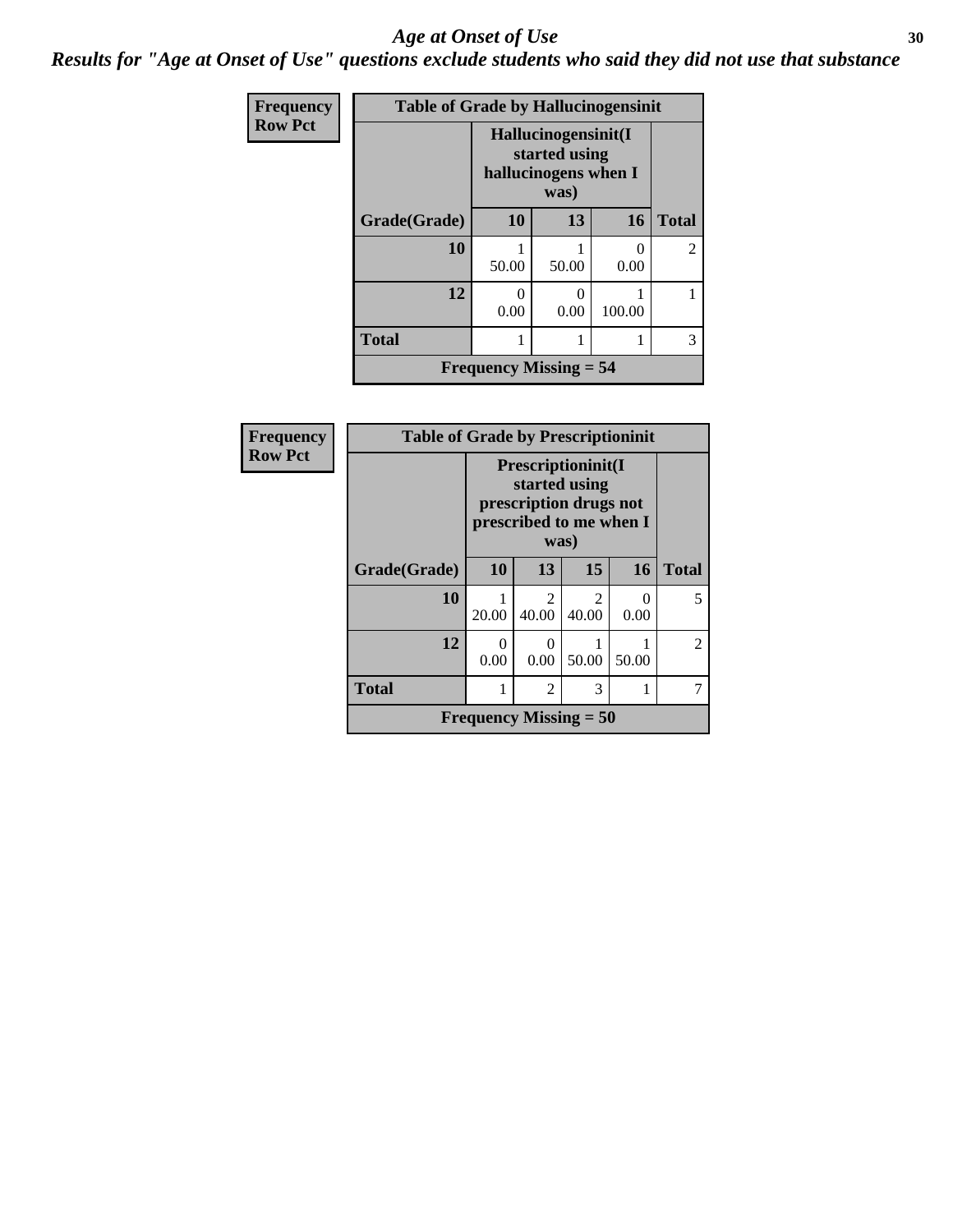# *Age at Onset of Use*

## *Results for "Age at Onset of Use" questions exclude students who said they did not use that substance*

**Frequency**
**Row Pct**

**Table of Grade by Hallucinogensinit**

| Grade(Grade) | Hallucinogensinit(I started using hallucinogens when I was) 10 | 13 | 16 | Total |
|---|---|---|---|---|
| **10** | 1<br>50.00 | 1<br>50.00 | 0<br>0.00 | 2 |
| **12** | 0<br>0.00 | 0<br>0.00 | 1<br>100.00 | 1 |
| **Total** | 1 | 1 | 1 | 3 |

**Frequency Missing = 54**

**Frequency**
**Row Pct**

**Table of Grade by Prescriptioninit**

| Grade(Grade) | Prescriptioninit(I started using prescription drugs not prescribed to me when I was) 10 | 13 | 15 | 16 | Total |
|---|---|---|---|---|---|
| **10** | 1<br>20.00 | 2<br>40.00 | 2<br>40.00 | 0<br>0.00 | 5 |
| **12** | 0<br>0.00 | 0<br>0.00 | 1<br>50.00 | 1<br>50.00 | 2 |
| **Total** | 1 | 2 | 3 | 1 | 7 |

**Frequency Missing = 50**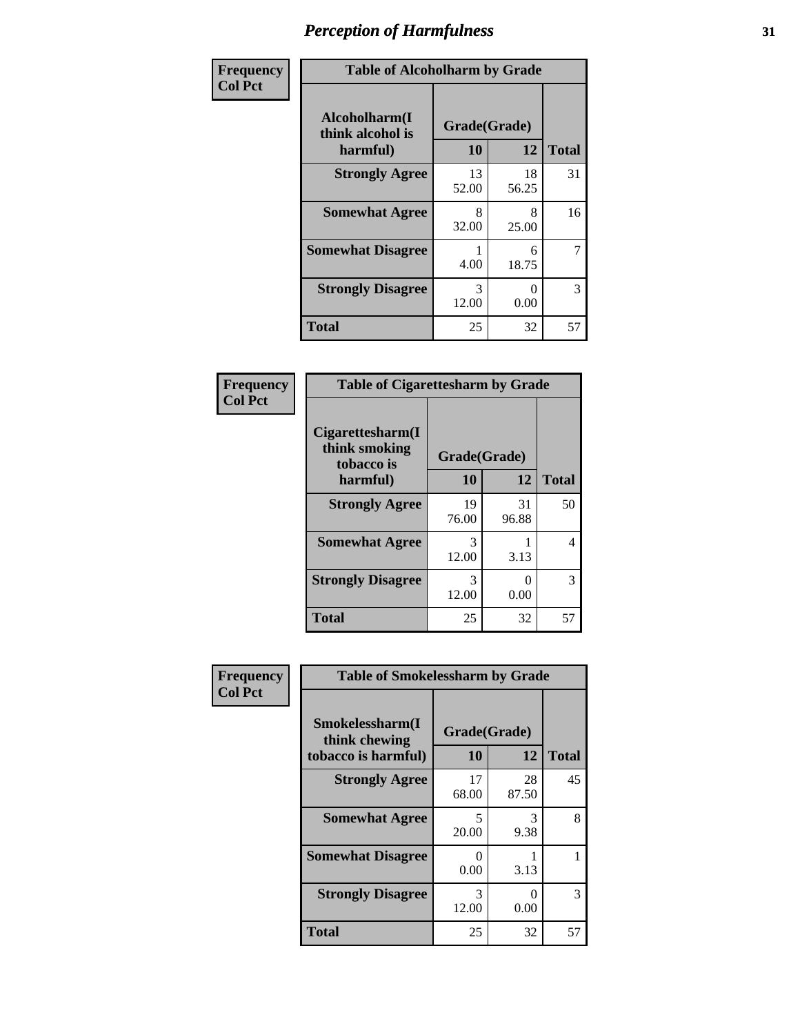# Perception of Harmfulness

| Frequency<br>Col Pct | Table of Alcoholharm by Grade | | |
|---|---|---|---|
| Alcoholharm(I think alcohol is harmful) | Grade(Grade) | | |
| | 10 | 12 | Total |
| Strongly Agree | 13<br>52.00 | 18<br>56.25 | 31 |
| Somewhat Agree | 8<br>32.00 | 8<br>25.00 | 16 |
| Somewhat Disagree | 1<br>4.00 | 6<br>18.75 | 7 |
| Strongly Disagree | 3<br>12.00 | 0<br>0.00 | 3 |
| Total | 25 | 32 | 57 |

| Frequency<br>Col Pct | Table of Cigaretteshamr by Grade | | |
|---|---|---|---|
| Cigaretteshamr(I think smoking tobacco is harmful) | Grade(Grade) | | |
| | 10 | 12 | Total |
| Strongly Agree | 19<br>76.00 | 31<br>96.88 | 50 |
| Somewhat Agree | 3<br>12.00 | 1<br>3.13 | 4 |
| Strongly Disagree | 3<br>12.00 | 0<br>0.00 | 3 |
| Total | 25 | 32 | 57 |

| Frequency<br>Col Pct | Table of Smokelessharm by Grade | | |
|---|---|---|---|
| Smokelessharm(I think chewing tobacco is harmful) | Grade(Grade) | | |
| | 10 | 12 | Total |
| Strongly Agree | 17<br>68.00 | 28<br>87.50 | 45 |
| Somewhat Agree | 5<br>20.00 | 3<br>9.38 | 8 |
| Somewhat Disagree | 0<br>0.00 | 1<br>3.13 | 1 |
| Strongly Disagree | 3<br>12.00 | 0<br>0.00 | 3 |
| Total | 25 | 32 | 57 |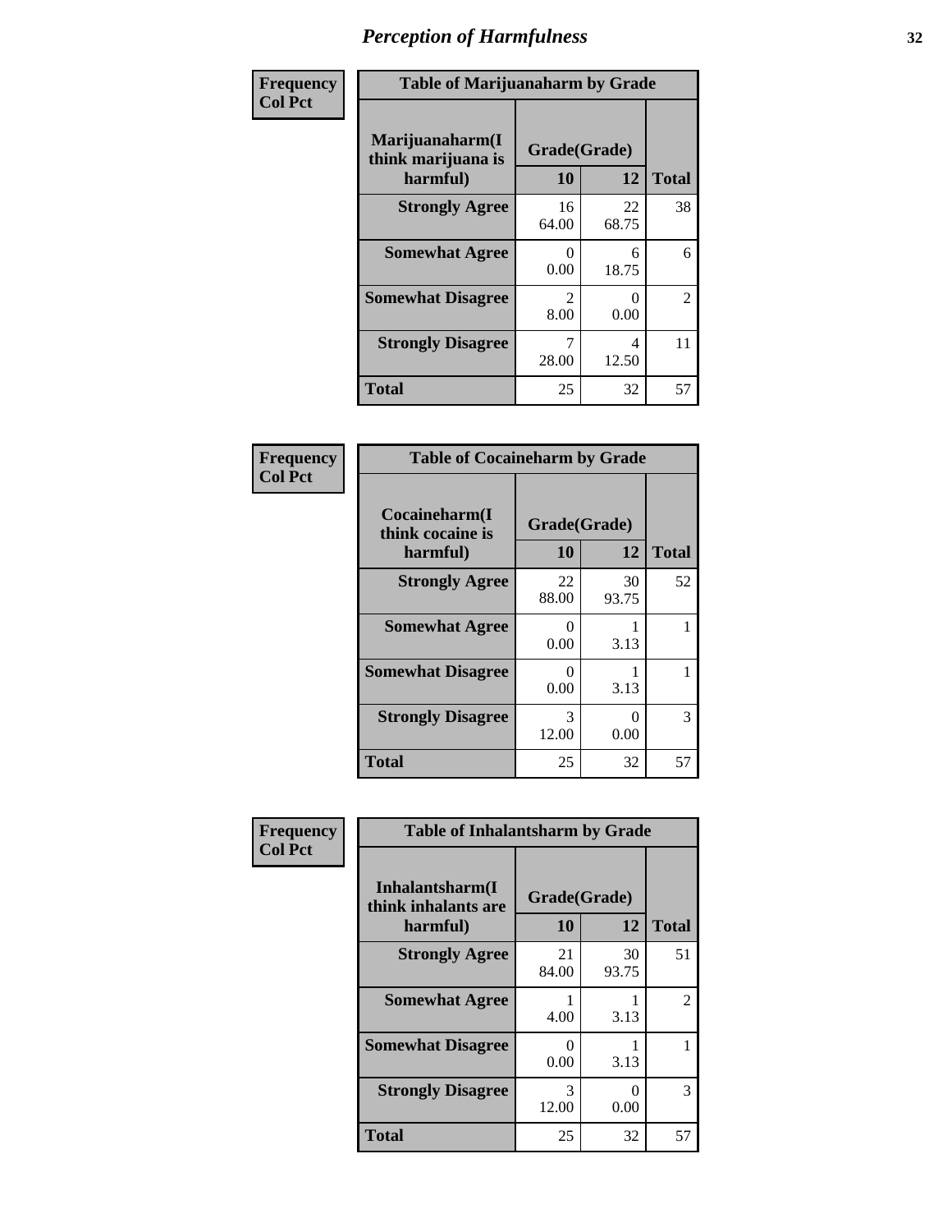# Perception of Harmfulness

**Frequency**
**Col Pct**

| Table of Marijuanaharm by Grade | | | |
|---|---|---|---|
| Marijuanaharm(I think marijuana is harmful) | Grade(Grade) | | Total |
| | 10 | 12 | |
| Strongly Agree | 16<br>64.00 | 22<br>68.75 | 38 |
| Somewhat Agree | 0<br>0.00 | 6<br>18.75 | 6 |
| Somewhat Disagree | 2<br>8.00 | 0<br>0.00 | 2 |
| Strongly Disagree | 7<br>28.00 | 4<br>12.50 | 11 |
| Total | 25 | 32 | 57 |

**Frequency**
**Col Pct**

| Table of Cocaineharm by Grade | | | |
|---|---|---|---|
| Cocaineharm(I think cocaine is harmful) | Grade(Grade) | | Total |
| | 10 | 12 | |
| Strongly Agree | 22<br>88.00 | 30<br>93.75 | 52 |
| Somewhat Agree | 0<br>0.00 | 1<br>3.13 | 1 |
| Somewhat Disagree | 0<br>0.00 | 1<br>3.13 | 1 |
| Strongly Disagree | 3<br>12.00 | 0<br>0.00 | 3 |
| Total | 25 | 32 | 57 |

**Frequency**
**Col Pct**

| Table of Inhalantsharm by Grade | | | |
|---|---|---|---|
| Inhalantsharm(I think inhalants are harmful) | Grade(Grade) | | Total |
| | 10 | 12 | |
| Strongly Agree | 21<br>84.00 | 30<br>93.75 | 51 |
| Somewhat Agree | 1<br>4.00 | 1<br>3.13 | 2 |
| Somewhat Disagree | 0<br>0.00 | 1<br>3.13 | 1 |
| Strongly Disagree | 3<br>12.00 | 0<br>0.00 | 3 |
| Total | 25 | 32 | 57 |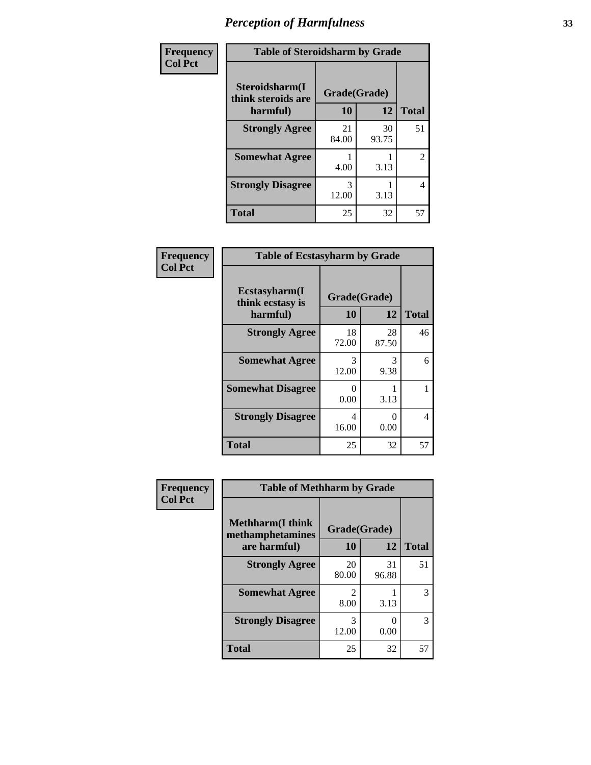# Perception of Harmfulness

| Frequency<br>Col Pct | | | |
|---|---|---|---|
| **Table of Steroidsharm by Grade** | | | |
| **Steroidsharm(I think steroids are harmful)** | **Grade(Grade)** | | |
| | **10** | **12** | **Total** |
| **Strongly Agree** | 21<br>84.00 | 30<br>93.75 | 51 |
| **Somewhat Agree** | 1<br>4.00 | 1<br>3.13 | 2 |
| **Strongly Disagree** | 3<br>12.00 | 1<br>3.13 | 4 |
| **Total** | 25 | 32 | 57 |

| Frequency<br>Col Pct | | | |
|---|---|---|---|
| **Table of Ecstasyharm by Grade** | | | |
| **Ecstasyharm(I think ecstasy is harmful)** | **Grade(Grade)** | | |
| | **10** | **12** | **Total** |
| **Strongly Agree** | 18<br>72.00 | 28<br>87.50 | 46 |
| **Somewhat Agree** | 3<br>12.00 | 3<br>9.38 | 6 |
| **Somewhat Disagree** | 0<br>0.00 | 1<br>3.13 | 1 |
| **Strongly Disagree** | 4<br>16.00 | 0<br>0.00 | 4 |
| **Total** | 25 | 32 | 57 |

| Frequency<br>Col Pct | | | |
|---|---|---|---|
| **Table of Methharm by Grade** | | | |
| **Methharm(I think methamphetamines are harmful)** | **Grade(Grade)** | | |
| | **10** | **12** | **Total** |
| **Strongly Agree** | 20<br>80.00 | 31<br>96.88 | 51 |
| **Somewhat Agree** | 2<br>8.00 | 1<br>3.13 | 3 |
| **Strongly Disagree** | 3<br>12.00 | 0<br>0.00 | 3 |
| **Total** | 25 | 32 | 57 |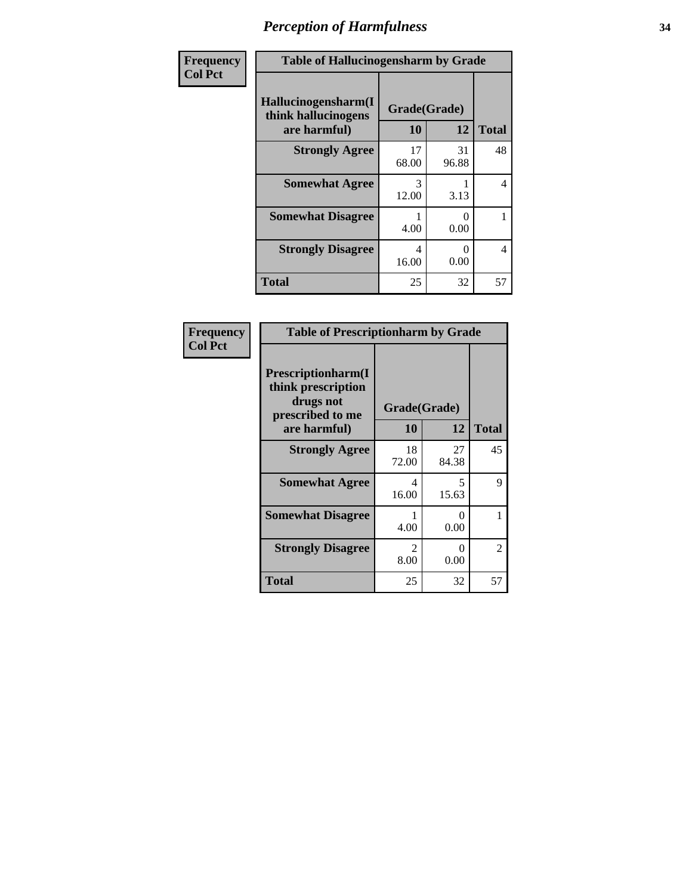# Perception of Harmfulness

| Frequency Col Pct | Table of Hallucinogensharm by Grade | | |
|---|---|---|---|
| Hallucinogensharm(I think hallucinogens are harmful) | Grade(Grade) | | |
| | 10 | 12 | Total |
| Strongly Agree | 17<br>68.00 | 31<br>96.88 | 48 |
| Somewhat Agree | 3<br>12.00 | 1<br>3.13 | 4 |
| Somewhat Disagree | 1<br>4.00 | 0<br>0.00 | 1 |
| Strongly Disagree | 4<br>16.00 | 0<br>0.00 | 4 |
| Total | 25 | 32 | 57 |

| Frequency Col Pct | Table of Prescriptionharm by Grade | | |
|---|---|---|---|
| Prescriptionharm(I think prescription drugs not prescribed to me are harmful) | Grade(Grade) | | |
| | 10 | 12 | Total |
| Strongly Agree | 18<br>72.00 | 27<br>84.38 | 45 |
| Somewhat Agree | 4<br>16.00 | 5<br>15.63 | 9 |
| Somewhat Disagree | 1<br>4.00 | 0<br>0.00 | 1 |
| Strongly Disagree | 2<br>8.00 | 0<br>0.00 | 2 |
| Total | 25 | 32 | 57 |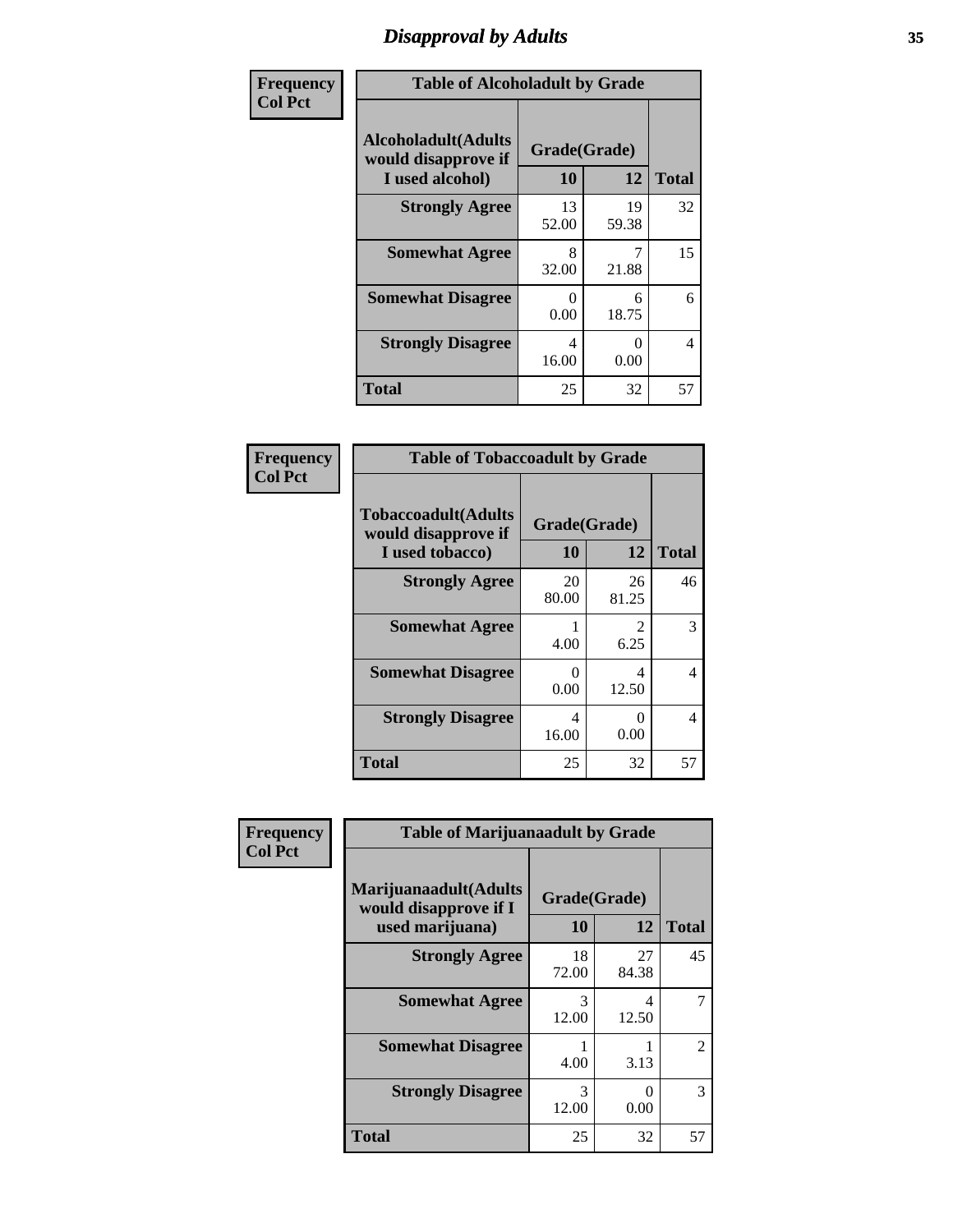# Disapproval by Adults

| Frequency<br>Col Pct | | | |
|---|---|---|---|
| **Table of Alcoholadult by Grade** | | | |
| **Alcoholadult(Adults would disapprove if I used alcohol)** | **Grade(Grade)** | | **Total** |
| | **10** | **12** | |
| **Strongly Agree** | 13<br>52.00 | 19<br>59.38 | 32 |
| **Somewhat Agree** | 8<br>32.00 | 7<br>21.88 | 15 |
| **Somewhat Disagree** | 0<br>0.00 | 6<br>18.75 | 6 |
| **Strongly Disagree** | 4<br>16.00 | 0<br>0.00 | 4 |
| **Total** | 25 | 32 | 57 |

| Frequency<br>Col Pct | | | |
|---|---|---|---|
| **Table of Tobaccoadult by Grade** | | | |
| **Tobaccoadult(Adults would disapprove if I used tobacco)** | **Grade(Grade)** | | **Total** |
| | **10** | **12** | |
| **Strongly Agree** | 20<br>80.00 | 26<br>81.25 | 46 |
| **Somewhat Agree** | 1<br>4.00 | 2<br>6.25 | 3 |
| **Somewhat Disagree** | 0<br>0.00 | 4<br>12.50 | 4 |
| **Strongly Disagree** | 4<br>16.00 | 0<br>0.00 | 4 |
| **Total** | 25 | 32 | 57 |

| Frequency<br>Col Pct | | | |
|---|---|---|---|
| **Table of Marijuanaadult by Grade** | | | |
| **Marijuanaadult(Adults would disapprove if I used marijuana)** | **Grade(Grade)** | | **Total** |
| | **10** | **12** | |
| **Strongly Agree** | 18<br>72.00 | 27<br>84.38 | 45 |
| **Somewhat Agree** | 3<br>12.00 | 4<br>12.50 | 7 |
| **Somewhat Disagree** | 1<br>4.00 | 1<br>3.13 | 2 |
| **Strongly Disagree** | 3<br>12.00 | 0<br>0.00 | 3 |
| **Total** | 25 | 32 | 57 |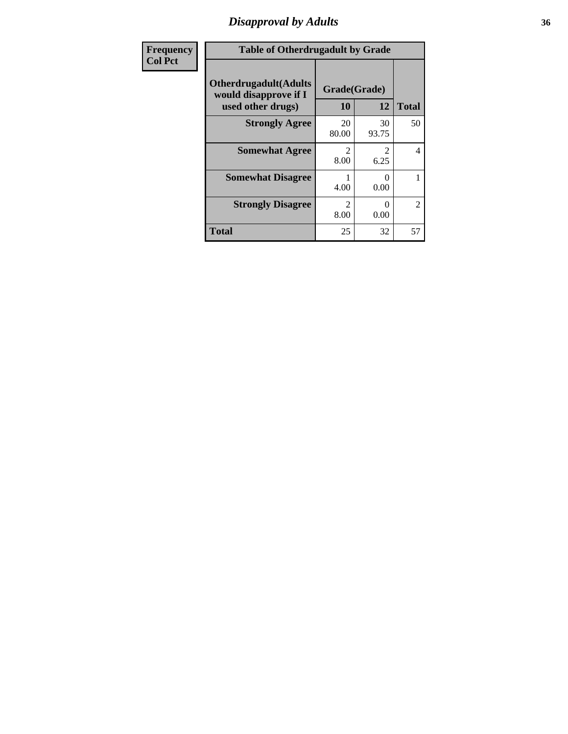## Disapproval by Adults

| Frequency Col Pct | Table of Otherdrugadult by Grade | | | |
|---|---|---|---|---|
| | Otherdrugadult(Adults would disapprove if I used other drugs) | Grade(Grade) | | |
| | | 10 | 12 | Total |
| | Strongly Agree | 20<br>80.00 | 30<br>93.75 | 50 |
| | Somewhat Agree | 2<br>8.00 | 2<br>6.25 | 4 |
| | Somewhat Disagree | 1<br>4.00 | 0<br>0.00 | 1 |
| | Strongly Disagree | 2<br>8.00 | 0<br>0.00 | 2 |
| | Total | 25 | 32 | 57 |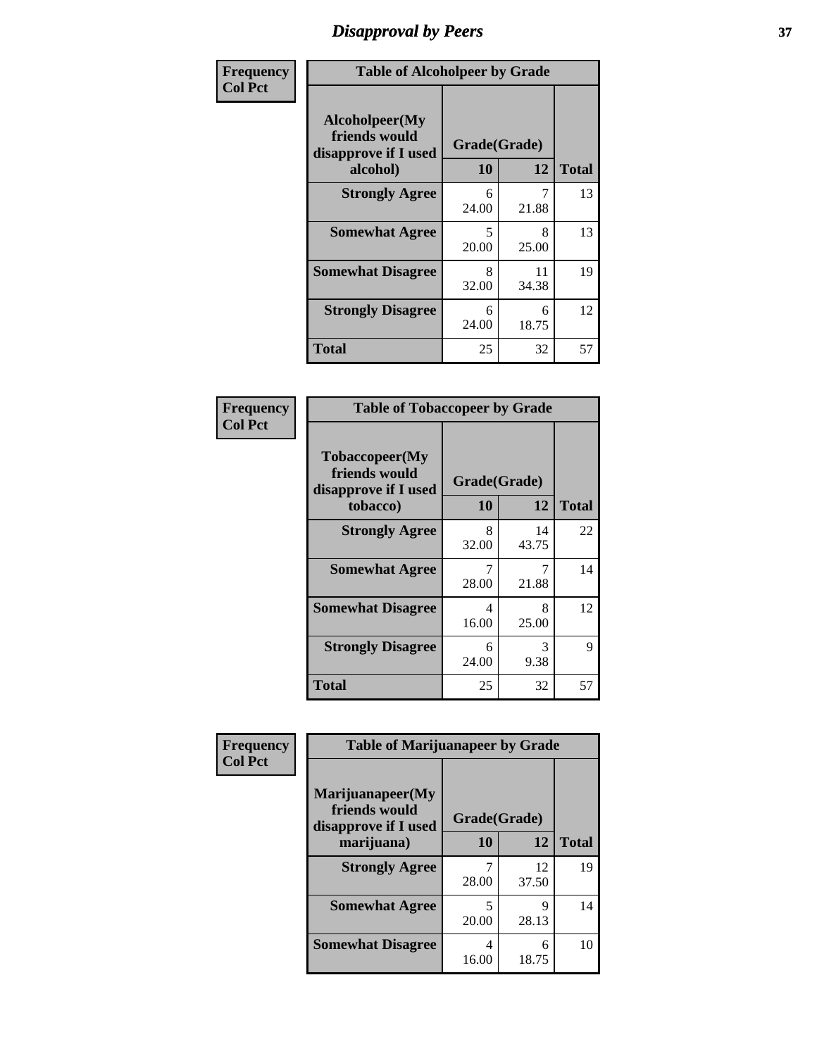# Disapproval by Peers

| Frequency Col Pct | Table of Alcoholpeer by Grade | | |
|---|---|---|---|
| Alcoholpeer(My friends would disapprove if I used alcohol) | Grade(Grade) | | |
| | 10 | 12 | Total |
| Strongly Agree | 6<br>24.00 | 7<br>21.88 | 13 |
| Somewhat Agree | 5<br>20.00 | 8<br>25.00 | 13 |
| Somewhat Disagree | 8<br>32.00 | 11<br>34.38 | 19 |
| Strongly Disagree | 6<br>24.00 | 6<br>18.75 | 12 |
| Total | 25 | 32 | 57 |

| Frequency Col Pct | Table of Tobaccopeer by Grade | | |
|---|---|---|---|
| Tobaccopeer(My friends would disapprove if I used tobacco) | Grade(Grade) | | |
| | 10 | 12 | Total |
| Strongly Agree | 8<br>32.00 | 14<br>43.75 | 22 |
| Somewhat Agree | 7<br>28.00 | 7<br>21.88 | 14 |
| Somewhat Disagree | 4<br>16.00 | 8<br>25.00 | 12 |
| Strongly Disagree | 6<br>24.00 | 3<br>9.38 | 9 |
| Total | 25 | 32 | 57 |

| Frequency Col Pct | Table of Marijuanapeer by Grade | | |
|---|---|---|---|
| Marijuanapeer(My friends would disapprove if I used marijuana) | Grade(Grade) | | |
| | 10 | 12 | Total |
| Strongly Agree | 7<br>28.00 | 12<br>37.50 | 19 |
| Somewhat Agree | 5<br>20.00 | 9<br>28.13 | 14 |
| Somewhat Disagree | 4<br>16.00 | 6<br>18.75 | 10 |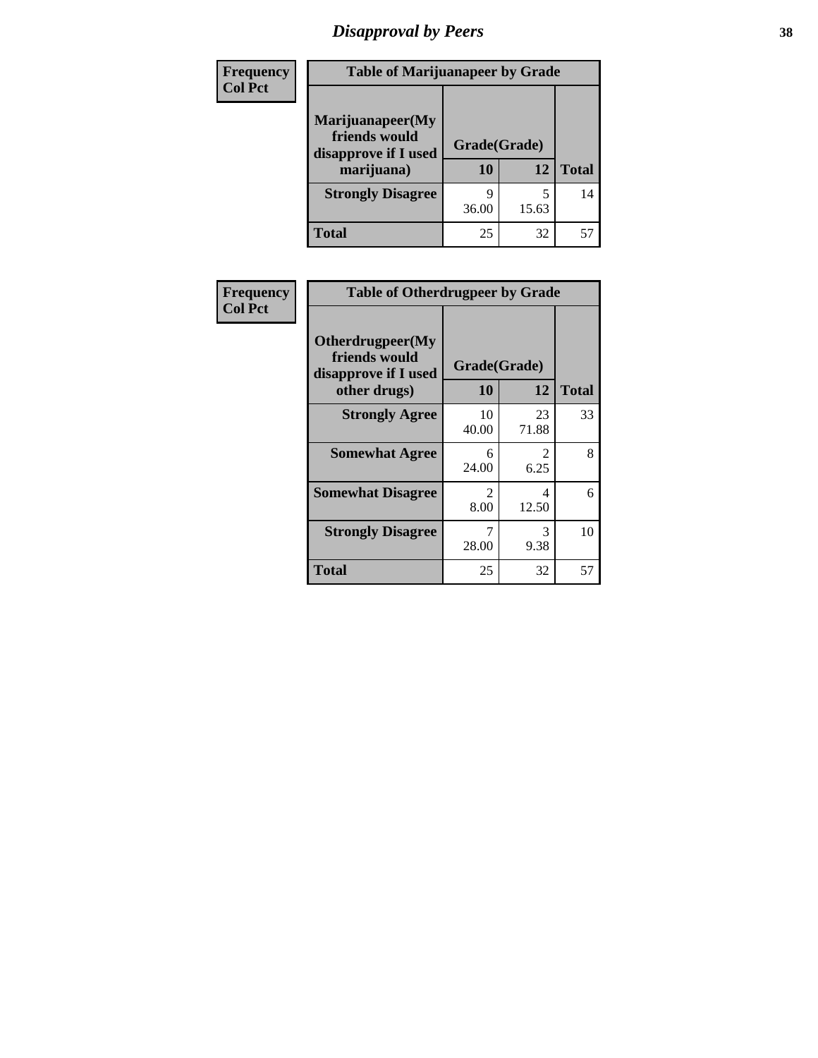## Disapproval by Peers

| Frequency Col Pct | Table of Marijuanapeer by Grade | | |
|---|---|---|---|
| **Marijuanapeer(My friends would disapprove if I used marijuana)** | **Grade(Grade)** | | |
| | **10** | **12** | **Total** |
| **Strongly Disagree** | 9<br>36.00 | 5<br>15.63 | 14 |
| **Total** | 25 | 32 | 57 |

| Frequency Col Pct | Table of Otherdrugpeer by Grade | | |
|---|---|---|---|
| **Otherdrugpeer(My friends would disapprove if I used other drugs)** | **Grade(Grade)** | | |
| | **10** | **12** | **Total** |
| **Strongly Agree** | 10<br>40.00 | 23<br>71.88 | 33 |
| **Somewhat Agree** | 6<br>24.00 | 2<br>6.25 | 8 |
| **Somewhat Disagree** | 2<br>8.00 | 4<br>12.50 | 6 |
| **Strongly Disagree** | 7<br>28.00 | 3<br>9.38 | 10 |
| **Total** | 25 | 32 | 57 |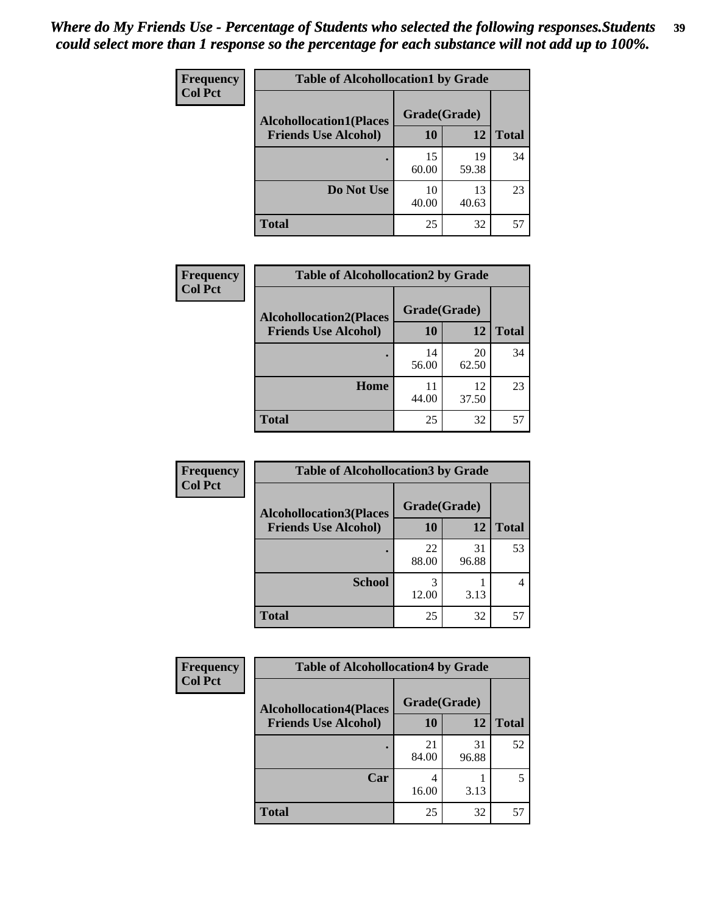*Where do My Friends Use - Percentage of Students who selected the following responses.Students could select more than 1 response so the percentage for each substance will not add up to 100%.*

| Frequency<br>Col Pct | Table of Alcohollocation1 by Grade | | |
|---|---|---|---|
| Alcohollocation1(Places Friends Use Alcohol) | Grade(Grade) 10 | 12 | Total |
| . | 15<br>60.00 | 19<br>59.38 | 34 |
| Do Not Use | 10<br>40.00 | 13<br>40.63 | 23 |
| Total | 25 | 32 | 57 |

| Frequency<br>Col Pct | Table of Alcohollocation2 by Grade | | |
|---|---|---|---|
| Alcohollocation2(Places Friends Use Alcohol) | Grade(Grade) 10 | 12 | Total |
| . | 14<br>56.00 | 20<br>62.50 | 34 |
| Home | 11<br>44.00 | 12<br>37.50 | 23 |
| Total | 25 | 32 | 57 |

| Frequency<br>Col Pct | Table of Alcohollocation3 by Grade | | |
|---|---|---|---|
| Alcohollocation3(Places Friends Use Alcohol) | Grade(Grade) 10 | 12 | Total |
| . | 22<br>88.00 | 31<br>96.88 | 53 |
| School | 3<br>12.00 | 1<br>3.13 | 4 |
| Total | 25 | 32 | 57 |

| Frequency<br>Col Pct | Table of Alcohollocation4 by Grade | | |
|---|---|---|---|
| Alcohollocation4(Places Friends Use Alcohol) | Grade(Grade) 10 | 12 | Total |
| . | 21<br>84.00 | 31<br>96.88 | 52 |
| Car | 4<br>16.00 | 1<br>3.13 | 5 |
| Total | 25 | 32 | 57 |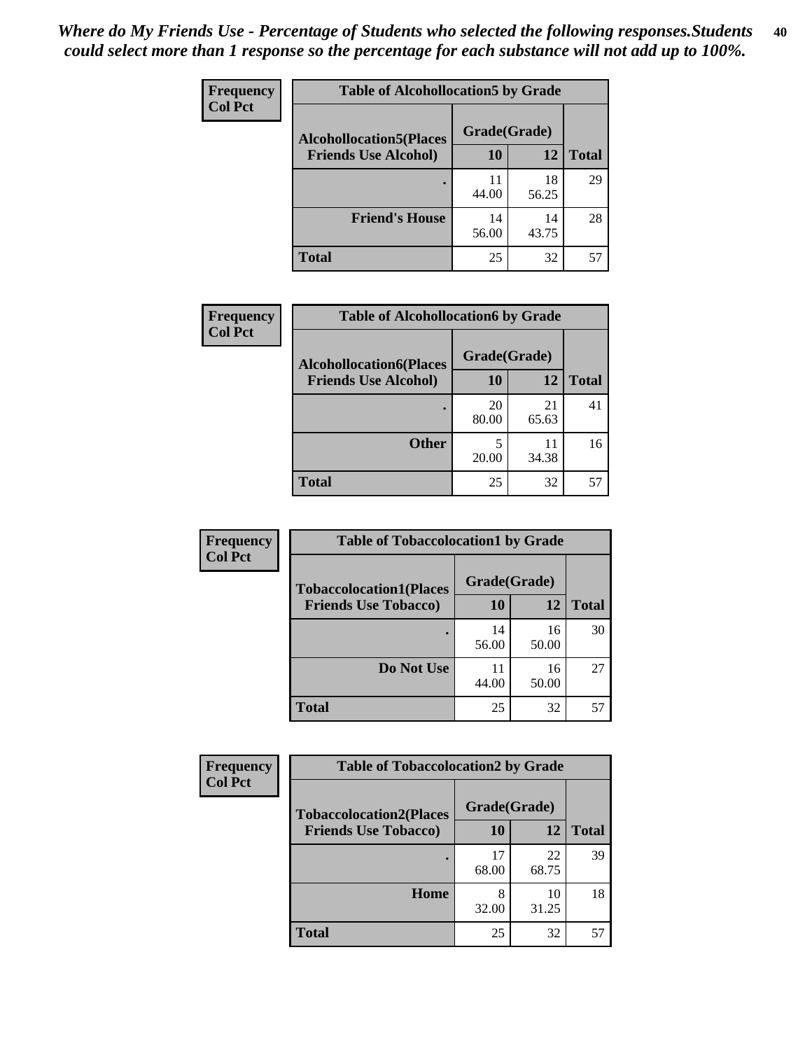*Where do My Friends Use - Percentage of Students who selected the following responses.Students could select more than 1 response so the percentage for each substance will not add up to 100%.*

**Frequency**
**Col Pct**

| Table of Alcohollocation5 by Grade | | | |
|---|---|---|---|
| **Alcohollocation5(Places Friends Use Alcohol)** | **Grade(Grade)** | | **Total** |
| | **10** | **12** | |
| **.** | 11<br>44.00 | 18<br>56.25 | 29 |
| **Friend's House** | 14<br>56.00 | 14<br>43.75 | 28 |
| **Total** | 25 | 32 | 57 |

**Frequency**
**Col Pct**

| Table of Alcohollocation6 by Grade | | | |
|---|---|---|---|
| **Alcohollocation6(Places Friends Use Alcohol)** | **Grade(Grade)** | | **Total** |
| | **10** | **12** | |
| **.** | 20<br>80.00 | 21<br>65.63 | 41 |
| **Other** | 5<br>20.00 | 11<br>34.38 | 16 |
| **Total** | 25 | 32 | 57 |

**Frequency**
**Col Pct**

| Table of Tobaccolocation1 by Grade | | | |
|---|---|---|---|
| **Tobaccolocation1(Places Friends Use Tobacco)** | **Grade(Grade)** | | **Total** |
| | **10** | **12** | |
| **.** | 14<br>56.00 | 16<br>50.00 | 30 |
| **Do Not Use** | 11<br>44.00 | 16<br>50.00 | 27 |
| **Total** | 25 | 32 | 57 |

**Frequency**
**Col Pct**

| Table of Tobaccolocation2 by Grade | | | |
|---|---|---|---|
| **Tobaccolocation2(Places Friends Use Tobacco)** | **Grade(Grade)** | | **Total** |
| | **10** | **12** | |
| **.** | 17<br>68.00 | 22<br>68.75 | 39 |
| **Home** | 8<br>32.00 | 10<br>31.25 | 18 |
| **Total** | 25 | 32 | 57 |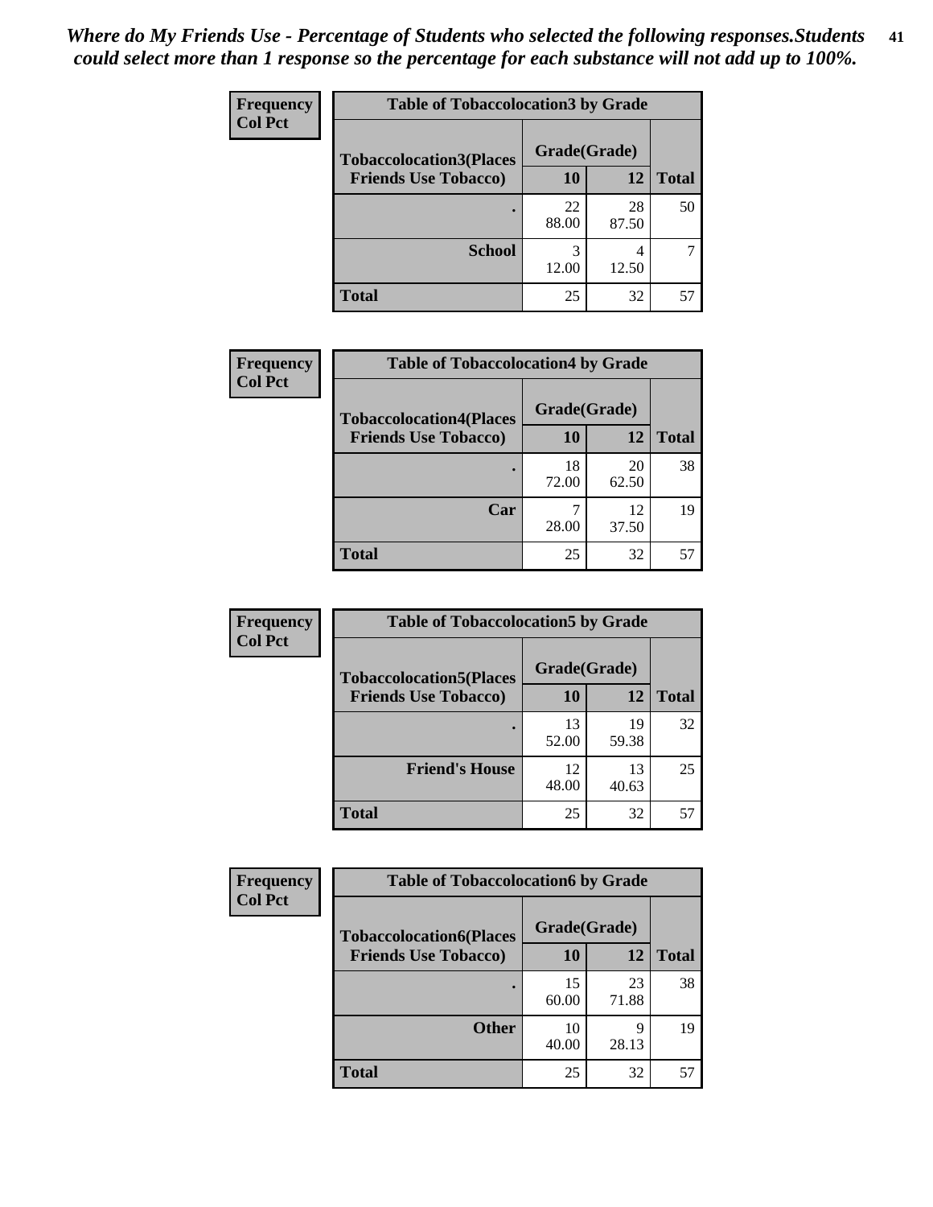*Where do My Friends Use - Percentage of Students who selected the following responses.Students could select more than 1 response so the percentage for each substance will not add up to 100%.*

**Frequency**
**Col Pct**

| Table of Tobaccolocation3 by Grade | | | |
|---|---|---|---|
| **Tobaccolocation3(Places Friends Use Tobacco)** | **Grade(Grade)** | | **Total** |
| | **10** | **12** | |
| **.** | 22<br>88.00 | 28<br>87.50 | 50 |
| **School** | 3<br>12.00 | 4<br>12.50 | 7 |
| **Total** | 25 | 32 | 57 |

**Frequency**
**Col Pct**

| Table of Tobaccolocation4 by Grade | | | |
|---|---|---|---|
| **Tobaccolocation4(Places Friends Use Tobacco)** | **Grade(Grade)** | | **Total** |
| | **10** | **12** | |
| **.** | 18<br>72.00 | 20<br>62.50 | 38 |
| **Car** | 7<br>28.00 | 12<br>37.50 | 19 |
| **Total** | 25 | 32 | 57 |

**Frequency**
**Col Pct**

| Table of Tobaccolocation5 by Grade | | | |
|---|---|---|---|
| **Tobaccolocation5(Places Friends Use Tobacco)** | **Grade(Grade)** | | **Total** |
| | **10** | **12** | |
| **.** | 13<br>52.00 | 19<br>59.38 | 32 |
| **Friend's House** | 12<br>48.00 | 13<br>40.63 | 25 |
| **Total** | 25 | 32 | 57 |

**Frequency**
**Col Pct**

| Table of Tobaccolocation6 by Grade | | | |
|---|---|---|---|
| **Tobaccolocation6(Places Friends Use Tobacco)** | **Grade(Grade)** | | **Total** |
| | **10** | **12** | |
| **.** | 15<br>60.00 | 23<br>71.88 | 38 |
| **Other** | 10<br>40.00 | 9<br>28.13 | 19 |
| **Total** | 25 | 32 | 57 |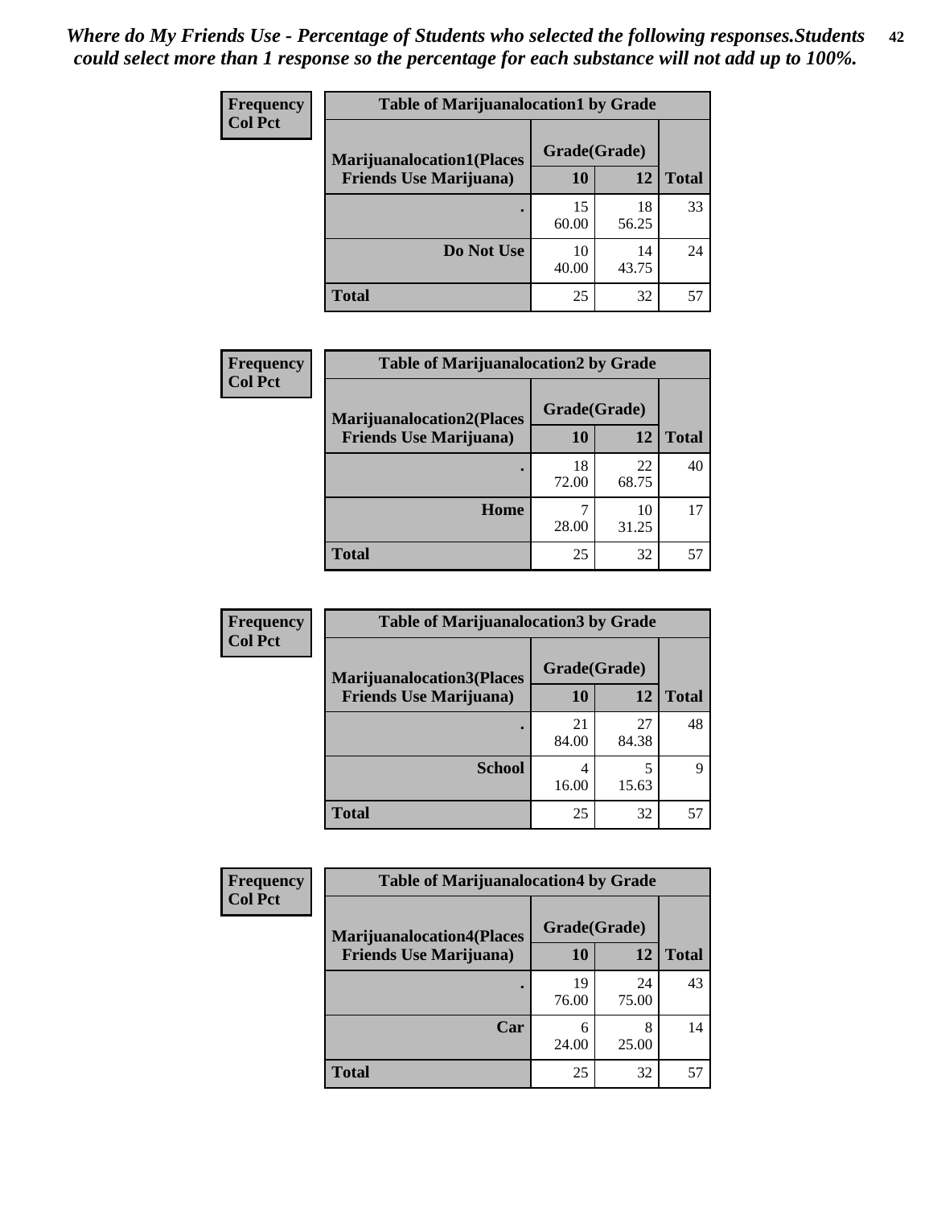*Where do My Friends Use - Percentage of Students who selected the following responses.Students could select more than 1 response so the percentage for each substance will not add up to 100%.*

**Frequency**
**Col Pct**

| Table of Marijuanalocation1 by Grade | | | |
|---|---|---|---|
| **Marijuanalocation1(Places Friends Use Marijuana)** | **Grade(Grade)** | | **Total** |
| | **10** | **12** | |
| **.** | 15<br>60.00 | 18<br>56.25 | 33 |
| **Do Not Use** | 10<br>40.00 | 14<br>43.75 | 24 |
| **Total** | 25 | 32 | 57 |

**Frequency**
**Col Pct**

| Table of Marijuanalocation2 by Grade | | | |
|---|---|---|---|
| **Marijuanalocation2(Places Friends Use Marijuana)** | **Grade(Grade)** | | **Total** |
| | **10** | **12** | |
| **.** | 18<br>72.00 | 22<br>68.75 | 40 |
| **Home** | 7<br>28.00 | 10<br>31.25 | 17 |
| **Total** | 25 | 32 | 57 |

**Frequency**
**Col Pct**

| Table of Marijuanalocation3 by Grade | | | |
|---|---|---|---|
| **Marijuanalocation3(Places Friends Use Marijuana)** | **Grade(Grade)** | | **Total** |
| | **10** | **12** | |
| **.** | 21<br>84.00 | 27<br>84.38 | 48 |
| **School** | 4<br>16.00 | 5<br>15.63 | 9 |
| **Total** | 25 | 32 | 57 |

**Frequency**
**Col Pct**

| Table of Marijuanalocation4 by Grade | | | |
|---|---|---|---|
| **Marijuanalocation4(Places Friends Use Marijuana)** | **Grade(Grade)** | | **Total** |
| | **10** | **12** | |
| **.** | 19<br>76.00 | 24<br>75.00 | 43 |
| **Car** | 6<br>24.00 | 8<br>25.00 | 14 |
| **Total** | 25 | 32 | 57 |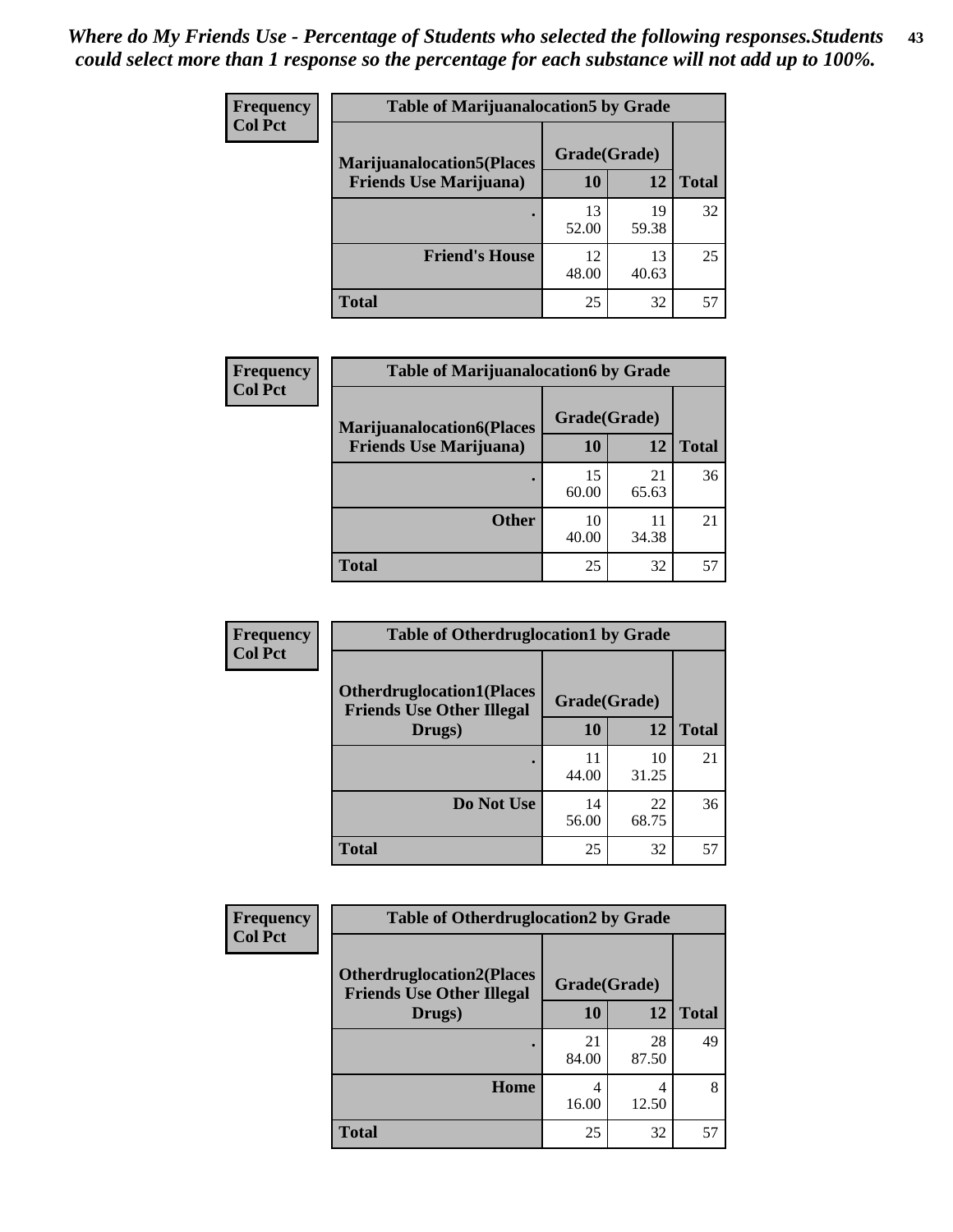*Where do My Friends Use - Percentage of Students who selected the following responses.Students could select more than 1 response so the percentage for each substance will not add up to 100%.*

**Frequency**
**Col Pct**

| Table of Marijuanalocation5 by Grade | | | |
|---|---|---|---|
| **Marijuanalocation5(Places Friends Use Marijuana)** | **Grade(Grade)** | | **Total** |
| | **10** | **12** | |
| . | 13<br>52.00 | 19<br>59.38 | 32 |
| **Friend's House** | 12<br>48.00 | 13<br>40.63 | 25 |
| **Total** | 25 | 32 | 57 |

**Frequency**
**Col Pct**

| Table of Marijuanalocation6 by Grade | | | |
|---|---|---|---|
| **Marijuanalocation6(Places Friends Use Marijuana)** | **Grade(Grade)** | | **Total** |
| | **10** | **12** | |
| . | 15<br>60.00 | 21<br>65.63 | 36 |
| **Other** | 10<br>40.00 | 11<br>34.38 | 21 |
| **Total** | 25 | 32 | 57 |

**Frequency**
**Col Pct**

| Table of Otherdruglocation1 by Grade | | | |
|---|---|---|---|
| **Otherdruglocation1(Places Friends Use Other Illegal Drugs)** | **Grade(Grade)** | | **Total** |
| | **10** | **12** | |
| . | 11<br>44.00 | 10<br>31.25 | 21 |
| **Do Not Use** | 14<br>56.00 | 22<br>68.75 | 36 |
| **Total** | 25 | 32 | 57 |

**Frequency**
**Col Pct**

| Table of Otherdruglocation2 by Grade | | | |
|---|---|---|---|
| **Otherdruglocation2(Places Friends Use Other Illegal Drugs)** | **Grade(Grade)** | | **Total** |
| | **10** | **12** | |
| . | 21<br>84.00 | 28<br>87.50 | 49 |
| **Home** | 4<br>16.00 | 4<br>12.50 | 8 |
| **Total** | 25 | 32 | 57 |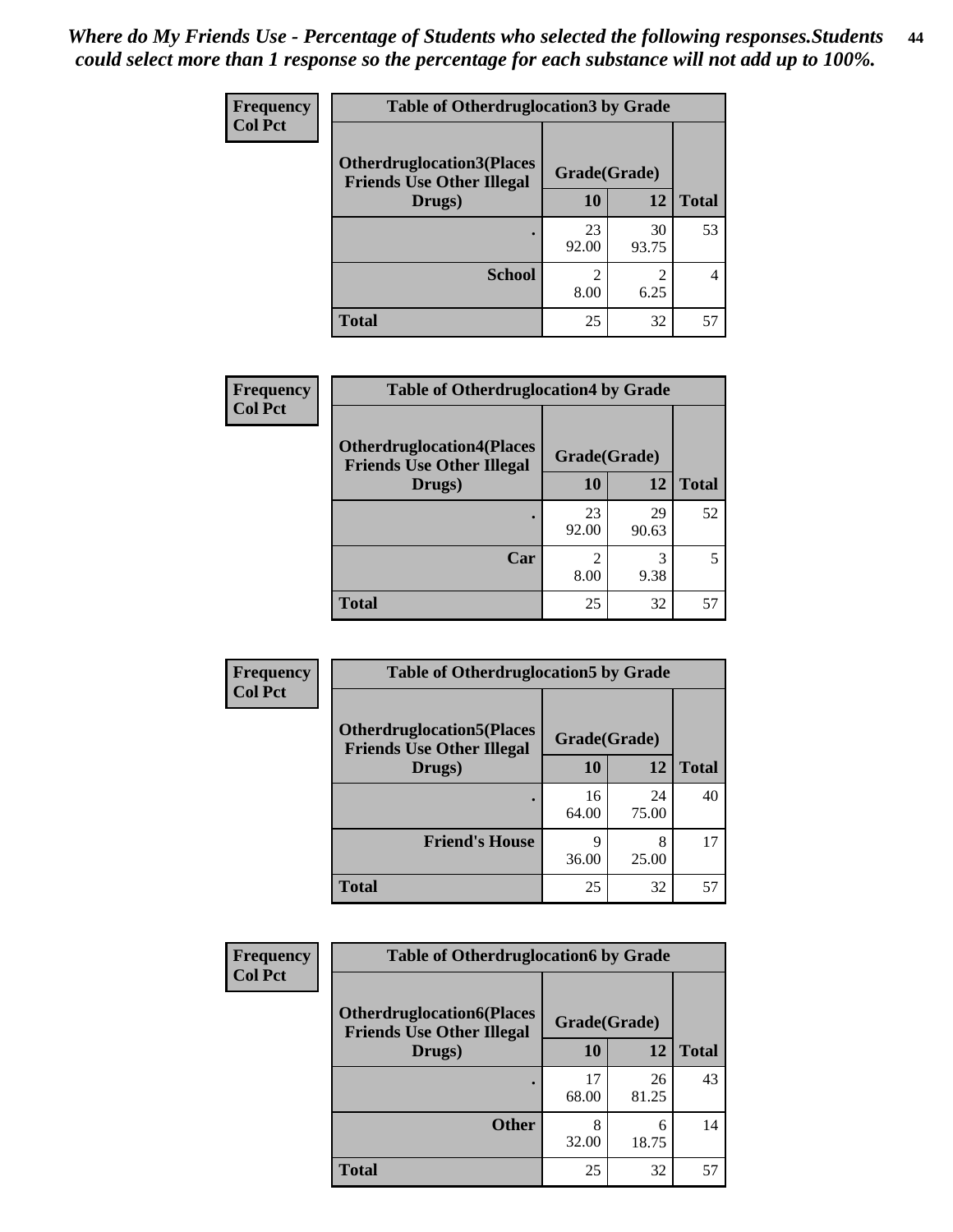*Where do My Friends Use - Percentage of Students who selected the following responses.Students could select more than 1 response so the percentage for each substance will not add up to 100%.*

**Frequency / Col Pct**

**Table of Otherdruglocation3 by Grade**

| Otherdruglocation3(Places Friends Use Other Illegal Drugs) | Grade(Grade) 10 | 12 | Total |
|---|---|---|---|
| . | 23<br>92.00 | 30<br>93.75 | 53 |
| School | 2<br>8.00 | 2<br>6.25 | 4 |
| Total | 25 | 32 | 57 |

**Frequency / Col Pct**

**Table of Otherdruglocation4 by Grade**

| Otherdruglocation4(Places Friends Use Other Illegal Drugs) | Grade(Grade) 10 | 12 | Total |
|---|---|---|---|
| . | 23<br>92.00 | 29<br>90.63 | 52 |
| Car | 2<br>8.00 | 3<br>9.38 | 5 |
| Total | 25 | 32 | 57 |

**Frequency / Col Pct**

**Table of Otherdruglocation5 by Grade**

| Otherdruglocation5(Places Friends Use Other Illegal Drugs) | Grade(Grade) 10 | 12 | Total |
|---|---|---|---|
| . | 16<br>64.00 | 24<br>75.00 | 40 |
| Friend's House | 9<br>36.00 | 8<br>25.00 | 17 |
| Total | 25 | 32 | 57 |

**Frequency / Col Pct**

**Table of Otherdruglocation6 by Grade**

| Otherdruglocation6(Places Friends Use Other Illegal Drugs) | Grade(Grade) 10 | 12 | Total |
|---|---|---|---|
| . | 17<br>68.00 | 26<br>81.25 | 43 |
| Other | 8<br>32.00 | 6<br>18.75 | 14 |
| Total | 25 | 32 | 57 |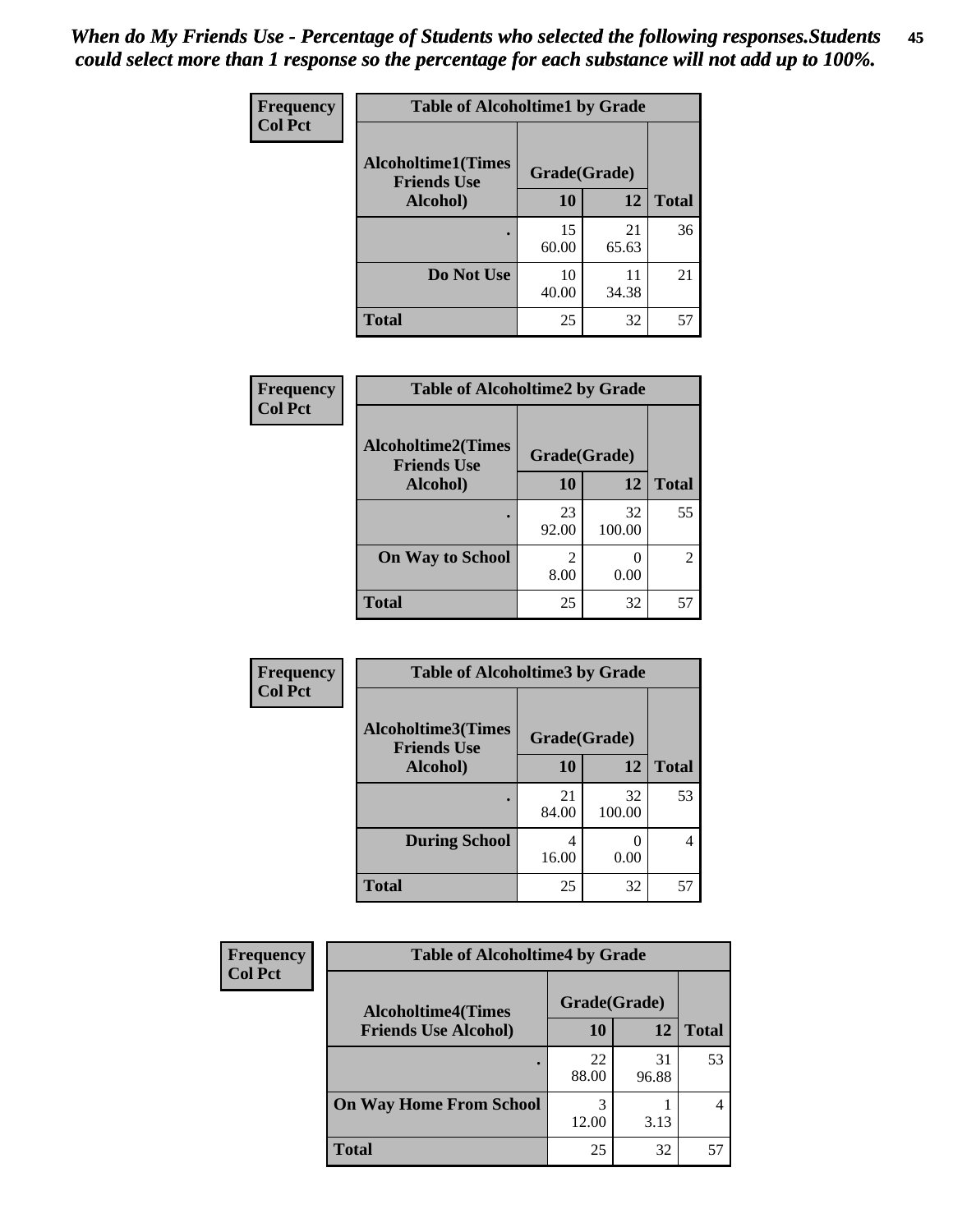*When do My Friends Use - Percentage of Students who selected the following responses.Students could select more than 1 response so the percentage for each substance will not add up to 100%.*

**Frequency**
**Col Pct**

**Table of Alcoholtime1 by Grade**

| Alcoholtime1(Times Friends Use Alcohol) | Grade(Grade) | | |
|---|---|---|---|
| | 10 | 12 | Total |
| . | 15<br>60.00 | 21<br>65.63 | 36 |
| Do Not Use | 10<br>40.00 | 11<br>34.38 | 21 |
| Total | 25 | 32 | 57 |

**Frequency**
**Col Pct**

**Table of Alcoholtime2 by Grade**

| Alcoholtime2(Times Friends Use Alcohol) | Grade(Grade) | | |
|---|---|---|---|
| | 10 | 12 | Total |
| . | 23<br>92.00 | 32<br>100.00 | 55 |
| On Way to School | 2<br>8.00 | 0<br>0.00 | 2 |
| Total | 25 | 32 | 57 |

**Frequency**
**Col Pct**

**Table of Alcoholtime3 by Grade**

| Alcoholtime3(Times Friends Use Alcohol) | Grade(Grade) | | |
|---|---|---|---|
| | 10 | 12 | Total |
| . | 21<br>84.00 | 32<br>100.00 | 53 |
| During School | 4<br>16.00 | 0<br>0.00 | 4 |
| Total | 25 | 32 | 57 |

**Frequency**
**Col Pct**

**Table of Alcoholtime4 by Grade**

| Alcoholtime4(Times Friends Use Alcohol) | Grade(Grade) | | |
|---|---|---|---|
| | 10 | 12 | Total |
| . | 22<br>88.00 | 31<br>96.88 | 53 |
| On Way Home From School | 3<br>12.00 | 1<br>3.13 | 4 |
| Total | 25 | 32 | 57 |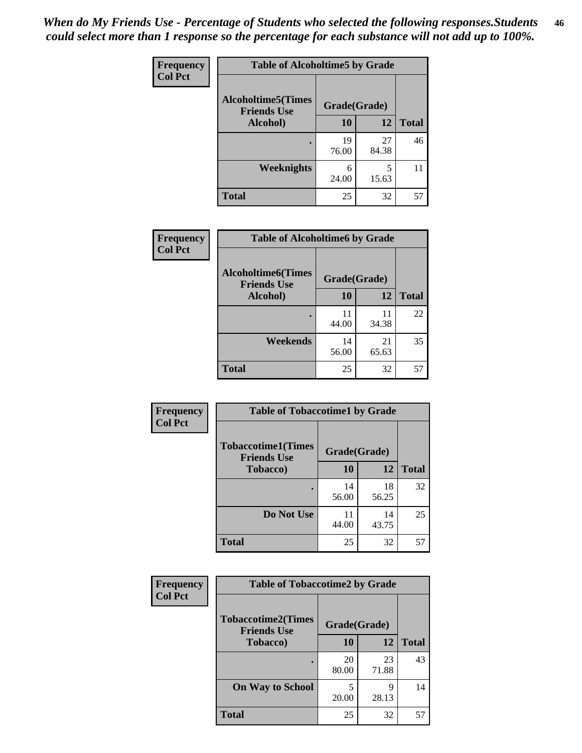*When do My Friends Use - Percentage of Students who selected the following responses.Students could select more than 1 response so the percentage for each substance will not add up to 100%.*

**Frequency**
**Col Pct**

| Table of Alcoholtime5 by Grade | | | |
|---|---|---|---|
| **Alcoholtime5(Times Friends Use Alcohol)** | **Grade(Grade)** | | **Total** |
| | **10** | **12** | |
| **.** | 19<br>76.00 | 27<br>84.38 | 46 |
| **Weeknights** | 6<br>24.00 | 5<br>15.63 | 11 |
| **Total** | 25 | 32 | 57 |

**Frequency**
**Col Pct**

| Table of Alcoholtime6 by Grade | | | |
|---|---|---|---|
| **Alcoholtime6(Times Friends Use Alcohol)** | **Grade(Grade)** | | **Total** |
| | **10** | **12** | |
| **.** | 11<br>44.00 | 11<br>34.38 | 22 |
| **Weekends** | 14<br>56.00 | 21<br>65.63 | 35 |
| **Total** | 25 | 32 | 57 |

**Frequency**
**Col Pct**

| Table of Tobaccotime1 by Grade | | | |
|---|---|---|---|
| **Tobaccotime1(Times Friends Use Tobacco)** | **Grade(Grade)** | | **Total** |
| | **10** | **12** | |
| **.** | 14<br>56.00 | 18<br>56.25 | 32 |
| **Do Not Use** | 11<br>44.00 | 14<br>43.75 | 25 |
| **Total** | 25 | 32 | 57 |

**Frequency**
**Col Pct**

| Table of Tobaccotime2 by Grade | | | |
|---|---|---|---|
| **Tobaccotime2(Times Friends Use Tobacco)** | **Grade(Grade)** | | **Total** |
| | **10** | **12** | |
| **.** | 20<br>80.00 | 23<br>71.88 | 43 |
| **On Way to School** | 5<br>20.00 | 9<br>28.13 | 14 |
| **Total** | 25 | 32 | 57 |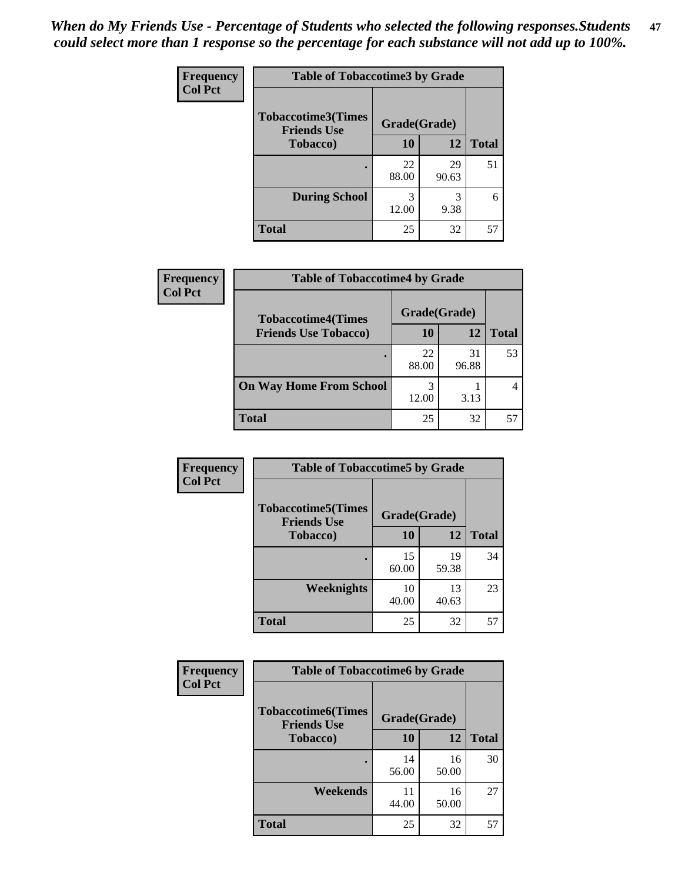*When do My Friends Use - Percentage of Students who selected the following responses.Students could select more than 1 response so the percentage for each substance will not add up to 100%.*

**Frequency**
**Col Pct**

**Table of Tobaccotime3 by Grade**

| Tobaccotime3(Times Friends Use Tobacco) | Grade(Grade) | | Total |
|---|---|---|---|
| | 10 | 12 | |
| . | 22<br>88.00 | 29<br>90.63 | 51 |
| During School | 3<br>12.00 | 3<br>9.38 | 6 |
| Total | 25 | 32 | 57 |

**Frequency**
**Col Pct**

**Table of Tobaccotime4 by Grade**

| Tobaccotime4(Times Friends Use Tobacco) | Grade(Grade) | | Total |
|---|---|---|---|
| | 10 | 12 | |
| . | 22<br>88.00 | 31<br>96.88 | 53 |
| On Way Home From School | 3<br>12.00 | 1<br>3.13 | 4 |
| Total | 25 | 32 | 57 |

**Frequency**
**Col Pct**

**Table of Tobaccotime5 by Grade**

| Tobaccotime5(Times Friends Use Tobacco) | Grade(Grade) | | Total |
|---|---|---|---|
| | 10 | 12 | |
| . | 15<br>60.00 | 19<br>59.38 | 34 |
| Weeknights | 10<br>40.00 | 13<br>40.63 | 23 |
| Total | 25 | 32 | 57 |

**Frequency**
**Col Pct**

**Table of Tobaccotime6 by Grade**

| Tobaccotime6(Times Friends Use Tobacco) | Grade(Grade) | | Total |
|---|---|---|---|
| | 10 | 12 | |
| . | 14<br>56.00 | 16<br>50.00 | 30 |
| Weekends | 11<br>44.00 | 16<br>50.00 | 27 |
| Total | 25 | 32 | 57 |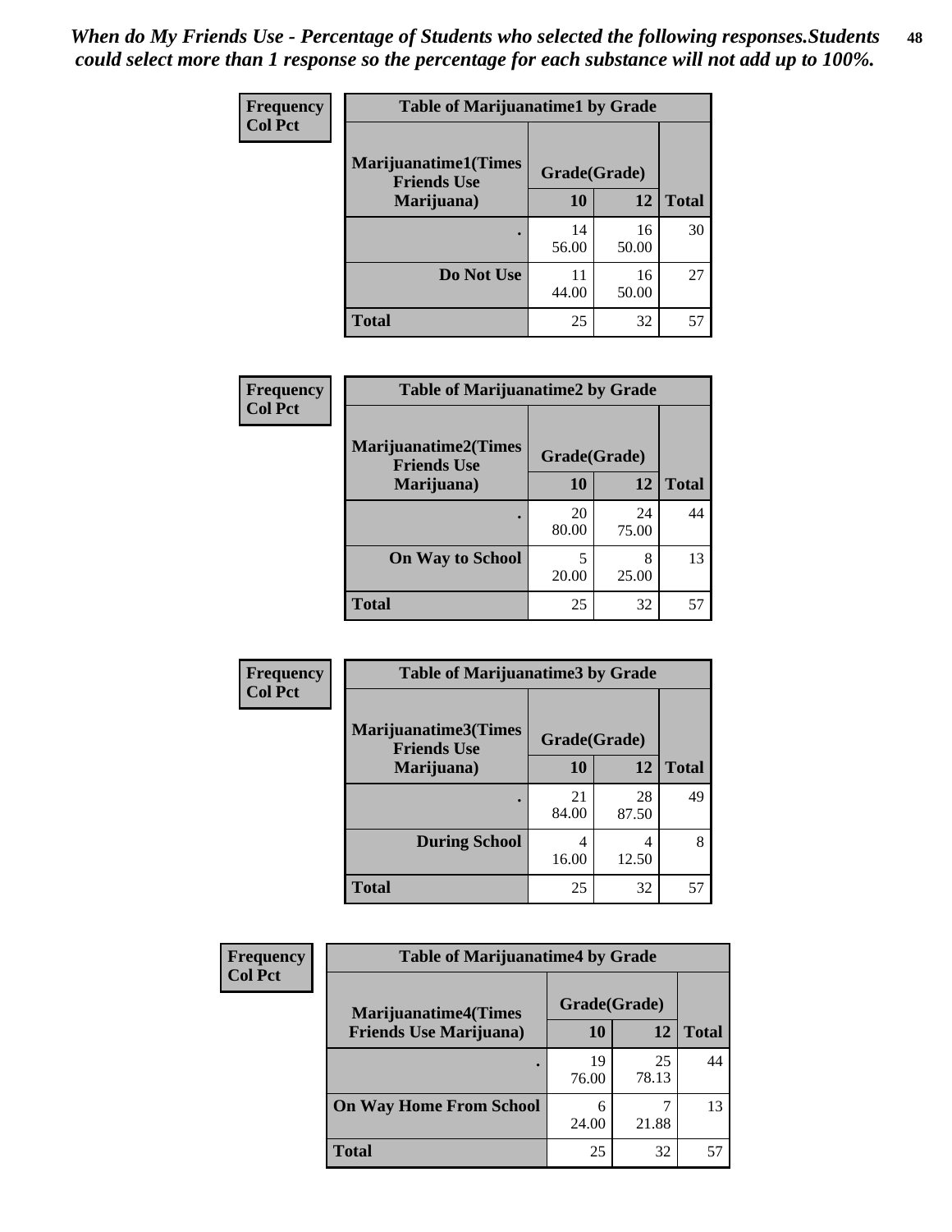*When do My Friends Use - Percentage of Students who selected the following responses.Students could select more than 1 response so the percentage for each substance will not add up to 100%.*

**Frequency**
**Col Pct**

| Table of Marijuanatime1 by Grade | | | |
|---|---|---|---|
| **Marijuanatime1(Times Friends Use Marijuana)** | **Grade(Grade)** | | |
| | **10** | **12** | **Total** |
| **.** | 14<br>56.00 | 16<br>50.00 | 30 |
| **Do Not Use** | 11<br>44.00 | 16<br>50.00 | 27 |
| **Total** | 25 | 32 | 57 |

**Frequency**
**Col Pct**

| Table of Marijuanatime2 by Grade | | | |
|---|---|---|---|
| **Marijuanatime2(Times Friends Use Marijuana)** | **Grade(Grade)** | | |
| | **10** | **12** | **Total** |
| **.** | 20<br>80.00 | 24<br>75.00 | 44 |
| **On Way to School** | 5<br>20.00 | 8<br>25.00 | 13 |
| **Total** | 25 | 32 | 57 |

**Frequency**
**Col Pct**

| Table of Marijuanatime3 by Grade | | | |
|---|---|---|---|
| **Marijuanatime3(Times Friends Use Marijuana)** | **Grade(Grade)** | | |
| | **10** | **12** | **Total** |
| **.** | 21<br>84.00 | 28<br>87.50 | 49 |
| **During School** | 4<br>16.00 | 4<br>12.50 | 8 |
| **Total** | 25 | 32 | 57 |

**Frequency**
**Col Pct**

| Table of Marijuanatime4 by Grade | | | |
|---|---|---|---|
| **Marijuanatime4(Times Friends Use Marijuana)** | **Grade(Grade)** | | |
| | **10** | **12** | **Total** |
| **.** | 19<br>76.00 | 25<br>78.13 | 44 |
| **On Way Home From School** | 6<br>24.00 | 7<br>21.88 | 13 |
| **Total** | 25 | 32 | 57 |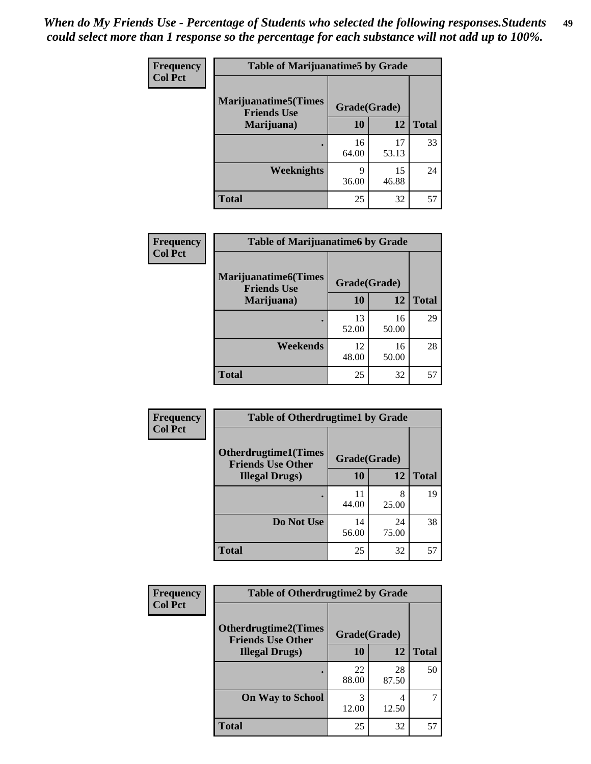*When do My Friends Use - Percentage of Students who selected the following responses.Students could select more than 1 response so the percentage for each substance will not add up to 100%.*

**Frequency**
**Col Pct**

| Table of Marijuanatime5 by Grade | | | |
|---|---|---|---|
| **Marijuanatime5(Times Friends Use Marijuana)** | **Grade(Grade)** | | |
| | **10** | **12** | **Total** |
| **.** | 16<br>64.00 | 17<br>53.13 | 33 |
| **Weeknights** | 9<br>36.00 | 15<br>46.88 | 24 |
| **Total** | 25 | 32 | 57 |

**Frequency**
**Col Pct**

| Table of Marijuanatime6 by Grade | | | |
|---|---|---|---|
| **Marijuanatime6(Times Friends Use Marijuana)** | **Grade(Grade)** | | |
| | **10** | **12** | **Total** |
| **.** | 13<br>52.00 | 16<br>50.00 | 29 |
| **Weekends** | 12<br>48.00 | 16<br>50.00 | 28 |
| **Total** | 25 | 32 | 57 |

**Frequency**
**Col Pct**

| Table of Otherdrugtime1 by Grade | | | |
|---|---|---|---|
| **Otherdrugtime1(Times Friends Use Other Illegal Drugs)** | **Grade(Grade)** | | |
| | **10** | **12** | **Total** |
| **.** | 11<br>44.00 | 8<br>25.00 | 19 |
| **Do Not Use** | 14<br>56.00 | 24<br>75.00 | 38 |
| **Total** | 25 | 32 | 57 |

**Frequency**
**Col Pct**

| Table of Otherdrugtime2 by Grade | | | |
|---|---|---|---|
| **Otherdrugtime2(Times Friends Use Other Illegal Drugs)** | **Grade(Grade)** | | |
| | **10** | **12** | **Total** |
| **.** | 22<br>88.00 | 28<br>87.50 | 50 |
| **On Way to School** | 3<br>12.00 | 4<br>12.50 | 7 |
| **Total** | 25 | 32 | 57 |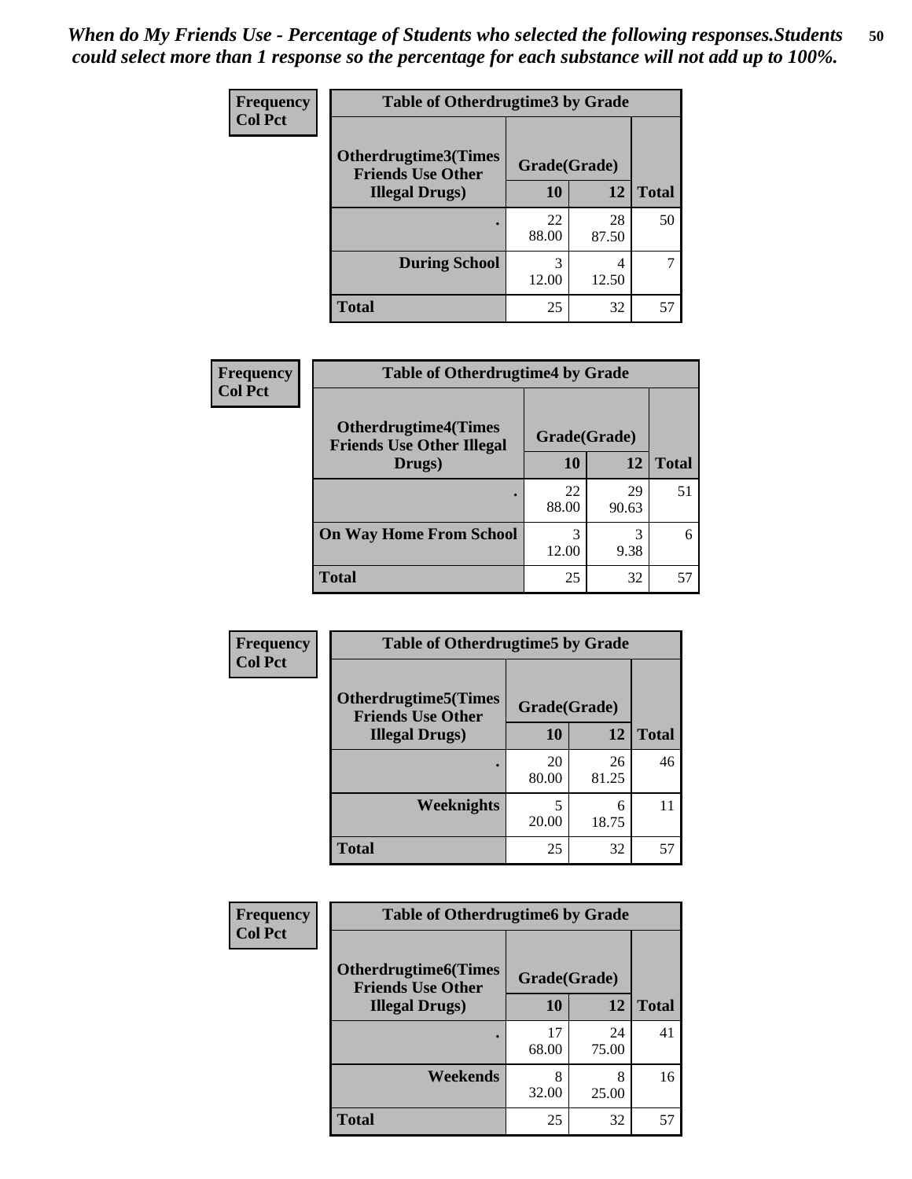*When do My Friends Use - Percentage of Students who selected the following responses.Students could select more than 1 response so the percentage for each substance will not add up to 100%.*

**Frequency**
**Col Pct**

| Table of Otherdrugtime3 by Grade | | | |
|---|---|---|---|
| Otherdrugtime3(Times Friends Use Other Illegal Drugs) | Grade(Grade) | | |
| | 10 | 12 | Total |
| . | 22<br>88.00 | 28<br>87.50 | 50 |
| During School | 3<br>12.00 | 4<br>12.50 | 7 |
| Total | 25 | 32 | 57 |

**Frequency**
**Col Pct**

| Table of Otherdrugtime4 by Grade | | | |
|---|---|---|---|
| Otherdrugtime4(Times Friends Use Other Illegal Drugs) | Grade(Grade) | | |
| | 10 | 12 | Total |
| . | 22<br>88.00 | 29<br>90.63 | 51 |
| On Way Home From School | 3<br>12.00 | 3<br>9.38 | 6 |
| Total | 25 | 32 | 57 |

**Frequency**
**Col Pct**

| Table of Otherdrugtime5 by Grade | | | |
|---|---|---|---|
| Otherdrugtime5(Times Friends Use Other Illegal Drugs) | Grade(Grade) | | |
| | 10 | 12 | Total |
| . | 20<br>80.00 | 26<br>81.25 | 46 |
| Weeknights | 5<br>20.00 | 6<br>18.75 | 11 |
| Total | 25 | 32 | 57 |

**Frequency**
**Col Pct**

| Table of Otherdrugtime6 by Grade | | | |
|---|---|---|---|
| Otherdrugtime6(Times Friends Use Other Illegal Drugs) | Grade(Grade) | | |
| | 10 | 12 | Total |
| . | 17<br>68.00 | 24<br>75.00 | 41 |
| Weekends | 8<br>32.00 | 8<br>25.00 | 16 |
| Total | 25 | 32 | 57 |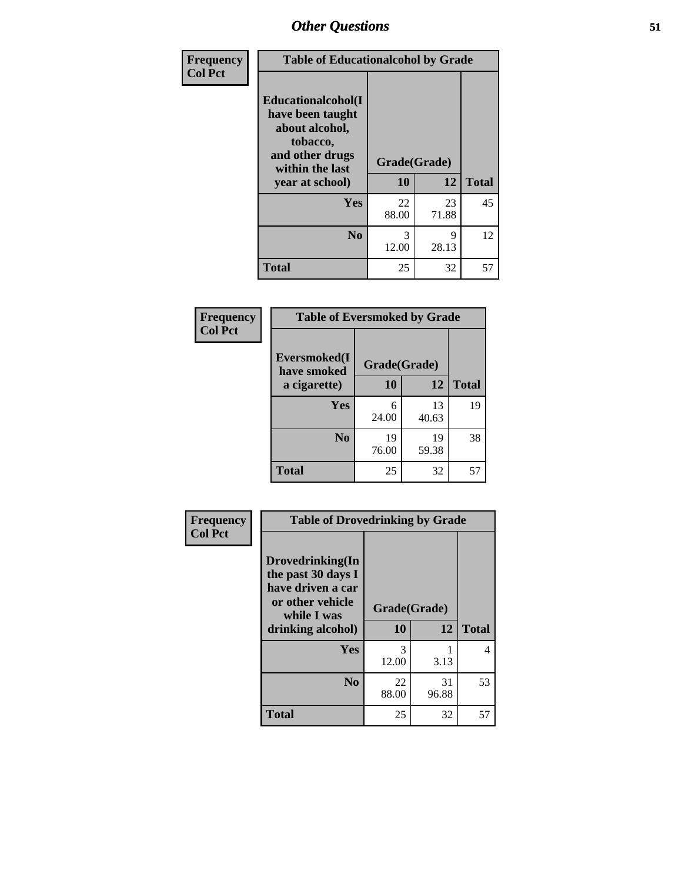## Other Questions

| Frequency Col Pct | Table of Educationalcohol by Grade | | |
|---|---|---|---|
| Educationalcohol(I have been taught about alcohol, tobacco, and other drugs within the last year at school) | Grade(Grade) | | |
| | 10 | 12 | Total |
| Yes | 22<br>88.00 | 23<br>71.88 | 45 |
| No | 3<br>12.00 | 9<br>28.13 | 12 |
| Total | 25 | 32 | 57 |

| Frequency Col Pct | Table of Eversmoked by Grade | | |
|---|---|---|---|
| Eversmoked(I have smoked a cigarette) | Grade(Grade) | | |
| | 10 | 12 | Total |
| Yes | 6<br>24.00 | 13<br>40.63 | 19 |
| No | 19<br>76.00 | 19<br>59.38 | 38 |
| Total | 25 | 32 | 57 |

| Frequency Col Pct | Table of Drovedrinking by Grade | | |
|---|---|---|---|
| Drovedrinking(In the past 30 days I have driven a car or other vehicle while I was drinking alcohol) | Grade(Grade) | | |
| | 10 | 12 | Total |
| Yes | 3<br>12.00 | 1<br>3.13 | 4 |
| No | 22<br>88.00 | 31<br>96.88 | 53 |
| Total | 25 | 32 | 57 |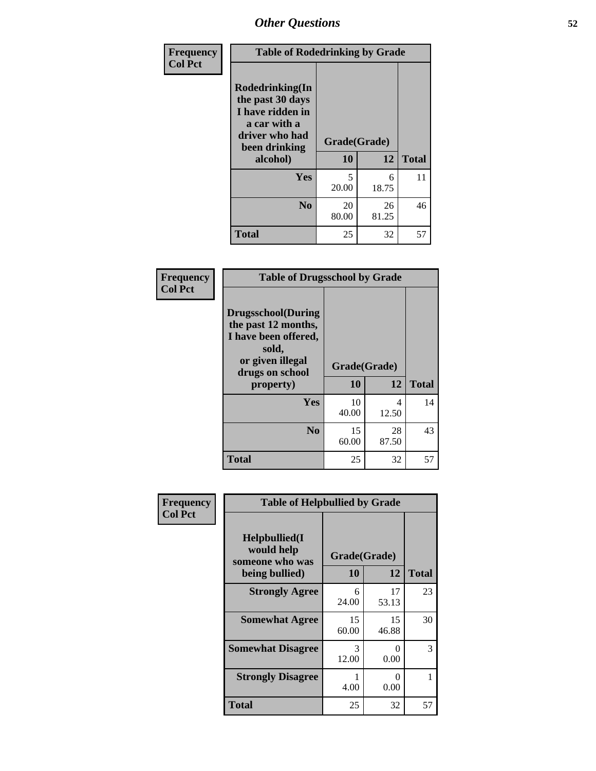## Other Questions

**Frequency / Col Pct**

| Table of Rodedrinking by Grade | | | |
|---|---|---|---|
| Rodedrinking(In the past 30 days I have ridden in a car with a driver who had been drinking alcohol) | Grade(Grade) | | |
| | 10 | 12 | Total |
| Yes | 5<br>20.00 | 6<br>18.75 | 11 |
| No | 20<br>80.00 | 26<br>81.25 | 46 |
| Total | 25 | 32 | 57 |

**Frequency / Col Pct**

| Table of Drugsschool by Grade | | | |
|---|---|---|---|
| Drugsschool(During the past 12 months, I have been offered, sold, or given illegal drugs on school property) | Grade(Grade) | | |
| | 10 | 12 | Total |
| Yes | 10<br>40.00 | 4<br>12.50 | 14 |
| No | 15<br>60.00 | 28<br>87.50 | 43 |
| Total | 25 | 32 | 57 |

**Frequency / Col Pct**

| Table of Helpbullied by Grade | | | |
|---|---|---|---|
| Helpbullied(I would help someone who was being bullied) | Grade(Grade) | | |
| | 10 | 12 | Total |
| Strongly Agree | 6<br>24.00 | 17<br>53.13 | 23 |
| Somewhat Agree | 15<br>60.00 | 15<br>46.88 | 30 |
| Somewhat Disagree | 3<br>12.00 | 0<br>0.00 | 3 |
| Strongly Disagree | 1<br>4.00 | 0<br>0.00 | 1 |
| Total | 25 | 32 | 57 |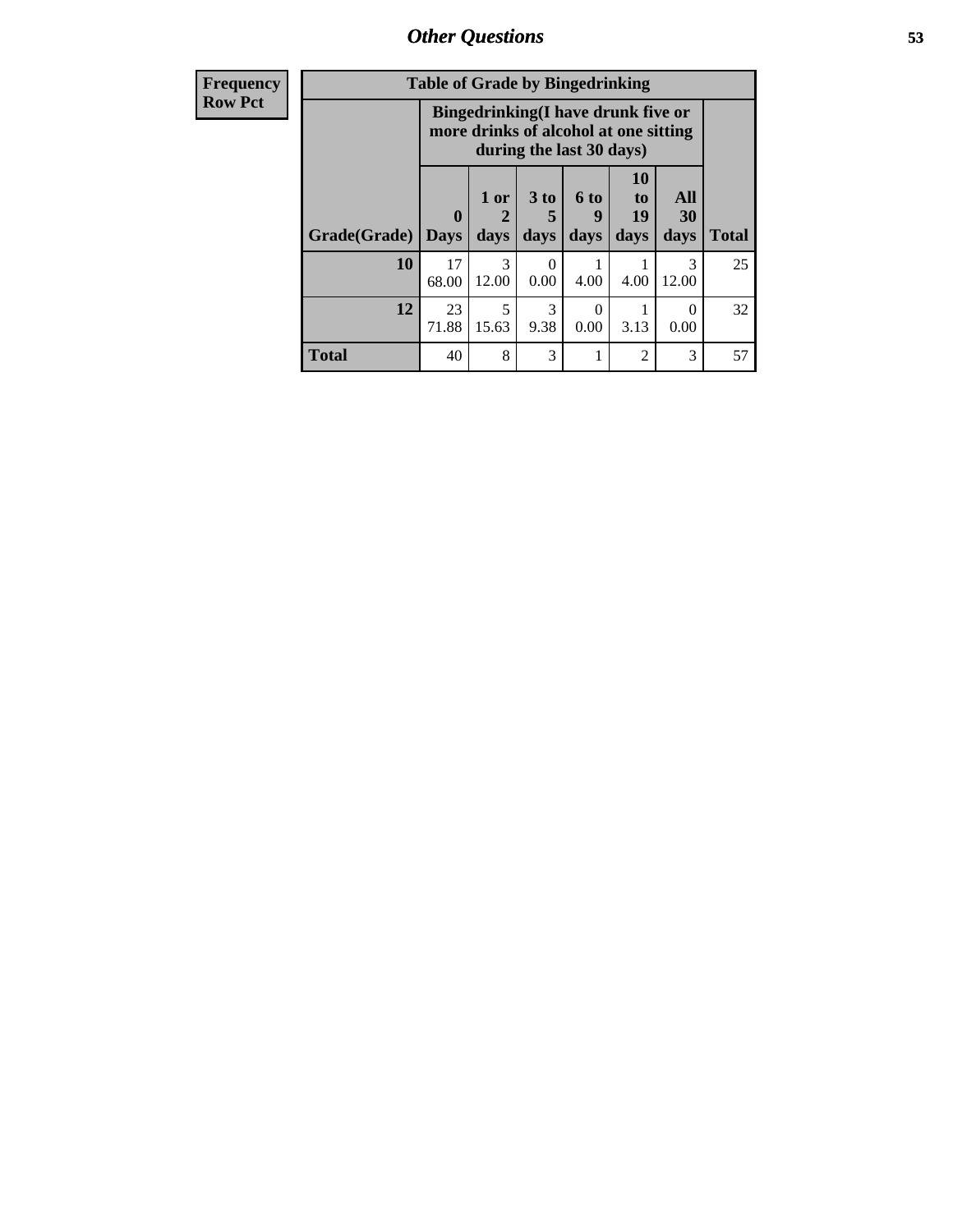| Frequency<br>Row Pct | | | | | | | |
|---|---|---|---|---|---|---|---|

**Table of Grade by Bingedrinking**

| | Bingedrinking(I have drunk five or more drinks of alcohol at one sitting during the last 30 days) | | | | | | |
|---|---|---|---|---|---|---|---|
| Grade(Grade) | 0 Days | 1 or 2 days | 3 to 5 days | 6 to 9 days | 10 to 19 days | All 30 days | Total |
| 10 | 17<br>68.00 | 3<br>12.00 | 0<br>0.00 | 1<br>4.00 | 1<br>4.00 | 3<br>12.00 | 25 |
| 12 | 23<br>71.88 | 5<br>15.63 | 3<br>9.38 | 0<br>0.00 | 1<br>3.13 | 0<br>0.00 | 32 |
| Total | 40 | 8 | 3 | 1 | 2 | 3 | 57 |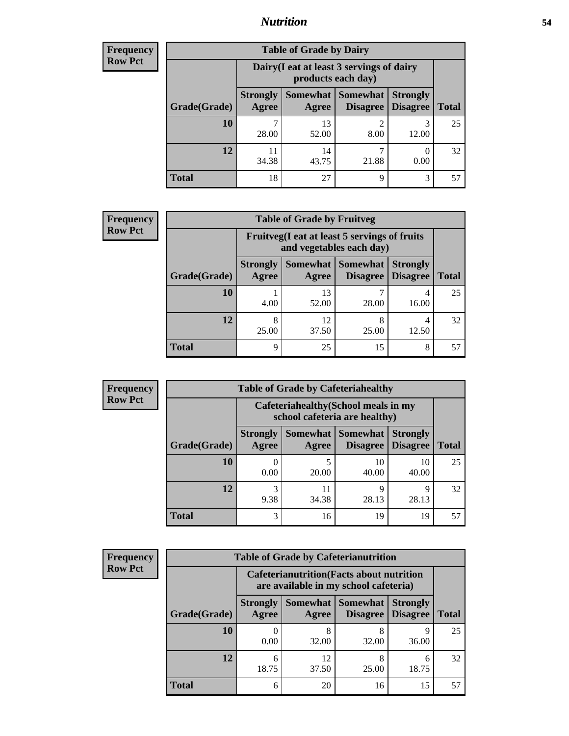# Nutrition

**Frequency**
**Row Pct**

| Table of Grade by Dairy | | | | | |
|---|---|---|---|---|---|
| | Dairy(I eat at least 3 servings of dairy products each day) | | | | |
| Grade(Grade) | Strongly Agree | Somewhat Agree | Somewhat Disagree | Strongly Disagree | Total |
| 10 | 7<br>28.00 | 13<br>52.00 | 2<br>8.00 | 3<br>12.00 | 25 |
| 12 | 11<br>34.38 | 14<br>43.75 | 7<br>21.88 | 0<br>0.00 | 32 |
| Total | 18 | 27 | 9 | 3 | 57 |

**Frequency**
**Row Pct**

| Table of Grade by Fruitveg | | | | | |
|---|---|---|---|---|---|
| | Fruitveg(I eat at least 5 servings of fruits and vegetables each day) | | | | |
| Grade(Grade) | Strongly Agree | Somewhat Agree | Somewhat Disagree | Strongly Disagree | Total |
| 10 | 1<br>4.00 | 13<br>52.00 | 7<br>28.00 | 4<br>16.00 | 25 |
| 12 | 8<br>25.00 | 12<br>37.50 | 8<br>25.00 | 4<br>12.50 | 32 |
| Total | 9 | 25 | 15 | 8 | 57 |

**Frequency**
**Row Pct**

| Table of Grade by Cafeteriahealthy | | | | | |
|---|---|---|---|---|---|
| | Cafeteriahealthy(School meals in my school cafeteria are healthy) | | | | |
| Grade(Grade) | Strongly Agree | Somewhat Agree | Somewhat Disagree | Strongly Disagree | Total |
| 10 | 0<br>0.00 | 5<br>20.00 | 10<br>40.00 | 10<br>40.00 | 25 |
| 12 | 3<br>9.38 | 11<br>34.38 | 9<br>28.13 | 9<br>28.13 | 32 |
| Total | 3 | 16 | 19 | 19 | 57 |

**Frequency**
**Row Pct**

| Table of Grade by Cafeterianutrition | | | | | |
|---|---|---|---|---|---|
| | Cafeterianutrition(Facts about nutrition are available in my school cafeteria) | | | | |
| Grade(Grade) | Strongly Agree | Somewhat Agree | Somewhat Disagree | Strongly Disagree | Total |
| 10 | 0<br>0.00 | 8<br>32.00 | 8<br>32.00 | 9<br>36.00 | 25 |
| 12 | 6<br>18.75 | 12<br>37.50 | 8<br>25.00 | 6<br>18.75 | 32 |
| Total | 6 | 20 | 16 | 15 | 57 |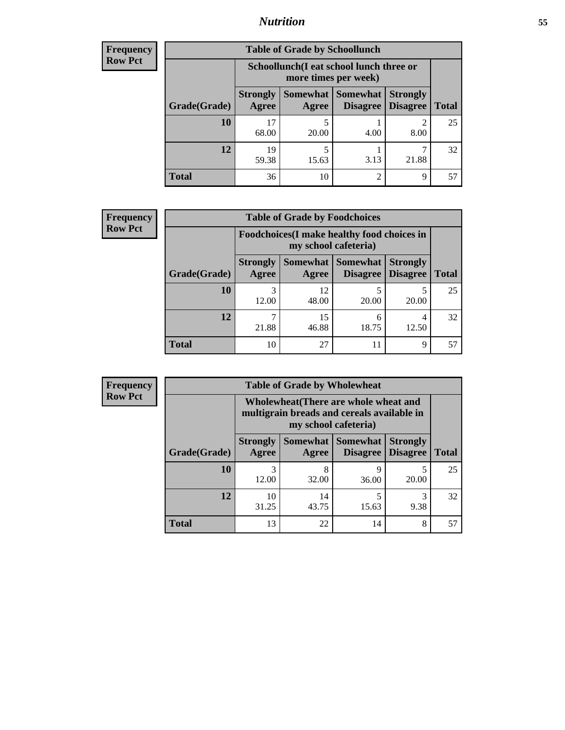**Frequency**
**Row Pct**

| Table of Grade by Schoollunch | | | | | |
|---|---|---|---|---|---|
| | Schoollunch(I eat school lunch three or more times per week) | | | | |
| Grade(Grade) | Strongly Agree | Somewhat Agree | Somewhat Disagree | Strongly Disagree | Total |
| 10 | 17<br>68.00 | 5<br>20.00 | 1<br>4.00 | 2<br>8.00 | 25 |
| 12 | 19<br>59.38 | 5<br>15.63 | 1<br>3.13 | 7<br>21.88 | 32 |
| Total | 36 | 10 | 2 | 9 | 57 |

**Frequency**
**Row Pct**

| Table of Grade by Foodchoices | | | | | |
|---|---|---|---|---|---|
| | Foodchoices(I make healthy food choices in my school cafeteria) | | | | |
| Grade(Grade) | Strongly Agree | Somewhat Agree | Somewhat Disagree | Strongly Disagree | Total |
| 10 | 3<br>12.00 | 12<br>48.00 | 5<br>20.00 | 5<br>20.00 | 25 |
| 12 | 7<br>21.88 | 15<br>46.88 | 6<br>18.75 | 4<br>12.50 | 32 |
| Total | 10 | 27 | 11 | 9 | 57 |

**Frequency**
**Row Pct**

| Table of Grade by Wholewheat | | | | | |
|---|---|---|---|---|---|
| | Wholewheat(There are whole wheat and multigrain breads and cereals available in my school cafeteria) | | | | |
| Grade(Grade) | Strongly Agree | Somewhat Agree | Somewhat Disagree | Strongly Disagree | Total |
| 10 | 3<br>12.00 | 8<br>32.00 | 9<br>36.00 | 5<br>20.00 | 25 |
| 12 | 10<br>31.25 | 14<br>43.75 | 5<br>15.63 | 3<br>9.38 | 32 |
| Total | 13 | 22 | 14 | 8 | 57 |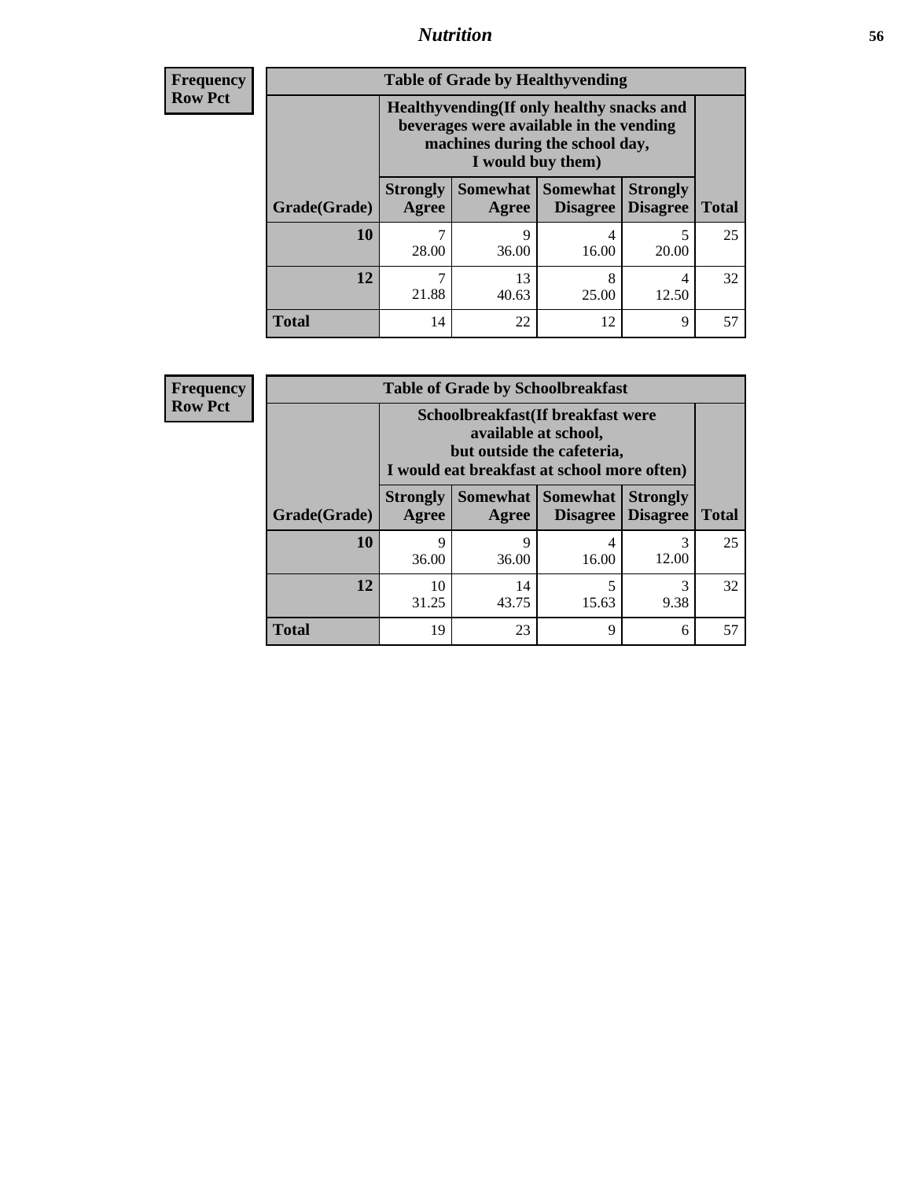**Frequency**
**Row Pct**

| Table of Grade by Healthyvending | | | | | |
|---|---|---|---|---|---|
| | Healthyvending(If only healthy snacks and beverages were available in the vending machines during the school day, I would buy them) | | | | |
| Grade(Grade) | Strongly Agree | Somewhat Agree | Somewhat Disagree | Strongly Disagree | Total |
| **10** | 7<br>28.00 | 9<br>36.00 | 4<br>16.00 | 5<br>20.00 | 25 |
| **12** | 7<br>21.88 | 13<br>40.63 | 8<br>25.00 | 4<br>12.50 | 32 |
| **Total** | 14 | 22 | 12 | 9 | 57 |

**Frequency**
**Row Pct**

| Table of Grade by Schoolbreakfast | | | | | |
|---|---|---|---|---|---|
| | Schoolbreakfast(If breakfast were available at school, but outside the cafeteria, I would eat breakfast at school more often) | | | | |
| Grade(Grade) | Strongly Agree | Somewhat Agree | Somewhat Disagree | Strongly Disagree | Total |
| **10** | 9<br>36.00 | 9<br>36.00 | 4<br>16.00 | 3<br>12.00 | 25 |
| **12** | 10<br>31.25 | 14<br>43.75 | 5<br>15.63 | 3<br>9.38 | 32 |
| **Total** | 19 | 23 | 9 | 6 | 57 |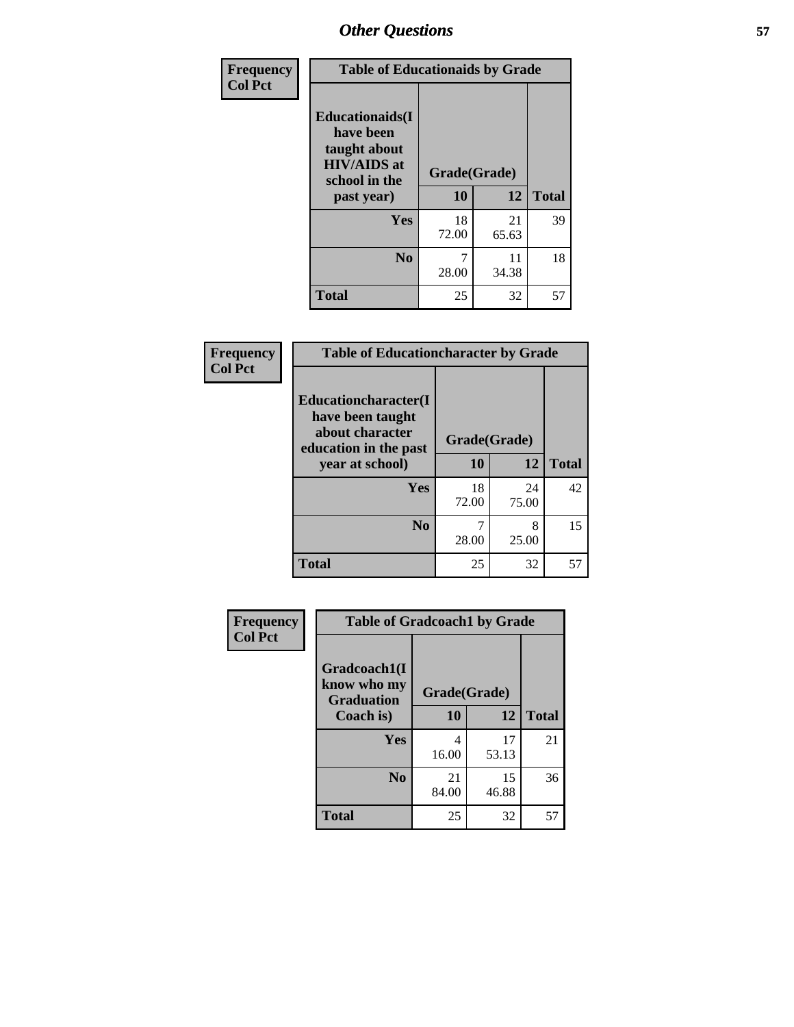## Other Questions

| Frequency Col Pct | Table of Educationaids by Grade | | |
|---|---|---|---|
| Educationaids(I have been taught about HIV/AIDS at school in the past year) | Grade(Grade) | | |
| | 10 | 12 | Total |
| Yes | 18<br>72.00 | 21<br>65.63 | 39 |
| No | 7<br>28.00 | 11<br>34.38 | 18 |
| Total | 25 | 32 | 57 |

| Frequency Col Pct | Table of Educationcharacter by Grade | | |
|---|---|---|---|
| Educationcharacter(I have been taught about character education in the past year at school) | Grade(Grade) | | |
| | 10 | 12 | Total |
| Yes | 18<br>72.00 | 24<br>75.00 | 42 |
| No | 7<br>28.00 | 8<br>25.00 | 15 |
| Total | 25 | 32 | 57 |

| Frequency Col Pct | Table of Gradcoach1 by Grade | | |
|---|---|---|---|
| Gradcoach1(I know who my Graduation Coach is) | Grade(Grade) | | |
| | 10 | 12 | Total |
| Yes | 4<br>16.00 | 17<br>53.13 | 21 |
| No | 21<br>84.00 | 15<br>46.88 | 36 |
| Total | 25 | 32 | 57 |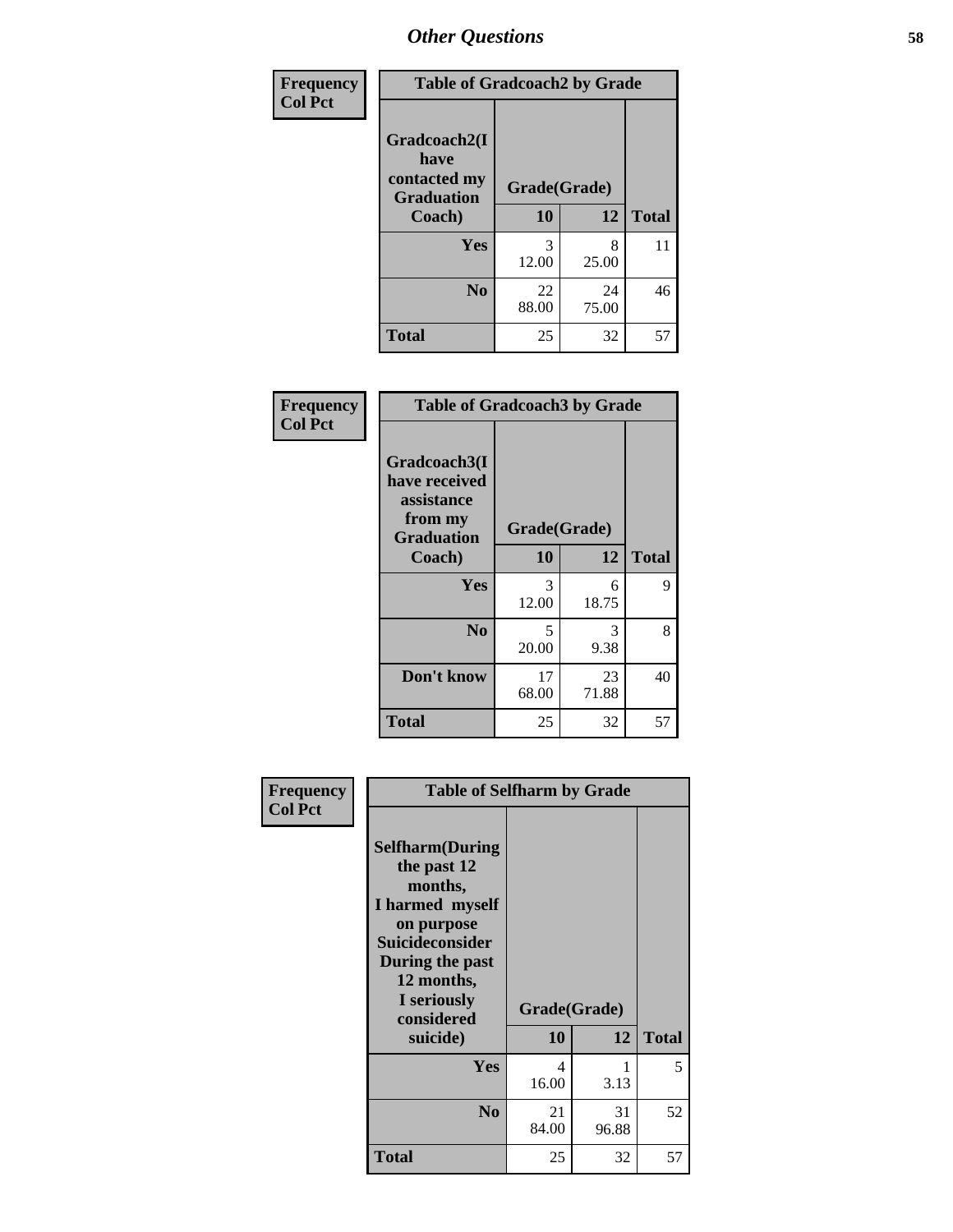## Other Questions

| Frequency Col Pct | Table of Gradcoach2 by Grade | | |
|---|---|---|---|
| Gradcoach2(I have contacted my Graduation Coach) | Grade(Grade) | | |
| | 10 | 12 | Total |
| Yes | 3<br>12.00 | 8<br>25.00 | 11 |
| No | 22<br>88.00 | 24<br>75.00 | 46 |
| Total | 25 | 32 | 57 |

| Frequency Col Pct | Table of Gradcoach3 by Grade | | |
|---|---|---|---|
| Gradcoach3(I have received assistance from my Graduation Coach) | Grade(Grade) | | |
| | 10 | 12 | Total |
| Yes | 3<br>12.00 | 6<br>18.75 | 9 |
| No | 5<br>20.00 | 3<br>9.38 | 8 |
| Don't know | 17<br>68.00 | 23<br>71.88 | 40 |
| Total | 25 | 32 | 57 |

| Frequency Col Pct | Table of Selfharm by Grade | | |
|---|---|---|---|
| Selfharm(During the past 12 months, I harmed myself on purpose Suicideconsider During the past 12 months, I seriously considered suicide) | Grade(Grade) | | |
| | 10 | 12 | Total |
| Yes | 4<br>16.00 | 1<br>3.13 | 5 |
| No | 21<br>84.00 | 31<br>96.88 | 52 |
| Total | 25 | 32 | 57 |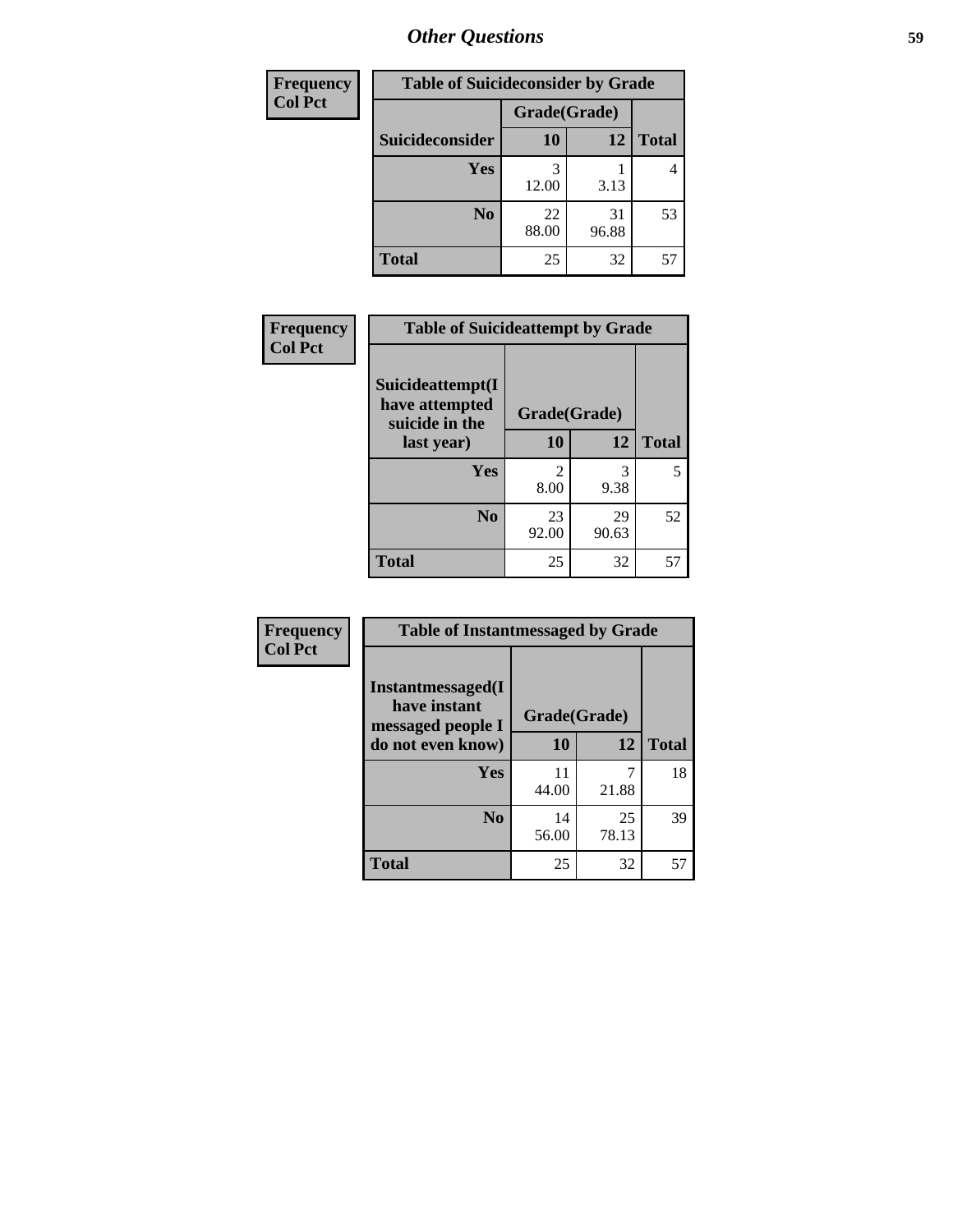| Frequency<br>Col Pct |
|---|

**Table of Suicideconsider by Grade**

| Suicideconsider | Grade(Grade) 10 | 12 | Total |
|---|---|---|---|
| Yes | 3<br>12.00 | 1<br>3.13 | 4 |
| No | 22<br>88.00 | 31<br>96.88 | 53 |
| Total | 25 | 32 | 57 |

| Frequency<br>Col Pct |
|---|

**Table of Suicideattempt by Grade**

| Suicideattempt(I have attempted suicide in the last year) | Grade(Grade) 10 | 12 | Total |
|---|---|---|---|
| Yes | 2<br>8.00 | 3<br>9.38 | 5 |
| No | 23<br>92.00 | 29<br>90.63 | 52 |
| Total | 25 | 32 | 57 |

| Frequency<br>Col Pct |
|---|

**Table of Instantmessaged by Grade**

| Instantmessaged(I have instant messaged people I do not even know) | Grade(Grade) 10 | 12 | Total |
|---|---|---|---|
| Yes | 11<br>44.00 | 7<br>21.88 | 18 |
| No | 14<br>56.00 | 25<br>78.13 | 39 |
| Total | 25 | 32 | 57 |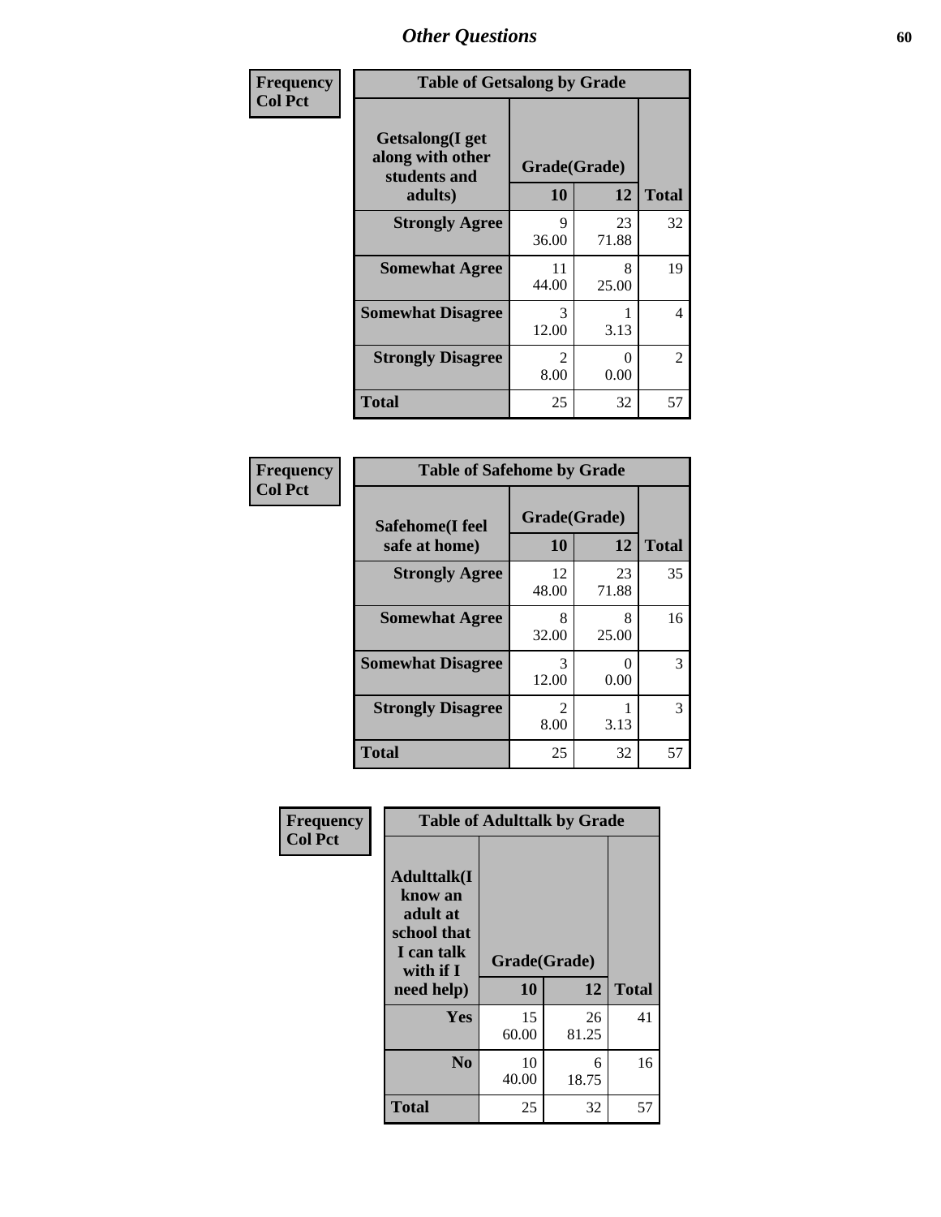## Other Questions

**Frequency**
**Col Pct**

| Table of Getsalong by Grade | | | |
|---|---|---|---|
| **Getsalong(I get along with other students and adults)** | **Grade(Grade)** | | |
| | **10** | **12** | **Total** |
| **Strongly Agree** | 9<br>36.00 | 23<br>71.88 | 32 |
| **Somewhat Agree** | 11<br>44.00 | 8<br>25.00 | 19 |
| **Somewhat Disagree** | 3<br>12.00 | 1<br>3.13 | 4 |
| **Strongly Disagree** | 2<br>8.00 | 0<br>0.00 | 2 |
| **Total** | 25 | 32 | 57 |

**Frequency**
**Col Pct**

| Table of Safehome by Grade | | | |
|---|---|---|---|
| **Safehome(I feel safe at home)** | **Grade(Grade)** | | |
| | **10** | **12** | **Total** |
| **Strongly Agree** | 12<br>48.00 | 23<br>71.88 | 35 |
| **Somewhat Agree** | 8<br>32.00 | 8<br>25.00 | 16 |
| **Somewhat Disagree** | 3<br>12.00 | 0<br>0.00 | 3 |
| **Strongly Disagree** | 2<br>8.00 | 1<br>3.13 | 3 |
| **Total** | 25 | 32 | 57 |

**Frequency**
**Col Pct**

| Table of Adulttalk by Grade | | | |
|---|---|---|---|
| **Adulttalk(I know an adult at school that I can talk with if I need help)** | **Grade(Grade)** | | |
| | **10** | **12** | **Total** |
| **Yes** | 15<br>60.00 | 26<br>81.25 | 41 |
| **No** | 10<br>40.00 | 6<br>18.75 | 16 |
| **Total** | 25 | 32 | 57 |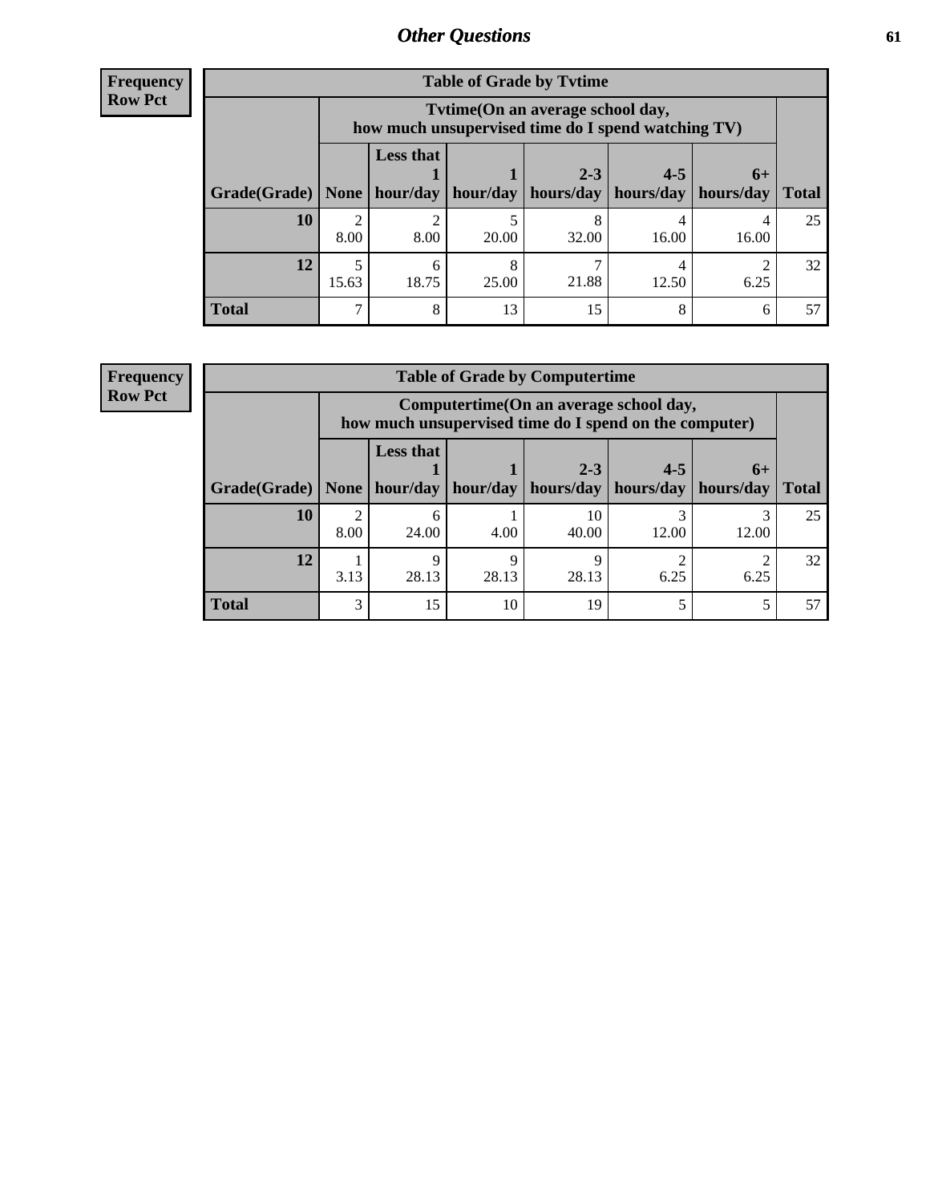# *Other Questions*

**Frequency**
**Row Pct**

| Table of Grade by Tvtime | | | | | | | |
|---|---|---|---|---|---|---|---|
| | Tvtime(On an average school day, how much unsupervised time do I spend watching TV) | | | | | | |
| Grade(Grade) | None | Less that 1 hour/day | 1 hour/day | 2-3 hours/day | 4-5 hours/day | 6+ hours/day | Total |
| **10** | 2<br>8.00 | 2<br>8.00 | 5<br>20.00 | 8<br>32.00 | 4<br>16.00 | 4<br>16.00 | 25 |
| **12** | 5<br>15.63 | 6<br>18.75 | 8<br>25.00 | 7<br>21.88 | 4<br>12.50 | 2<br>6.25 | 32 |
| **Total** | 7 | 8 | 13 | 15 | 8 | 6 | 57 |

**Frequency**
**Row Pct**

| Table of Grade by Computertime | | | | | | | |
|---|---|---|---|---|---|---|---|
| | Computertime(On an average school day, how much unsupervised time do I spend on the computer) | | | | | | |
| Grade(Grade) | None | Less that 1 hour/day | 1 hour/day | 2-3 hours/day | 4-5 hours/day | 6+ hours/day | Total |
| **10** | 2<br>8.00 | 6<br>24.00 | 1<br>4.00 | 10<br>40.00 | 3<br>12.00 | 3<br>12.00 | 25 |
| **12** | 1<br>3.13 | 9<br>28.13 | 9<br>28.13 | 9<br>28.13 | 2<br>6.25 | 2<br>6.25 | 32 |
| **Total** | 3 | 15 | 10 | 19 | 5 | 5 | 57 |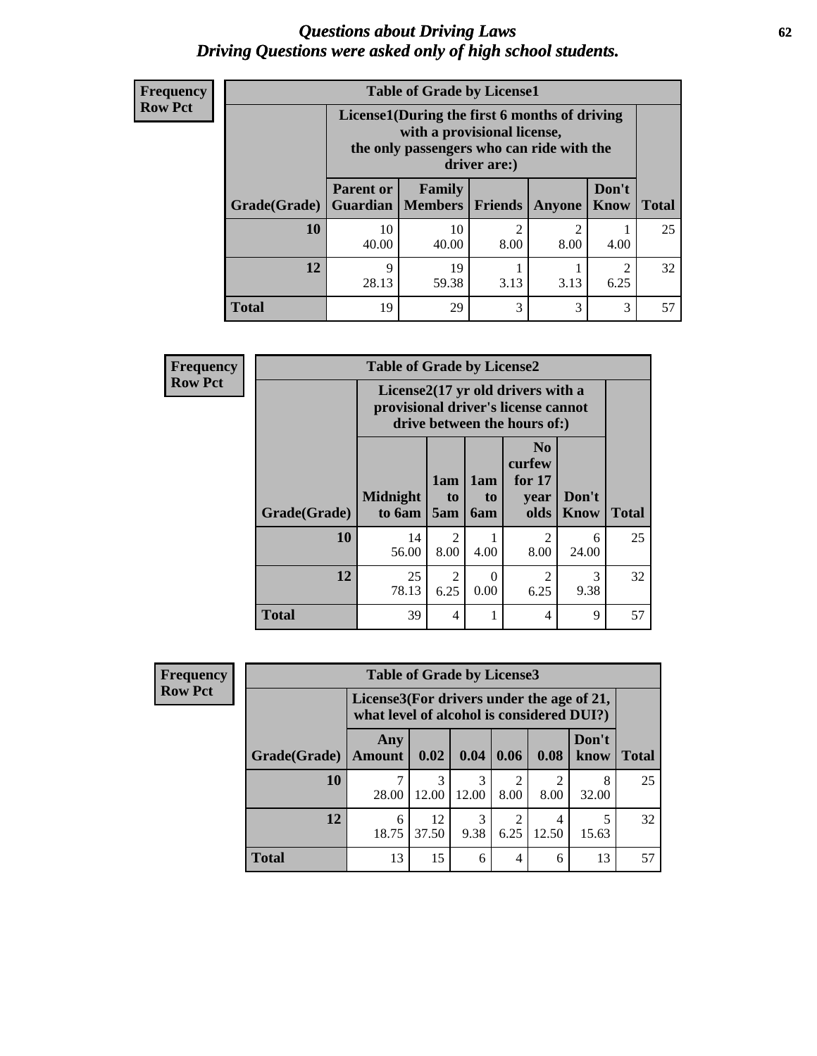# *Questions about Driving Laws*
## *Driving Questions were asked only of high school students.*

**Frequency**
**Row Pct**

**Table of Grade by License1**

| Grade(Grade) | License1(During the first 6 months of driving with a provisional license, the only passengers who can ride with the driver are:) | | | | | Total |
|---|---|---|---|---|---|---|
| | Parent or Guardian | Family Members | Friends | Anyone | Don't Know | |
| **10** | 10<br>40.00 | 10<br>40.00 | 2<br>8.00 | 2<br>8.00 | 1<br>4.00 | 25 |
| **12** | 9<br>28.13 | 19<br>59.38 | 1<br>3.13 | 1<br>3.13 | 2<br>6.25 | 32 |
| **Total** | 19 | 29 | 3 | 3 | 3 | 57 |

**Frequency**
**Row Pct**

**Table of Grade by License2**

| Grade(Grade) | License2(17 yr old drivers with a provisional driver's license cannot drive between the hours of:) | | | | | Total |
|---|---|---|---|---|---|---|
| | Midnight to 6am | 1am to 5am | 1am to 6am | No curfew for 17 year olds | Don't Know | |
| **10** | 14<br>56.00 | 2<br>8.00 | 1<br>4.00 | 2<br>8.00 | 6<br>24.00 | 25 |
| **12** | 25<br>78.13 | 2<br>6.25 | 0<br>0.00 | 2<br>6.25 | 3<br>9.38 | 32 |
| **Total** | 39 | 4 | 1 | 4 | 9 | 57 |

**Frequency**
**Row Pct**

**Table of Grade by License3**

| Grade(Grade) | License3(For drivers under the age of 21, what level of alcohol is considered DUI?) | | | | | | Total |
|---|---|---|---|---|---|---|---|
| | Any Amount | 0.02 | 0.04 | 0.06 | 0.08 | Don't know | |
| **10** | 7<br>28.00 | 3<br>12.00 | 3<br>12.00 | 2<br>8.00 | 2<br>8.00 | 8<br>32.00 | 25 |
| **12** | 6<br>18.75 | 12<br>37.50 | 3<br>9.38 | 2<br>6.25 | 4<br>12.50 | 5<br>15.63 | 32 |
| **Total** | 13 | 15 | 6 | 4 | 6 | 13 | 57 |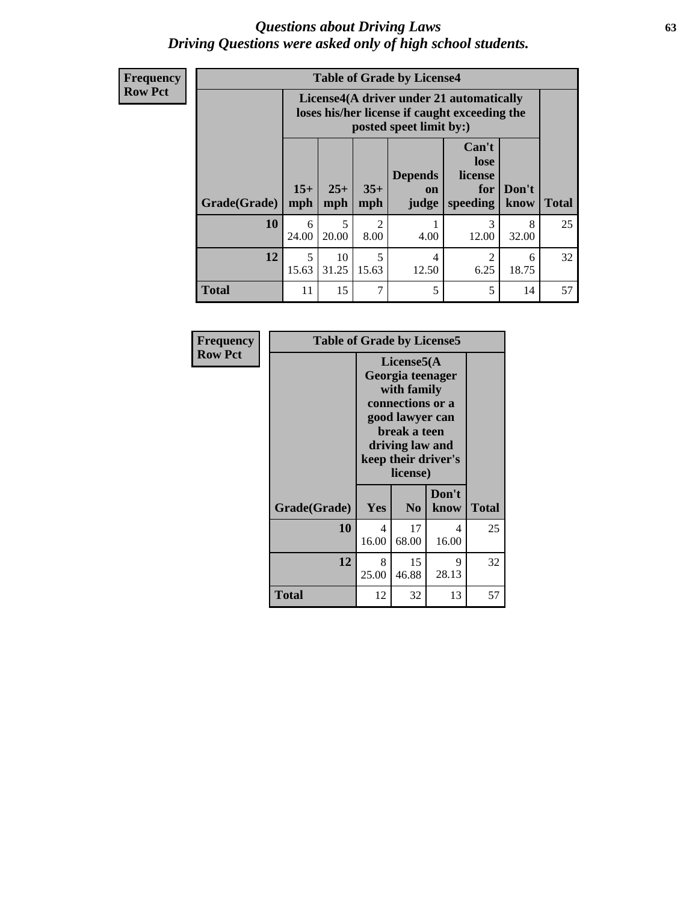# Questions about Driving Laws

*Driving Questions were asked only of high school students.*

**Frequency**
**Row Pct**

**Table of Grade by License4**

| | License4(A driver under 21 automatically loses his/her license if caught exceeding the posted speet limit by:) | | | | | | |
|---|---|---|---|---|---|---|---|
| **Grade(Grade)** | **15+ mph** | **25+ mph** | **35+ mph** | **Depends on judge** | **Can't lose license for speeding** | **Don't know** | **Total** |
| **10** | 6<br>24.00 | 5<br>20.00 | 2<br>8.00 | 1<br>4.00 | 3<br>12.00 | 8<br>32.00 | 25 |
| **12** | 5<br>15.63 | 10<br>31.25 | 5<br>15.63 | 4<br>12.50 | 2<br>6.25 | 6<br>18.75 | 32 |
| **Total** | 11 | 15 | 7 | 5 | 5 | 14 | 57 |

**Frequency**
**Row Pct**

**Table of Grade by License5**

| | License5(A Georgia teenager with family connections or a good lawyer can break a teen driving law and keep their driver's license) | | | |
|---|---|---|---|---|
| **Grade(Grade)** | **Yes** | **No** | **Don't know** | **Total** |
| **10** | 4<br>16.00 | 17<br>68.00 | 4<br>16.00 | 25 |
| **12** | 8<br>25.00 | 15<br>46.88 | 9<br>28.13 | 32 |
| **Total** | 12 | 32 | 13 | 57 |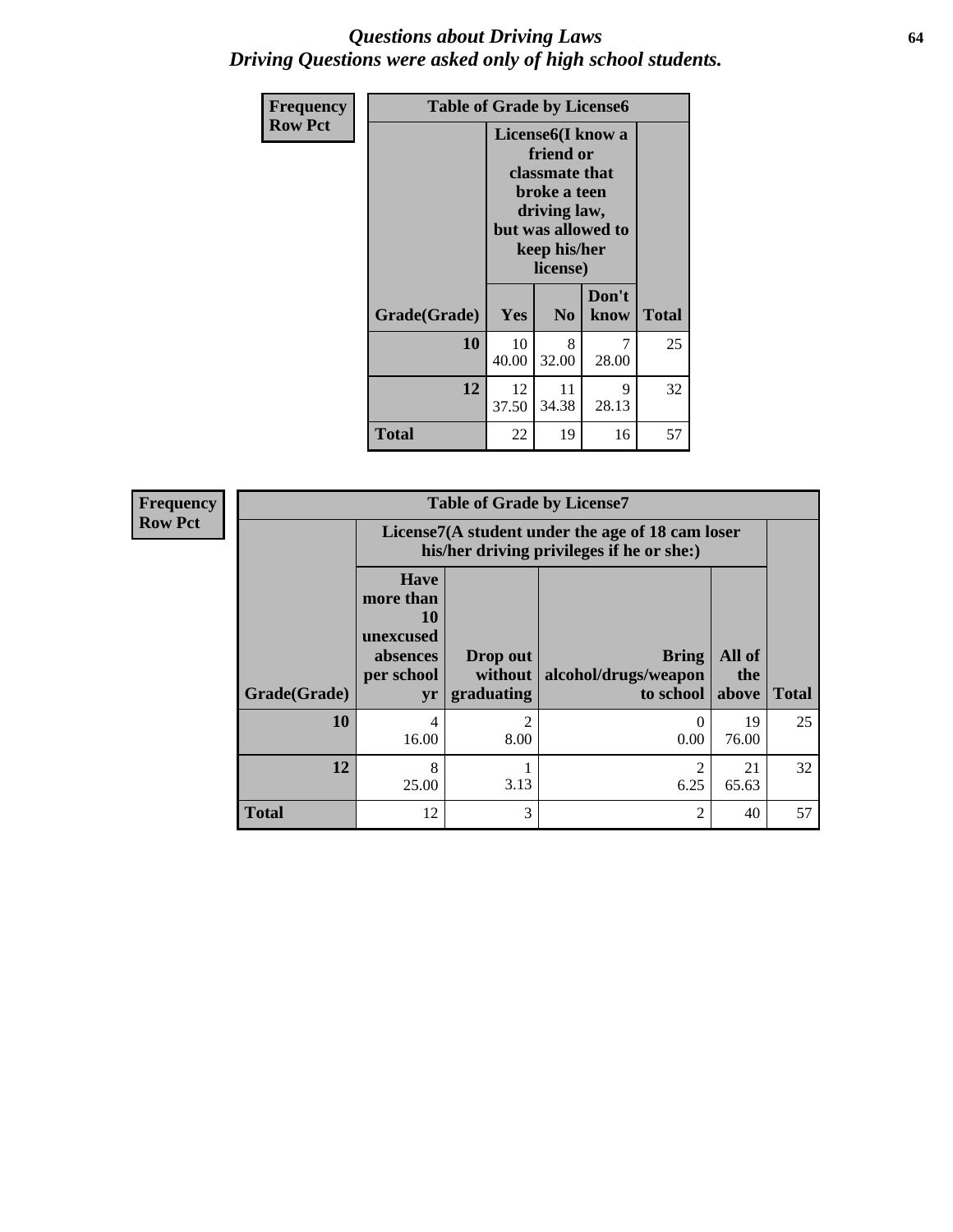# *Questions about Driving Laws*
## *Driving Questions were asked only of high school students.*

| Frequency<br>Row Pct | Table of Grade by License6 | | | |
|---|---|---|---|---|
| | License6(I know a friend or classmate that broke a teen driving law, but was allowed to keep his/her license) | | | |
| Grade(Grade) | Yes | No | Don't know | Total |
| 10 | 10<br>40.00 | 8<br>32.00 | 7<br>28.00 | 25 |
| 12 | 12<br>37.50 | 11<br>34.38 | 9<br>28.13 | 32 |
| Total | 22 | 19 | 16 | 57 |

| Frequency<br>Row Pct | Table of Grade by License7 | | | | |
|---|---|---|---|---|---|
| | License7(A student under the age of 18 cam loser his/her driving privileges if he or she:) | | | | |
| Grade(Grade) | Have more than 10 unexcused absences per school yr | Drop out without graduating | Bring alcohol/drugs/weapon to school | All of the above | Total |
| 10 | 4<br>16.00 | 2<br>8.00 | 0<br>0.00 | 19<br>76.00 | 25 |
| 12 | 8<br>25.00 | 1<br>3.13 | 2<br>6.25 | 21<br>65.63 | 32 |
| Total | 12 | 3 | 2 | 40 | 57 |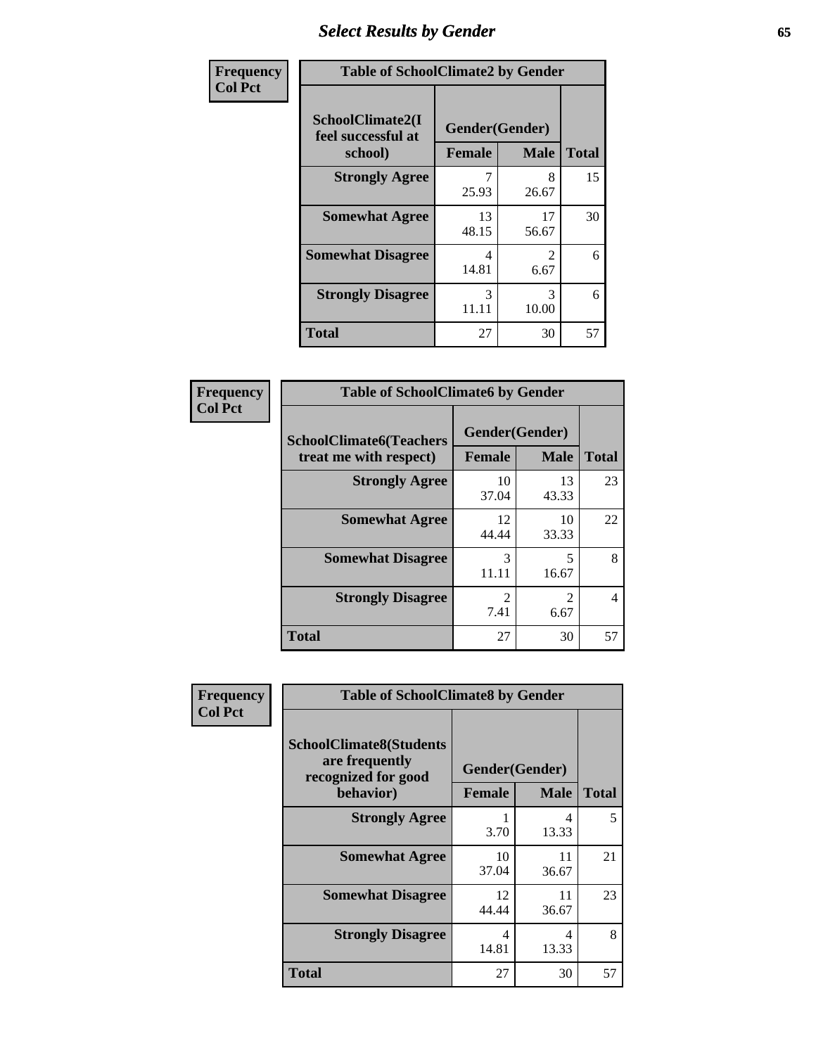# Select Results by Gender

| Frequency<br>Col Pct |
|---|

**Table of SchoolClimate2 by Gender**

| SchoolClimate2(I feel successful at school) | Gender(Gender) Female | Male | Total |
|---|---|---|---|
| Strongly Agree | 7<br>25.93 | 8<br>26.67 | 15 |
| Somewhat Agree | 13<br>48.15 | 17<br>56.67 | 30 |
| Somewhat Disagree | 4<br>14.81 | 2<br>6.67 | 6 |
| Strongly Disagree | 3<br>11.11 | 3<br>10.00 | 6 |
| Total | 27 | 30 | 57 |

| Frequency<br>Col Pct |
|---|

**Table of SchoolClimate6 by Gender**

| SchoolClimate6(Teachers treat me with respect) | Gender(Gender) Female | Male | Total |
|---|---|---|---|
| Strongly Agree | 10<br>37.04 | 13<br>43.33 | 23 |
| Somewhat Agree | 12<br>44.44 | 10<br>33.33 | 22 |
| Somewhat Disagree | 3<br>11.11 | 5<br>16.67 | 8 |
| Strongly Disagree | 2<br>7.41 | 2<br>6.67 | 4 |
| Total | 27 | 30 | 57 |

| Frequency<br>Col Pct |
|---|

**Table of SchoolClimate8 by Gender**

| SchoolClimate8(Students are frequently recognized for good behavior) | Gender(Gender) Female | Male | Total |
|---|---|---|---|
| Strongly Agree | 1<br>3.70 | 4<br>13.33 | 5 |
| Somewhat Agree | 10<br>37.04 | 11<br>36.67 | 21 |
| Somewhat Disagree | 12<br>44.44 | 11<br>36.67 | 23 |
| Strongly Disagree | 4<br>14.81 | 4<br>13.33 | 8 |
| Total | 27 | 30 | 57 |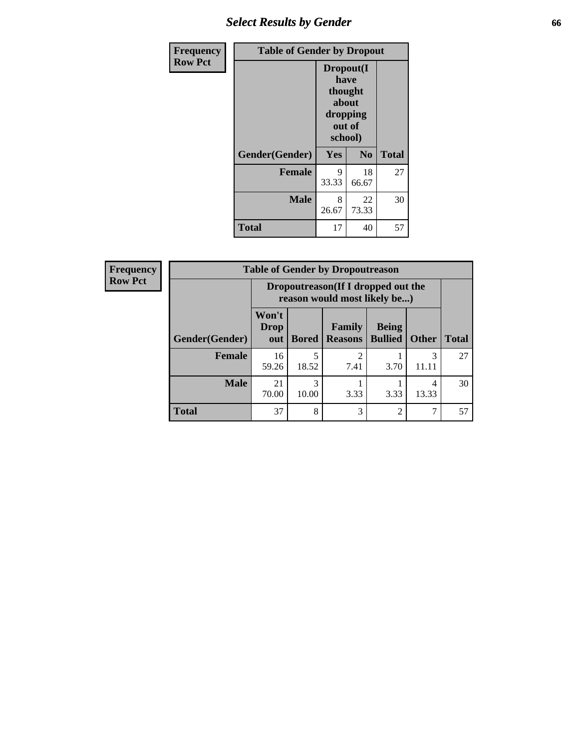## Select Results by Gender

**Frequency**
**Row Pct**

| Table of Gender by Dropout | | | |
|---|---|---|---|
| | Dropout(I have thought about dropping out of school) | | |
| Gender(Gender) | Yes | No | Total |
| **Female** | 9<br>33.33 | 18<br>66.67 | 27 |
| **Male** | 8<br>26.67 | 22<br>73.33 | 30 |
| **Total** | 17 | 40 | 57 |

**Frequency**
**Row Pct**

| Table of Gender by Dropoutreason | | | | | | |
|---|---|---|---|---|---|---|
| | Dropoutreason(If I dropped out the reason would most likely be...) | | | | | |
| Gender(Gender) | Won't Drop out | Bored | Family Reasons | Being Bullied | Other | Total |
| **Female** | 16<br>59.26 | 5<br>18.52 | 2<br>7.41 | 1<br>3.70 | 3<br>11.11 | 27 |
| **Male** | 21<br>70.00 | 3<br>10.00 | 1<br>3.33 | 1<br>3.33 | 4<br>13.33 | 30 |
| **Total** | 37 | 8 | 3 | 2 | 7 | 57 |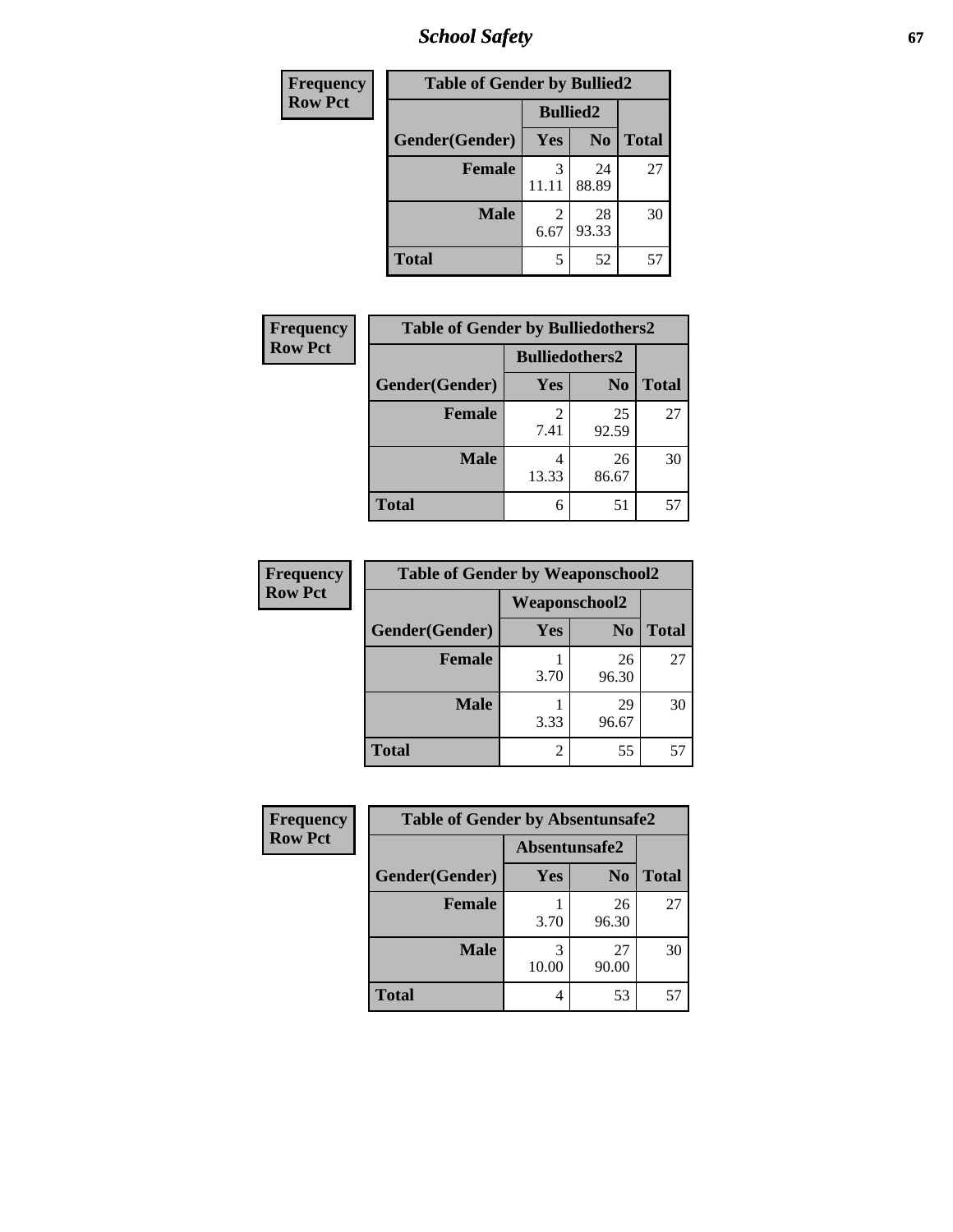| Frequency Row Pct |
|---|

**Table of Gender by Bullied2**

| Gender(Gender) | Bullied2 Yes | Bullied2 No | Total |
|---|---|---|---|
| **Female** | 3<br>11.11 | 24<br>88.89 | 27 |
| **Male** | 2<br>6.67 | 28<br>93.33 | 30 |
| **Total** | 5 | 52 | 57 |

| Frequency Row Pct |
|---|

**Table of Gender by Bulliedothers2**

| Gender(Gender) | Bulliedothers2 Yes | Bulliedothers2 No | Total |
|---|---|---|---|
| **Female** | 2<br>7.41 | 25<br>92.59 | 27 |
| **Male** | 4<br>13.33 | 26<br>86.67 | 30 |
| **Total** | 6 | 51 | 57 |

| Frequency Row Pct |
|---|

**Table of Gender by Weaponschool2**

| Gender(Gender) | Weaponschool2 Yes | Weaponschool2 No | Total |
|---|---|---|---|
| **Female** | 1<br>3.70 | 26<br>96.30 | 27 |
| **Male** | 1<br>3.33 | 29<br>96.67 | 30 |
| **Total** | 2 | 55 | 57 |

| Frequency Row Pct |
|---|

**Table of Gender by Absentunsafe2**

| Gender(Gender) | Absentunsafe2 Yes | Absentunsafe2 No | Total |
|---|---|---|---|
| **Female** | 1<br>3.70 | 26<br>96.30 | 27 |
| **Male** | 3<br>10.00 | 27<br>90.00 | 30 |
| **Total** | 4 | 53 | 57 |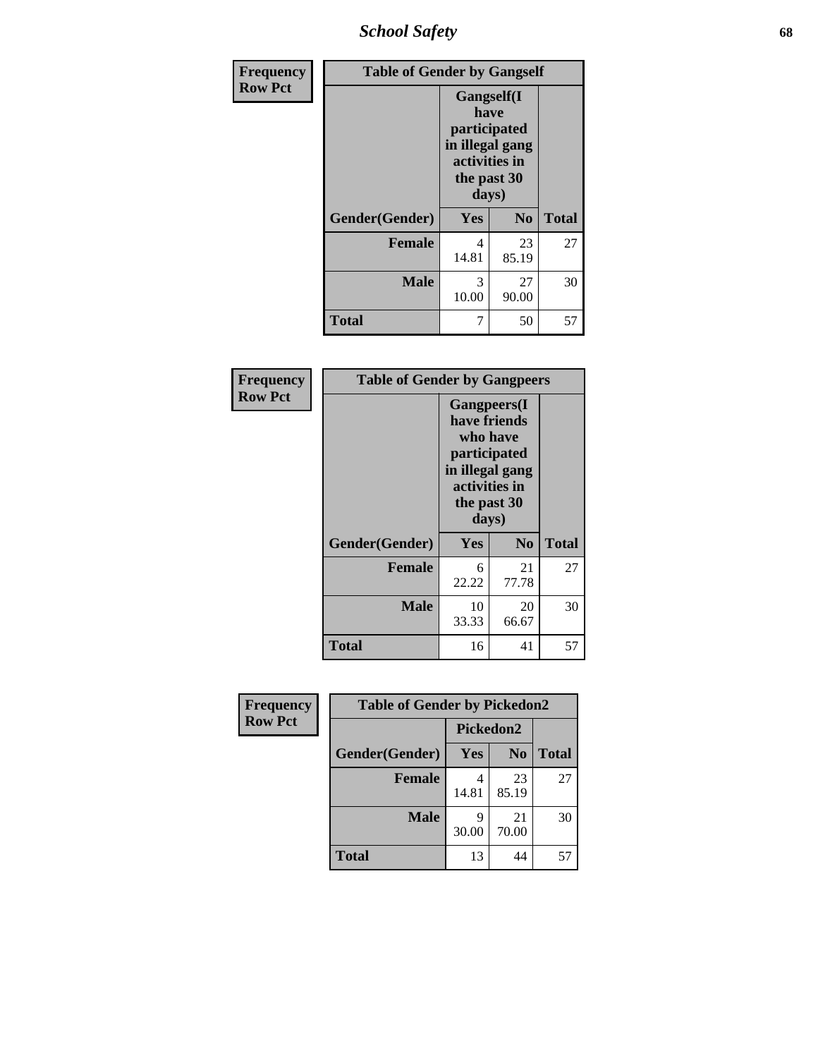# School Safety

**Frequency**
**Row Pct**

| Table of Gender by Gangself | | | |
|---|---|---|---|
| | Gangself(I have participated in illegal gang activities in the past 30 days) | | |
| Gender(Gender) | Yes | No | Total |
| Female | 4<br>14.81 | 23<br>85.19 | 27 |
| Male | 3<br>10.00 | 27<br>90.00 | 30 |
| Total | 7 | 50 | 57 |

**Frequency**
**Row Pct**

| Table of Gender by Gangpeers | | | |
|---|---|---|---|
| | Gangpeers(I have friends who have participated in illegal gang activities in the past 30 days) | | |
| Gender(Gender) | Yes | No | Total |
| Female | 6<br>22.22 | 21<br>77.78 | 27 |
| Male | 10<br>33.33 | 20<br>66.67 | 30 |
| Total | 16 | 41 | 57 |

**Frequency**
**Row Pct**

| Table of Gender by Pickedon2 | | | |
|---|---|---|---|
| | Pickedon2 | | |
| Gender(Gender) | Yes | No | Total |
| Female | 4<br>14.81 | 23<br>85.19 | 27 |
| Male | 9<br>30.00 | 21<br>70.00 | 30 |
| Total | 13 | 44 | 57 |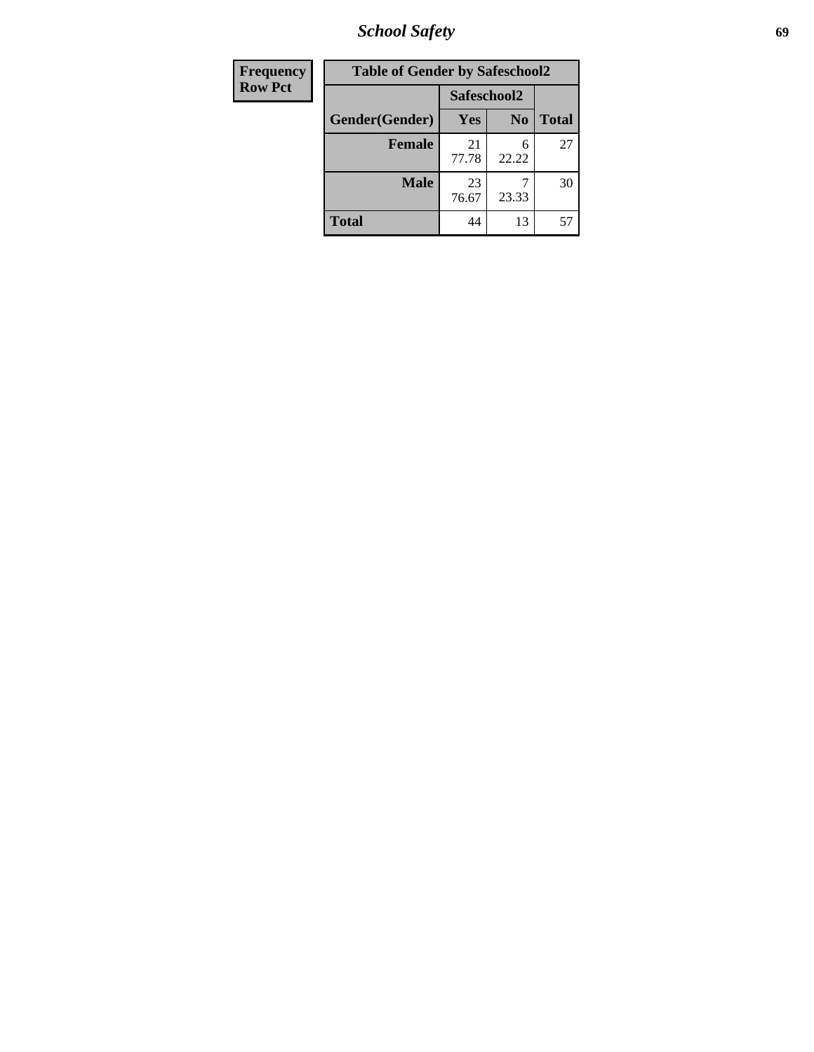| Frequency<br>Row Pct |
|---|

| Table of Gender by Safeschool2 | | | |
|---|---|---|---|
| | Safeschool2 | | |
| Gender(Gender) | Yes | No | Total |
| Female | 21<br>77.78 | 6<br>22.22 | 27 |
| Male | 23<br>76.67 | 7<br>23.33 | 30 |
| Total | 44 | 13 | 57 |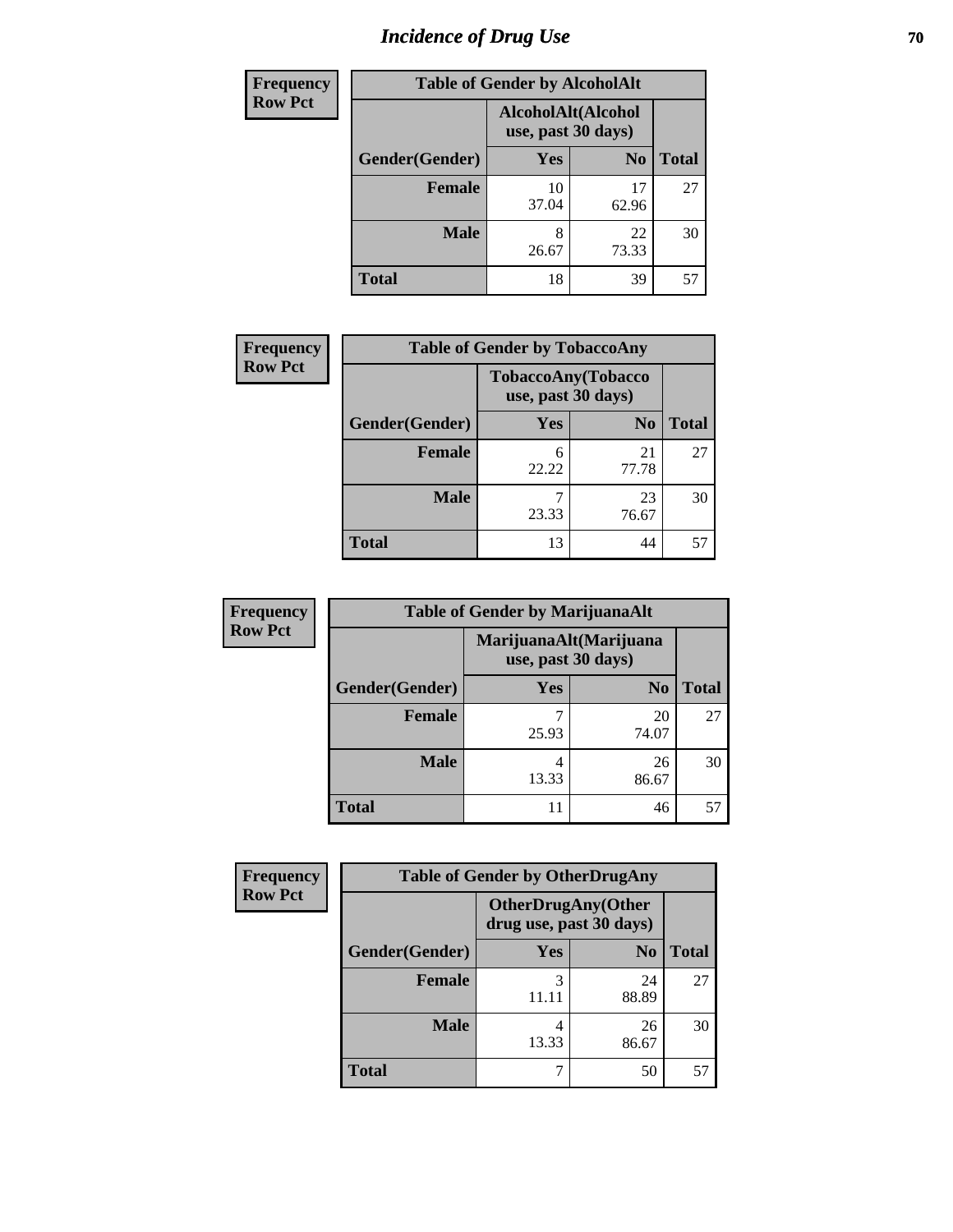# Incidence of Drug Use

| Frequency Row Pct |
|---|

| Table of Gender by AlcoholAlt | | | |
|---|---|---|---|
| | AlcoholAlt(Alcohol use, past 30 days) | | |
| Gender(Gender) | Yes | No | Total |
| Female | 10<br>37.04 | 17<br>62.96 | 27 |
| Male | 8<br>26.67 | 22<br>73.33 | 30 |
| Total | 18 | 39 | 57 |

| Frequency Row Pct |
|---|

| Table of Gender by TobaccoAny | | | |
|---|---|---|---|
| | TobaccoAny(Tobacco use, past 30 days) | | |
| Gender(Gender) | Yes | No | Total |
| Female | 6<br>22.22 | 21<br>77.78 | 27 |
| Male | 7<br>23.33 | 23<br>76.67 | 30 |
| Total | 13 | 44 | 57 |

| Frequency Row Pct |
|---|

| Table of Gender by MarijuanaAlt | | | |
|---|---|---|---|
| | MarijuanaAlt(Marijuana use, past 30 days) | | |
| Gender(Gender) | Yes | No | Total |
| Female | 7<br>25.93 | 20<br>74.07 | 27 |
| Male | 4<br>13.33 | 26<br>86.67 | 30 |
| Total | 11 | 46 | 57 |

| Frequency Row Pct |
|---|

| Table of Gender by OtherDrugAny | | | |
|---|---|---|---|
| | OtherDrugAny(Other drug use, past 30 days) | | |
| Gender(Gender) | Yes | No | Total |
| Female | 3<br>11.11 | 24<br>88.89 | 27 |
| Male | 4<br>13.33 | 26<br>86.67 | 30 |
| Total | 7 | 50 | 57 |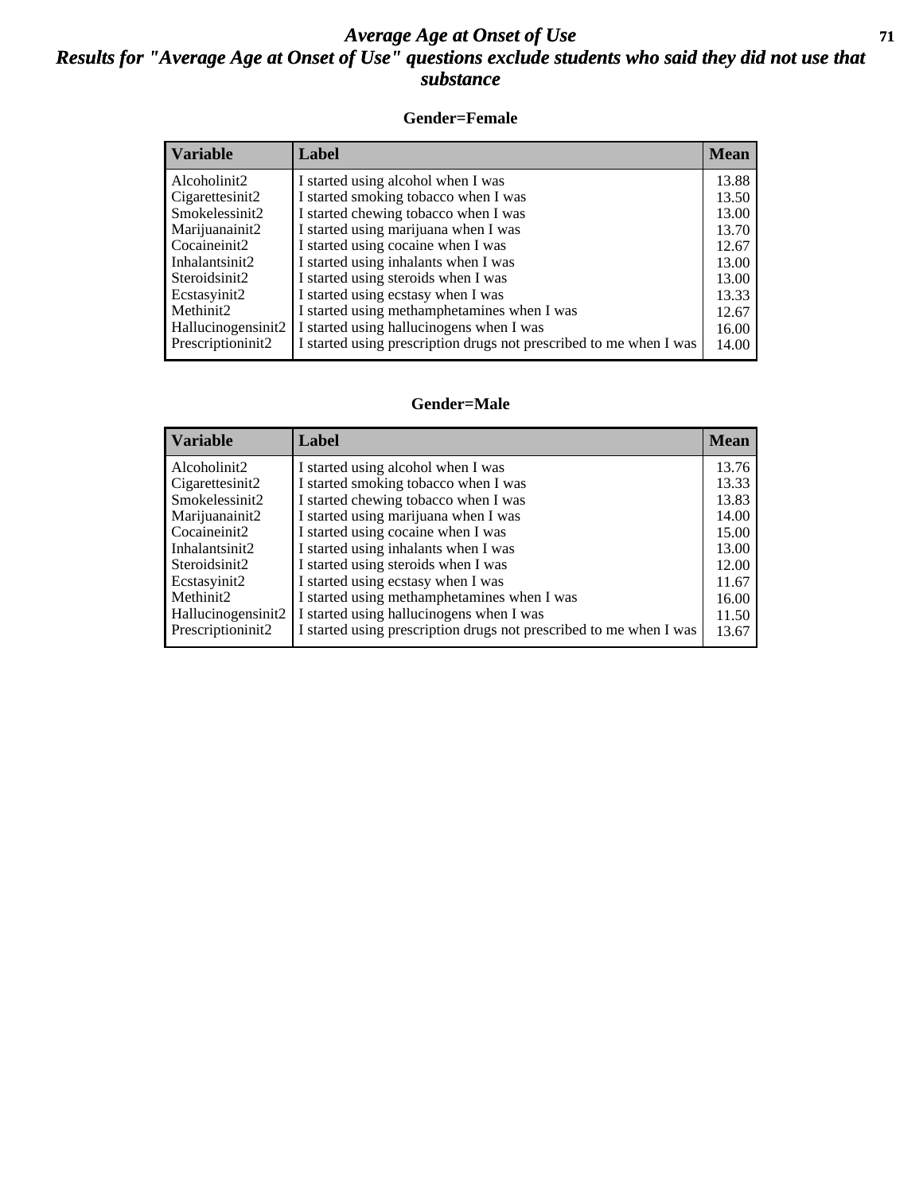# *Average Age at Onset of Use*
## *Results for "Average Age at Onset of Use" questions exclude students who said they did not use that substance*

### Gender=Female

| Variable | Label | Mean |
|---|---|---|
| Alcoholinit2 | I started using alcohol when I was | 13.88 |
| Cigarettesinit2 | I started smoking tobacco when I was | 13.50 |
| Smokelessinit2 | I started chewing tobacco when I was | 13.00 |
| Marijuanainit2 | I started using marijuana when I was | 13.70 |
| Cocaineinit2 | I started using cocaine when I was | 12.67 |
| Inhalantsinit2 | I started using inhalants when I was | 13.00 |
| Steroidsinit2 | I started using steroids when I was | 13.00 |
| Ecstasyinit2 | I started using ecstasy when I was | 13.33 |
| Methinit2 | I started using methamphetamines when I was | 12.67 |
| Hallucinogensinit2 | I started using hallucinogens when I was | 16.00 |
| Prescriptioninit2 | I started using prescription drugs not prescribed to me when I was | 14.00 |

### Gender=Male

| Variable | Label | Mean |
|---|---|---|
| Alcoholinit2 | I started using alcohol when I was | 13.76 |
| Cigarettesinit2 | I started smoking tobacco when I was | 13.33 |
| Smokelessinit2 | I started chewing tobacco when I was | 13.83 |
| Marijuanainit2 | I started using marijuana when I was | 14.00 |
| Cocaineinit2 | I started using cocaine when I was | 15.00 |
| Inhalantsinit2 | I started using inhalants when I was | 13.00 |
| Steroidsinit2 | I started using steroids when I was | 12.00 |
| Ecstasyinit2 | I started using ecstasy when I was | 11.67 |
| Methinit2 | I started using methamphetamines when I was | 16.00 |
| Hallucinogensinit2 | I started using hallucinogens when I was | 11.50 |
| Prescriptioninit2 | I started using prescription drugs not prescribed to me when I was | 13.67 |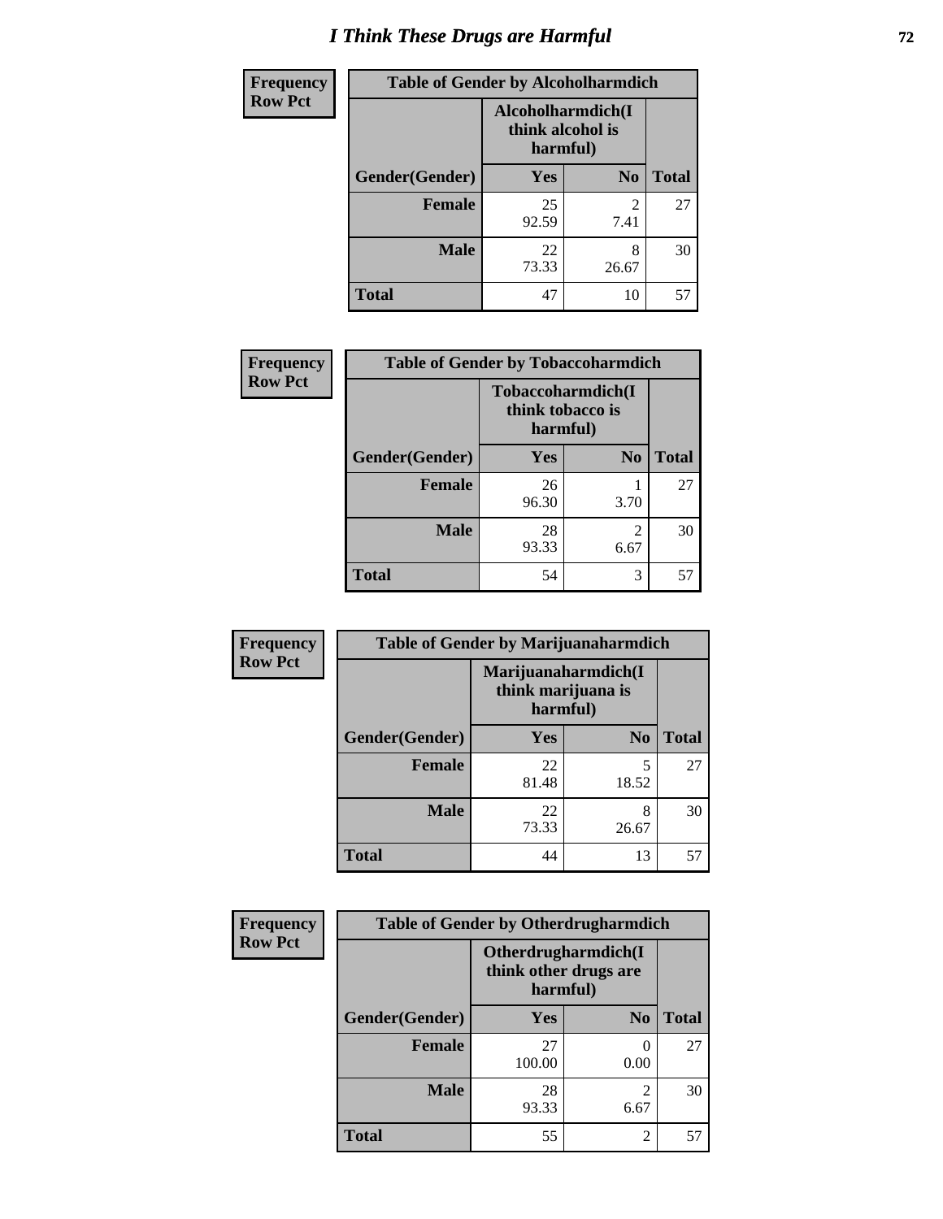# I Think These Drugs are Harmful

**Frequency**
**Row Pct**

| Table of Gender by Alcoholharmdich | | | |
|---|---|---|---|
| | Alcoholharmdich(I think alcohol is harmful) | | |
| Gender(Gender) | Yes | No | Total |
| Female | 25<br>92.59 | 2<br>7.41 | 27 |
| Male | 22<br>73.33 | 8<br>26.67 | 30 |
| Total | 47 | 10 | 57 |

**Frequency**
**Row Pct**

| Table of Gender by Tobaccoharmdich | | | |
|---|---|---|---|
| | Tobaccoharmdich(I think tobacco is harmful) | | |
| Gender(Gender) | Yes | No | Total |
| Female | 26<br>96.30 | 1<br>3.70 | 27 |
| Male | 28<br>93.33 | 2<br>6.67 | 30 |
| Total | 54 | 3 | 57 |

**Frequency**
**Row Pct**

| Table of Gender by Marijuanaharmdich | | | |
|---|---|---|---|
| | Marijuanaharmdich(I think marijuana is harmful) | | |
| Gender(Gender) | Yes | No | Total |
| Female | 22<br>81.48 | 5<br>18.52 | 27 |
| Male | 22<br>73.33 | 8<br>26.67 | 30 |
| Total | 44 | 13 | 57 |

**Frequency**
**Row Pct**

| Table of Gender by Otherdrugharmdich | | | |
|---|---|---|---|
| | Otherdrugharmdich(I think other drugs are harmful) | | |
| Gender(Gender) | Yes | No | Total |
| Female | 27<br>100.00 | 0<br>0.00 | 27 |
| Male | 28<br>93.33 | 2<br>6.67 | 30 |
| Total | 55 | 2 | 57 |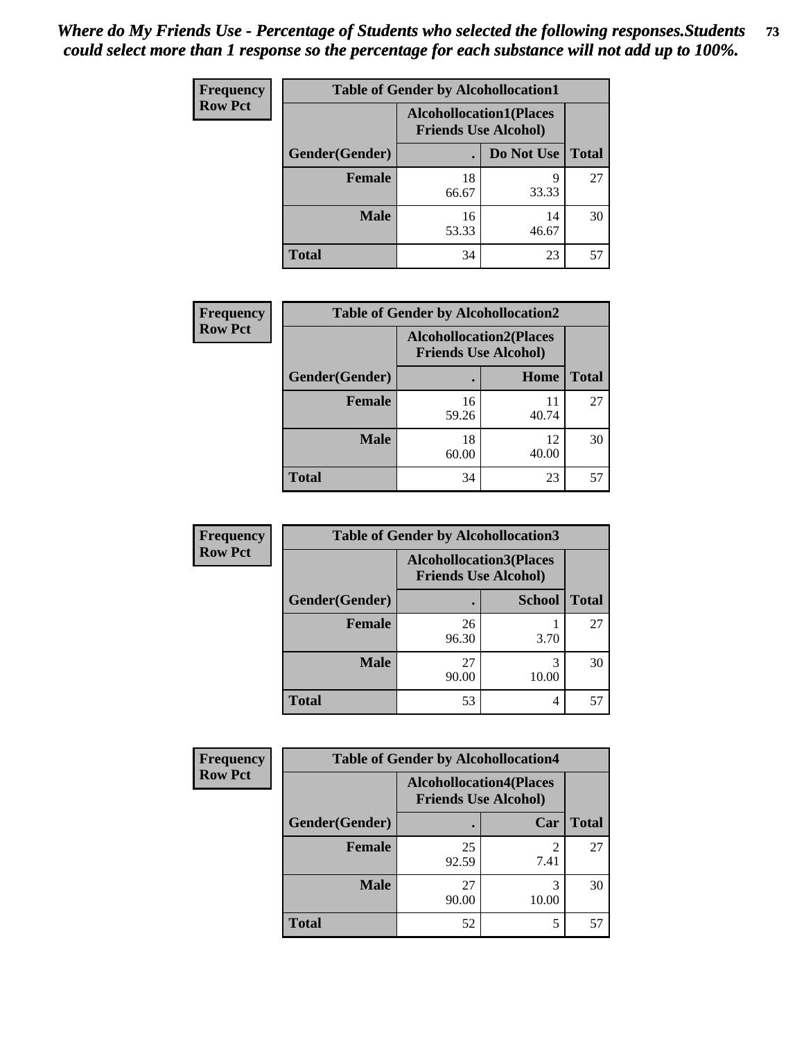*Where do My Friends Use - Percentage of Students who selected the following responses.Students could select more than 1 response so the percentage for each substance will not add up to 100%.*

| Frequency Row Pct | Table of Gender by Alcohollocation1 | | |
|---|---|---|---|
| | Alcohollocation1(Places Friends Use Alcohol) | | |
| Gender(Gender) | . | Do Not Use | Total |
| Female | 18<br>66.67 | 9<br>33.33 | 27 |
| Male | 16<br>53.33 | 14<br>46.67 | 30 |
| Total | 34 | 23 | 57 |

| Frequency Row Pct | Table of Gender by Alcohollocation2 | | |
|---|---|---|---|
| | Alcohollocation2(Places Friends Use Alcohol) | | |
| Gender(Gender) | . | Home | Total |
| Female | 16<br>59.26 | 11<br>40.74 | 27 |
| Male | 18<br>60.00 | 12<br>40.00 | 30 |
| Total | 34 | 23 | 57 |

| Frequency Row Pct | Table of Gender by Alcohollocation3 | | |
|---|---|---|---|
| | Alcohollocation3(Places Friends Use Alcohol) | | |
| Gender(Gender) | . | School | Total |
| Female | 26<br>96.30 | 1<br>3.70 | 27 |
| Male | 27<br>90.00 | 3<br>10.00 | 30 |
| Total | 53 | 4 | 57 |

| Frequency Row Pct | Table of Gender by Alcohollocation4 | | |
|---|---|---|---|
| | Alcohollocation4(Places Friends Use Alcohol) | | |
| Gender(Gender) | . | Car | Total |
| Female | 25<br>92.59 | 2<br>7.41 | 27 |
| Male | 27<br>90.00 | 3<br>10.00 | 30 |
| Total | 52 | 5 | 57 |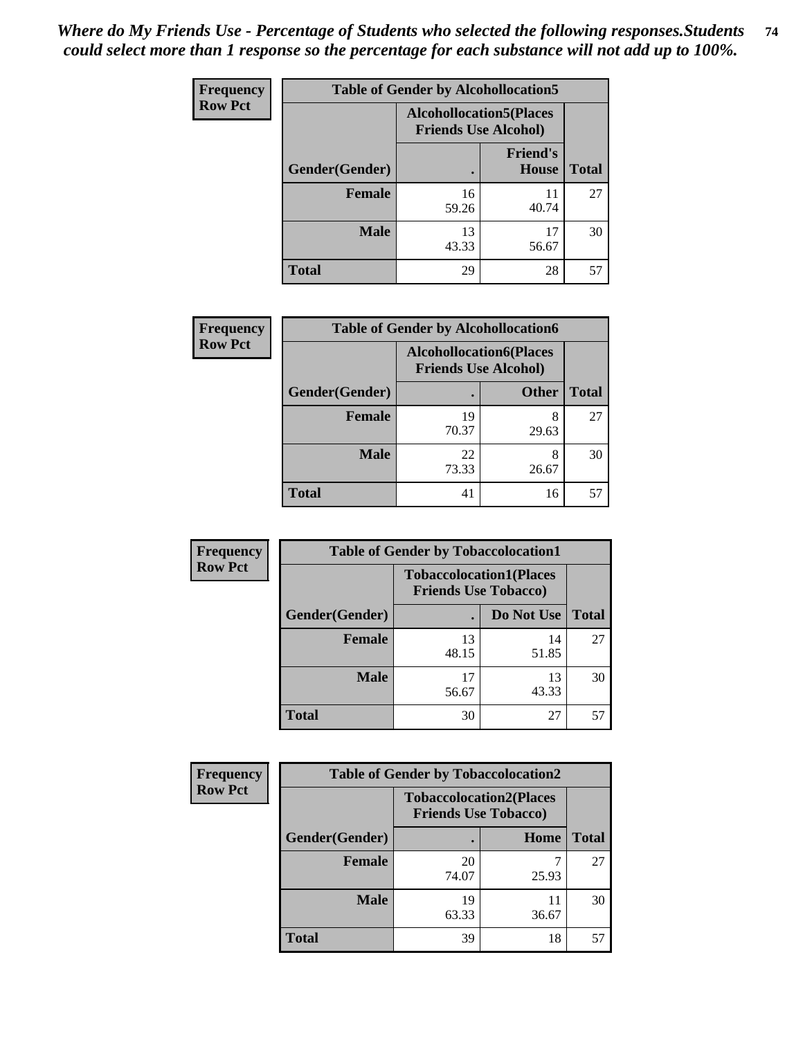*Where do My Friends Use - Percentage of Students who selected the following responses.Students could select more than 1 response so the percentage for each substance will not add up to 100%.*

**Frequency / Row Pct**

| Table of Gender by Alcohollocation5 | | | |
|---|---|---|---|
| | Alcohollocation5(Places Friends Use Alcohol) | | |
| Gender(Gender) | . | Friend's House | Total |
| Female | 16<br>59.26 | 11<br>40.74 | 27 |
| Male | 13<br>43.33 | 17<br>56.67 | 30 |
| Total | 29 | 28 | 57 |

**Frequency / Row Pct**

| Table of Gender by Alcohollocation6 | | | |
|---|---|---|---|
| | Alcohollocation6(Places Friends Use Alcohol) | | |
| Gender(Gender) | . | Other | Total |
| Female | 19<br>70.37 | 8<br>29.63 | 27 |
| Male | 22<br>73.33 | 8<br>26.67 | 30 |
| Total | 41 | 16 | 57 |

**Frequency / Row Pct**

| Table of Gender by Tobaccolocation1 | | | |
|---|---|---|---|
| | Tobaccolocation1(Places Friends Use Tobacco) | | |
| Gender(Gender) | . | Do Not Use | Total |
| Female | 13<br>48.15 | 14<br>51.85 | 27 |
| Male | 17<br>56.67 | 13<br>43.33 | 30 |
| Total | 30 | 27 | 57 |

**Frequency / Row Pct**

| Table of Gender by Tobaccolocation2 | | | |
|---|---|---|---|
| | Tobaccolocation2(Places Friends Use Tobacco) | | |
| Gender(Gender) | . | Home | Total |
| Female | 20<br>74.07 | 7<br>25.93 | 27 |
| Male | 19<br>63.33 | 11<br>36.67 | 30 |
| Total | 39 | 18 | 57 |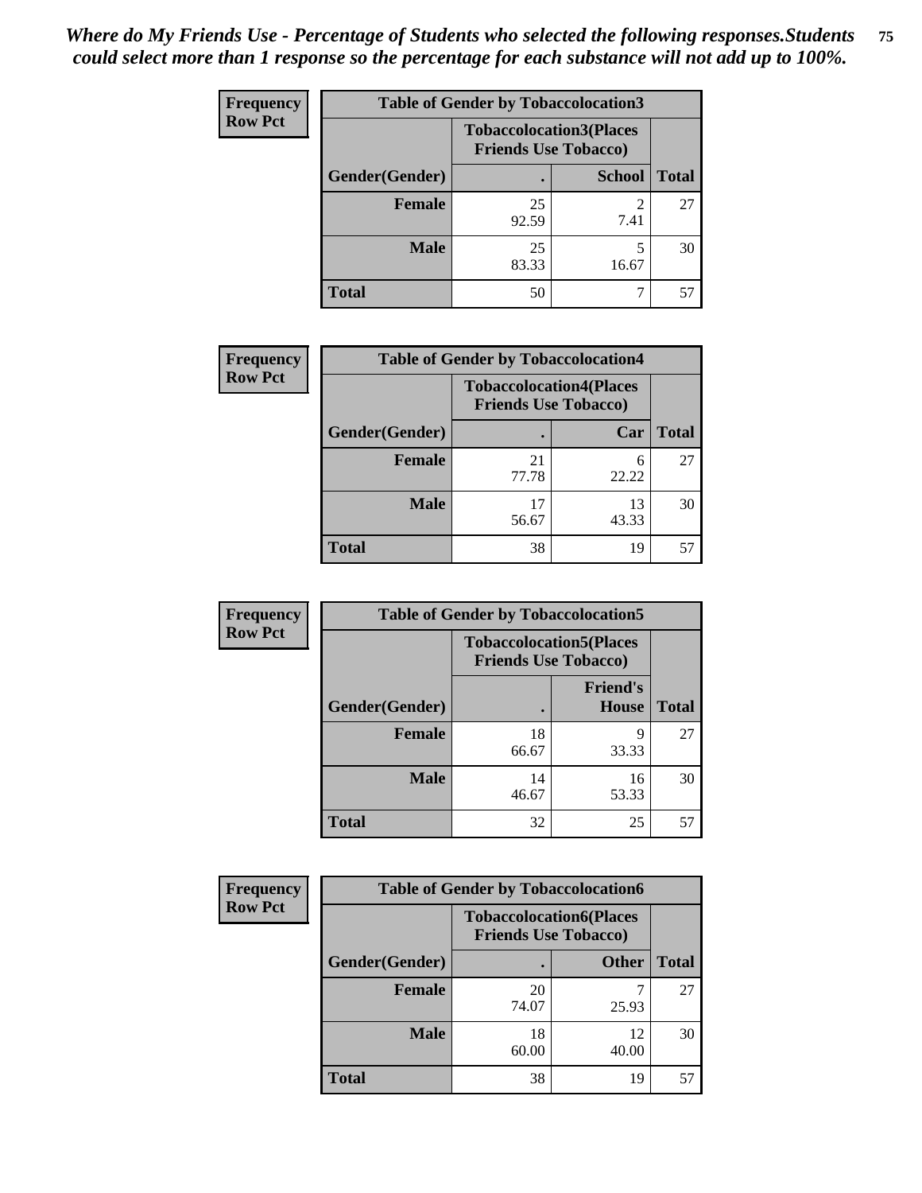*Where do My Friends Use - Percentage of Students who selected the following responses.Students could select more than 1 response so the percentage for each substance will not add up to 100%.*

**Frequency / Row Pct**

| Table of Gender by Tobaccolocation3 | | | |
|---|---|---|---|
| | Tobaccolocation3(Places Friends Use Tobacco) | | |
| Gender(Gender) | . | School | Total |
| Female | 25<br>92.59 | 2<br>7.41 | 27 |
| Male | 25<br>83.33 | 5<br>16.67 | 30 |
| Total | 50 | 7 | 57 |

**Frequency / Row Pct**

| Table of Gender by Tobaccolocation4 | | | |
|---|---|---|---|
| | Tobaccolocation4(Places Friends Use Tobacco) | | |
| Gender(Gender) | . | Car | Total |
| Female | 21<br>77.78 | 6<br>22.22 | 27 |
| Male | 17<br>56.67 | 13<br>43.33 | 30 |
| Total | 38 | 19 | 57 |

**Frequency / Row Pct**

| Table of Gender by Tobaccolocation5 | | | |
|---|---|---|---|
| | Tobaccolocation5(Places Friends Use Tobacco) | | |
| Gender(Gender) | . | Friend's House | Total |
| Female | 18<br>66.67 | 9<br>33.33 | 27 |
| Male | 14<br>46.67 | 16<br>53.33 | 30 |
| Total | 32 | 25 | 57 |

**Frequency / Row Pct**

| Table of Gender by Tobaccolocation6 | | | |
|---|---|---|---|
| | Tobaccolocation6(Places Friends Use Tobacco) | | |
| Gender(Gender) | . | Other | Total |
| Female | 20<br>74.07 | 7<br>25.93 | 27 |
| Male | 18<br>60.00 | 12<br>40.00 | 30 |
| Total | 38 | 19 | 57 |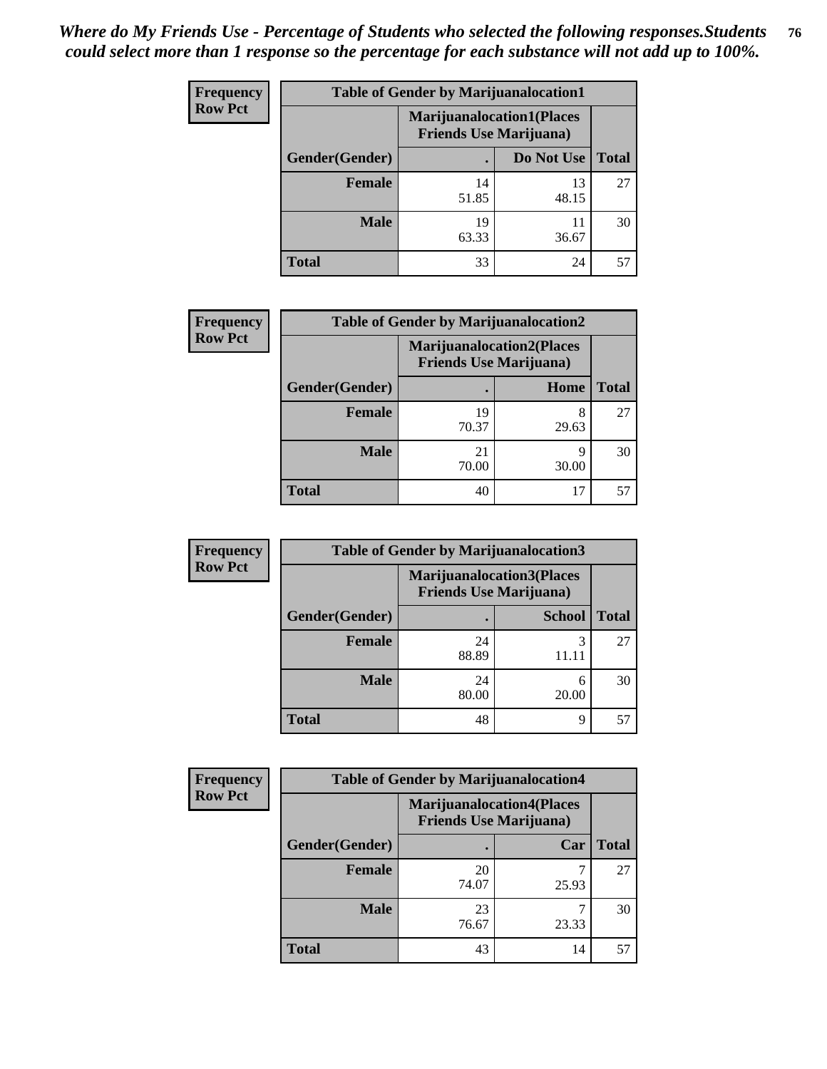*Where do My Friends Use - Percentage of Students who selected the following responses.Students could select more than 1 response so the percentage for each substance will not add up to 100%.*

**Frequency**
**Row Pct**

| Table of Gender by Marijuanalocation1 | | | |
|---|---|---|---|
| | Marijuanalocation1(Places Friends Use Marijuana) | | |
| Gender(Gender) | . | Do Not Use | Total |
| **Female** | 14<br>51.85 | 13<br>48.15 | 27 |
| **Male** | 19<br>63.33 | 11<br>36.67 | 30 |
| **Total** | 33 | 24 | 57 |

**Frequency**
**Row Pct**

| Table of Gender by Marijuanalocation2 | | | |
|---|---|---|---|
| | Marijuanalocation2(Places Friends Use Marijuana) | | |
| Gender(Gender) | . | Home | Total |
| **Female** | 19<br>70.37 | 8<br>29.63 | 27 |
| **Male** | 21<br>70.00 | 9<br>30.00 | 30 |
| **Total** | 40 | 17 | 57 |

**Frequency**
**Row Pct**

| Table of Gender by Marijuanalocation3 | | | |
|---|---|---|---|
| | Marijuanalocation3(Places Friends Use Marijuana) | | |
| Gender(Gender) | . | School | Total |
| **Female** | 24<br>88.89 | 3<br>11.11 | 27 |
| **Male** | 24<br>80.00 | 6<br>20.00 | 30 |
| **Total** | 48 | 9 | 57 |

**Frequency**
**Row Pct**

| Table of Gender by Marijuanalocation4 | | | |
|---|---|---|---|
| | Marijuanalocation4(Places Friends Use Marijuana) | | |
| Gender(Gender) | . | Car | Total |
| **Female** | 20<br>74.07 | 7<br>25.93 | 27 |
| **Male** | 23<br>76.67 | 7<br>23.33 | 30 |
| **Total** | 43 | 14 | 57 |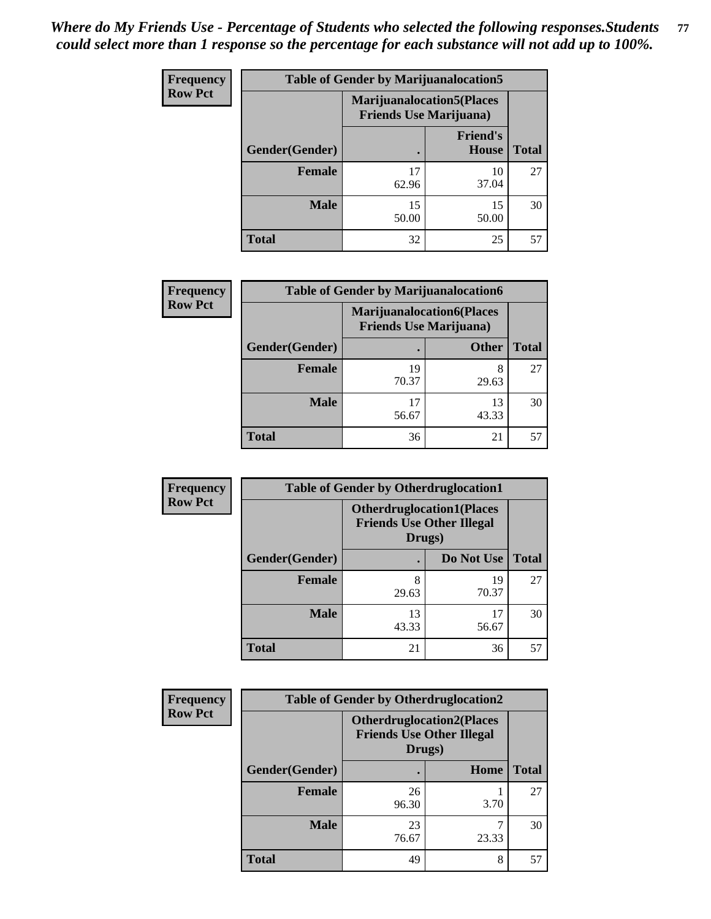*Where do My Friends Use - Percentage of Students who selected the following responses.Students could select more than 1 response so the percentage for each substance will not add up to 100%.*

**Frequency**
**Row Pct**

| Table of Gender by Marijuanalocation5 | | | |
|---|---|---|---|
| | Marijuanalocation5(Places Friends Use Marijuana) | | |
| Gender(Gender) | . | Friend's House | Total |
| **Female** | 17<br>62.96 | 10<br>37.04 | 27 |
| **Male** | 15<br>50.00 | 15<br>50.00 | 30 |
| **Total** | 32 | 25 | 57 |

**Frequency**
**Row Pct**

| Table of Gender by Marijuanalocation6 | | | |
|---|---|---|---|
| | Marijuanalocation6(Places Friends Use Marijuana) | | |
| Gender(Gender) | . | Other | Total |
| **Female** | 19<br>70.37 | 8<br>29.63 | 27 |
| **Male** | 17<br>56.67 | 13<br>43.33 | 30 |
| **Total** | 36 | 21 | 57 |

**Frequency**
**Row Pct**

| Table of Gender by Otherdruglocation1 | | | |
|---|---|---|---|
| | Otherdruglocation1(Places Friends Use Other Illegal Drugs) | | |
| Gender(Gender) | . | Do Not Use | Total |
| **Female** | 8<br>29.63 | 19<br>70.37 | 27 |
| **Male** | 13<br>43.33 | 17<br>56.67 | 30 |
| **Total** | 21 | 36 | 57 |

**Frequency**
**Row Pct**

| Table of Gender by Otherdruglocation2 | | | |
|---|---|---|---|
| | Otherdruglocation2(Places Friends Use Other Illegal Drugs) | | |
| Gender(Gender) | . | Home | Total |
| **Female** | 26<br>96.30 | 1<br>3.70 | 27 |
| **Male** | 23<br>76.67 | 7<br>23.33 | 30 |
| **Total** | 49 | 8 | 57 |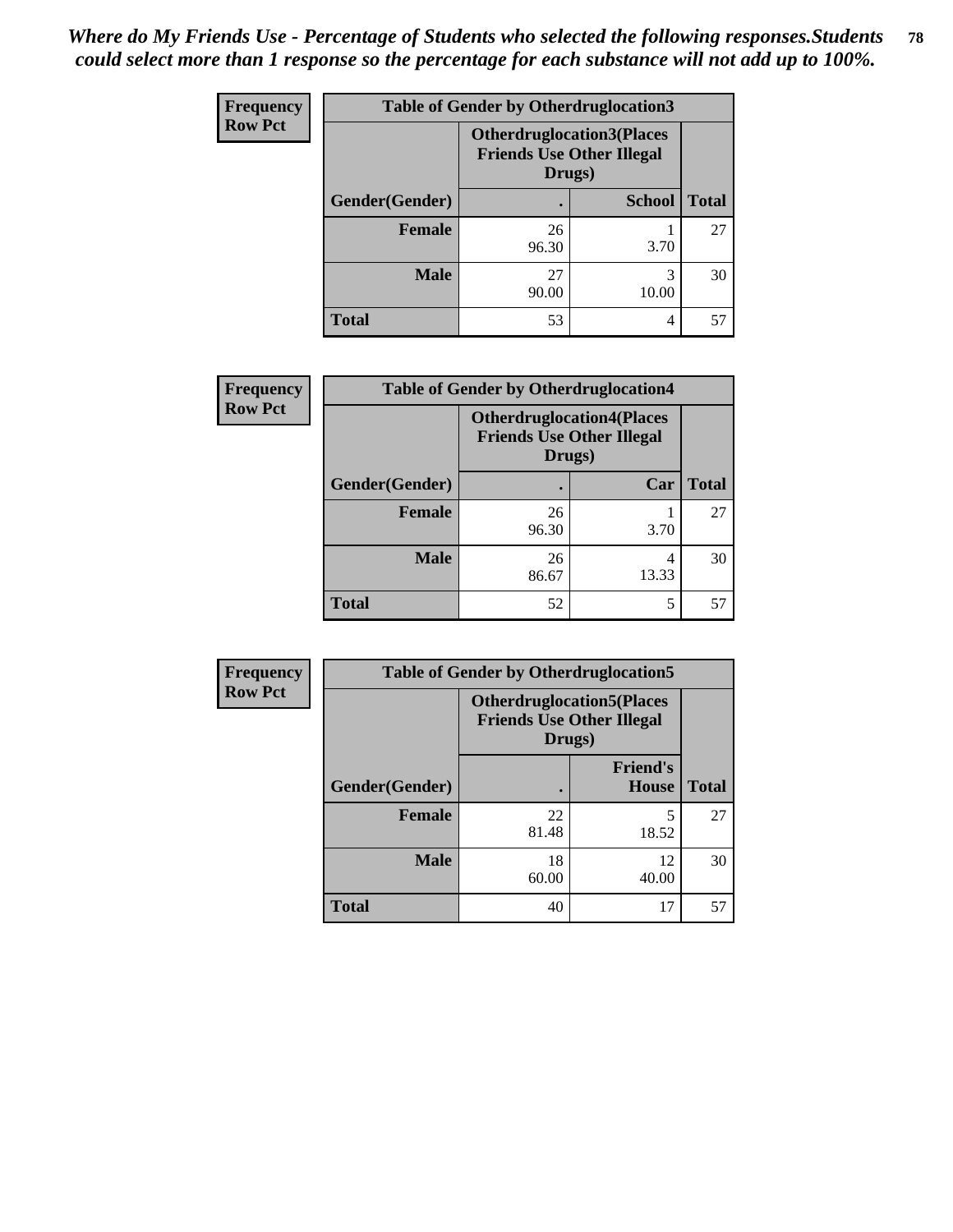*Where do My Friends Use - Percentage of Students who selected the following responses.Students could select more than 1 response so the percentage for each substance will not add up to 100%.*

| Frequency Row Pct | Table of Gender by Otherdruglocation3 | | |
|---|---|---|---|
| | Otherdruglocation3(Places Friends Use Other Illegal Drugs) | | |
| Gender(Gender) | . | School | Total |
| Female | 26<br>96.30 | 1<br>3.70 | 27 |
| Male | 27<br>90.00 | 3<br>10.00 | 30 |
| Total | 53 | 4 | 57 |

| Frequency Row Pct | Table of Gender by Otherdruglocation4 | | |
|---|---|---|---|
| | Otherdruglocation4(Places Friends Use Other Illegal Drugs) | | |
| Gender(Gender) | . | Car | Total |
| Female | 26<br>96.30 | 1<br>3.70 | 27 |
| Male | 26<br>86.67 | 4<br>13.33 | 30 |
| Total | 52 | 5 | 57 |

| Frequency Row Pct | Table of Gender by Otherdruglocation5 | | |
|---|---|---|---|
| | Otherdruglocation5(Places Friends Use Other Illegal Drugs) | | |
| Gender(Gender) | . | Friend's House | Total |
| Female | 22<br>81.48 | 5<br>18.52 | 27 |
| Male | 18<br>60.00 | 12<br>40.00 | 30 |
| Total | 40 | 17 | 57 |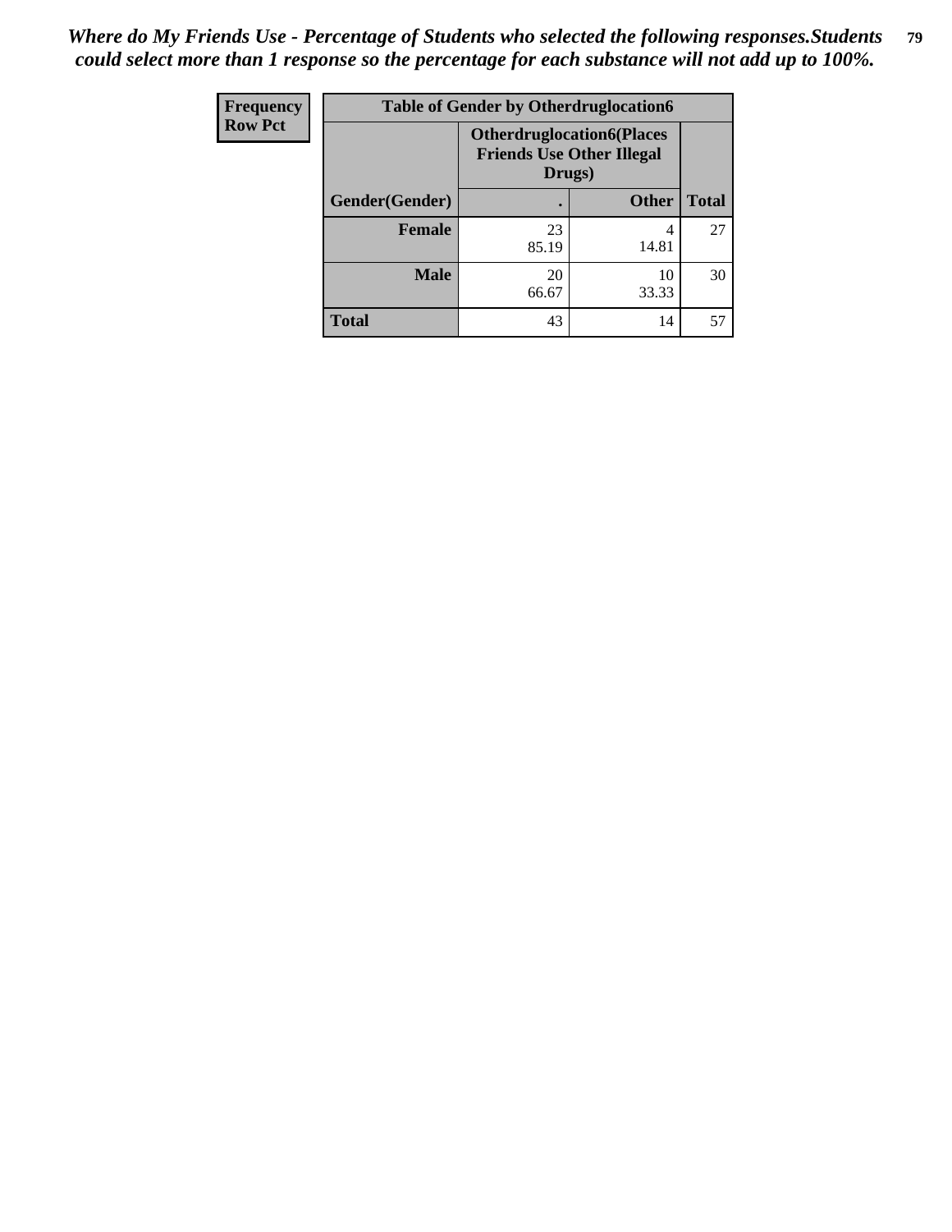*Where do My Friends Use - Percentage of Students who selected the following responses.Students could select more than 1 response so the percentage for each substance will not add up to 100%.*

| Frequency<br>Row Pct | Table of Gender by Otherdruglocation6 | | |
|---|---|---|---|
| | Otherdruglocation6(Places Friends Use Other Illegal Drugs) | | |
| Gender(Gender) | . | Other | Total |
| Female | 23<br>85.19 | 4<br>14.81 | 27 |
| Male | 20<br>66.67 | 10<br>33.33 | 30 |
| Total | 43 | 14 | 57 |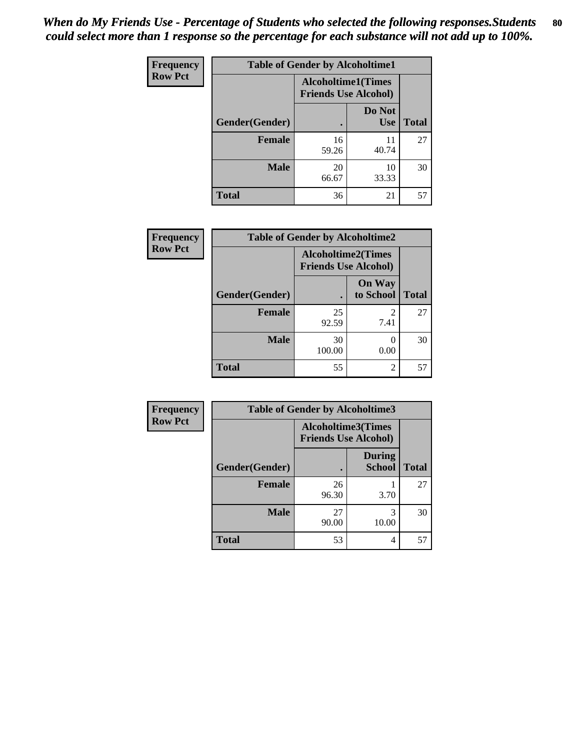*When do My Friends Use - Percentage of Students who selected the following responses.Students could select more than 1 response so the percentage for each substance will not add up to 100%.*

**Frequency**
**Row Pct**

| Table of Gender by Alcoholtime1 | | | |
|---|---|---|---|
| | Alcoholtime1(Times Friends Use Alcohol) | | |
| Gender(Gender) | . | Do Not Use | Total |
| **Female** | 16<br>59.26 | 11<br>40.74 | 27 |
| **Male** | 20<br>66.67 | 10<br>33.33 | 30 |
| **Total** | 36 | 21 | 57 |

**Frequency**
**Row Pct**

| Table of Gender by Alcoholtime2 | | | |
|---|---|---|---|
| | Alcoholtime2(Times Friends Use Alcohol) | | |
| Gender(Gender) | . | On Way to School | Total |
| **Female** | 25<br>92.59 | 2<br>7.41 | 27 |
| **Male** | 30<br>100.00 | 0<br>0.00 | 30 |
| **Total** | 55 | 2 | 57 |

**Frequency**
**Row Pct**

| Table of Gender by Alcoholtime3 | | | |
|---|---|---|---|
| | Alcoholtime3(Times Friends Use Alcohol) | | |
| Gender(Gender) | . | During School | Total |
| **Female** | 26<br>96.30 | 1<br>3.70 | 27 |
| **Male** | 27<br>90.00 | 3<br>10.00 | 30 |
| **Total** | 53 | 4 | 57 |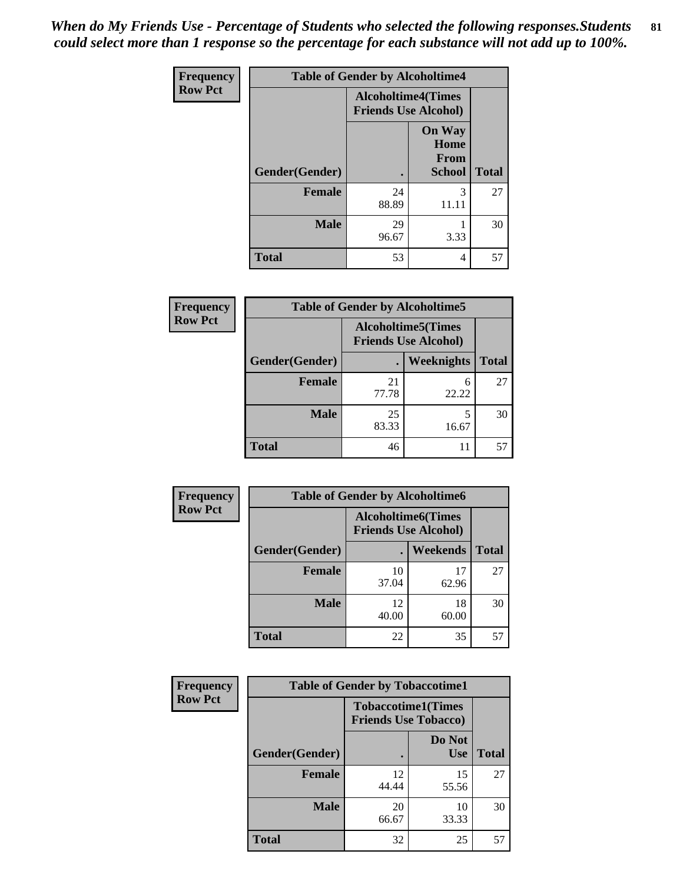*When do My Friends Use - Percentage of Students who selected the following responses.Students could select more than 1 response so the percentage for each substance will not add up to 100%.*

**Frequency**
**Row Pct**

| Table of Gender by Alcoholtime4 | | | |
|---|---|---|---|
| | Alcoholtime4(Times Friends Use Alcohol) | | |
| Gender(Gender) | . | On Way Home From School | Total |
| **Female** | 24<br>88.89 | 3<br>11.11 | 27 |
| **Male** | 29<br>96.67 | 1<br>3.33 | 30 |
| **Total** | 53 | 4 | 57 |

**Frequency**
**Row Pct**

| Table of Gender by Alcoholtime5 | | | |
|---|---|---|---|
| | Alcoholtime5(Times Friends Use Alcohol) | | |
| Gender(Gender) | . | Weeknights | Total |
| **Female** | 21<br>77.78 | 6<br>22.22 | 27 |
| **Male** | 25<br>83.33 | 5<br>16.67 | 30 |
| **Total** | 46 | 11 | 57 |

**Frequency**
**Row Pct**

| Table of Gender by Alcoholtime6 | | | |
|---|---|---|---|
| | Alcoholtime6(Times Friends Use Alcohol) | | |
| Gender(Gender) | . | Weekends | Total |
| **Female** | 10<br>37.04 | 17<br>62.96 | 27 |
| **Male** | 12<br>40.00 | 18<br>60.00 | 30 |
| **Total** | 22 | 35 | 57 |

**Frequency**
**Row Pct**

| Table of Gender by Tobaccotime1 | | | |
|---|---|---|---|
| | Tobaccotime1(Times Friends Use Tobacco) | | |
| Gender(Gender) | . | Do Not Use | Total |
| **Female** | 12<br>44.44 | 15<br>55.56 | 27 |
| **Male** | 20<br>66.67 | 10<br>33.33 | 30 |
| **Total** | 32 | 25 | 57 |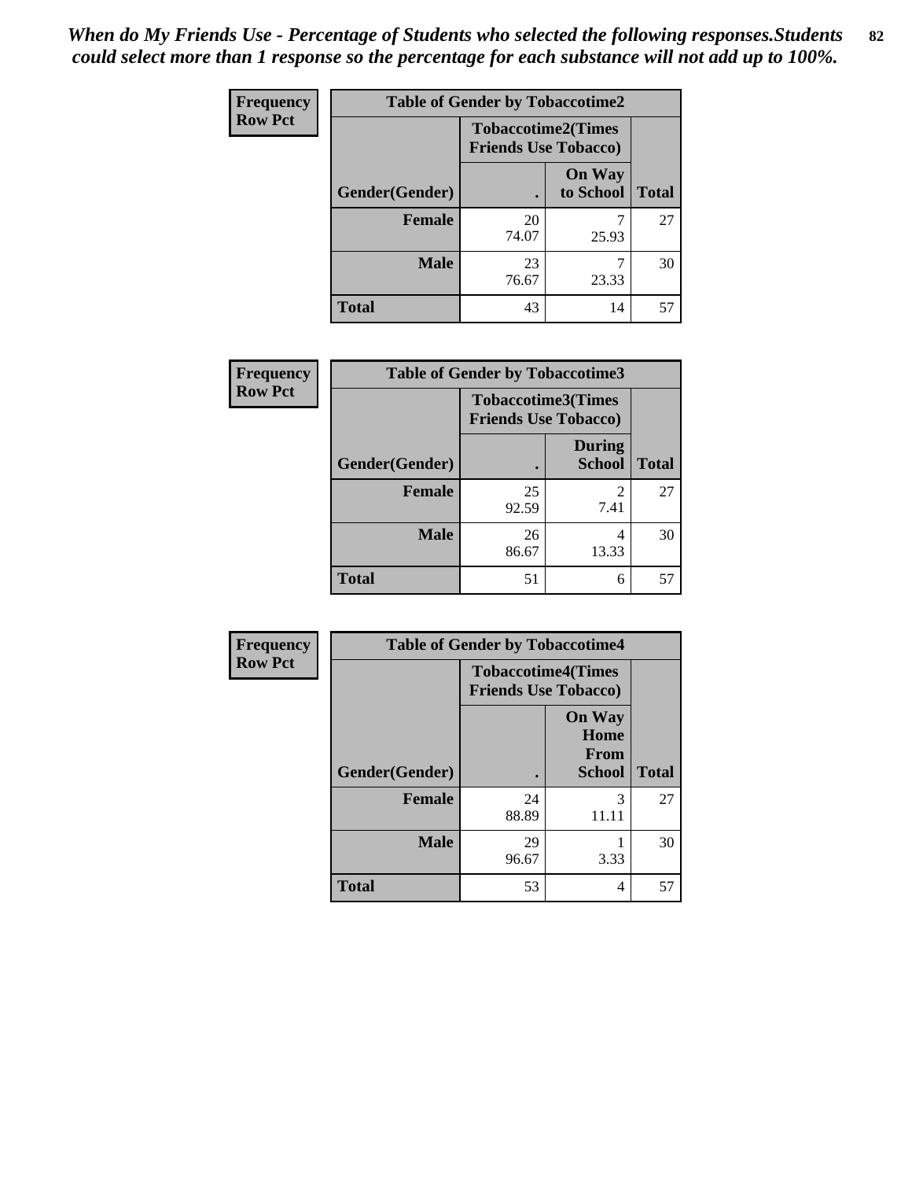*When do My Friends Use - Percentage of Students who selected the following responses.Students could select more than 1 response so the percentage for each substance will not add up to 100%.*

**Frequency**
**Row Pct**

| Table of Gender by Tobaccotime2 | | | |
|---|---|---|---|
| | Tobaccotime2(Times Friends Use Tobacco) | | |
| Gender(Gender) | . | On Way to School | Total |
| **Female** | 20<br>74.07 | 7<br>25.93 | 27 |
| **Male** | 23<br>76.67 | 7<br>23.33 | 30 |
| **Total** | 43 | 14 | 57 |

**Frequency**
**Row Pct**

| Table of Gender by Tobaccotime3 | | | |
|---|---|---|---|
| | Tobaccotime3(Times Friends Use Tobacco) | | |
| Gender(Gender) | . | During School | Total |
| **Female** | 25<br>92.59 | 2<br>7.41 | 27 |
| **Male** | 26<br>86.67 | 4<br>13.33 | 30 |
| **Total** | 51 | 6 | 57 |

**Frequency**
**Row Pct**

| Table of Gender by Tobaccotime4 | | | |
|---|---|---|---|
| | Tobaccotime4(Times Friends Use Tobacco) | | |
| Gender(Gender) | . | On Way Home From School | Total |
| **Female** | 24<br>88.89 | 3<br>11.11 | 27 |
| **Male** | 29<br>96.67 | 1<br>3.33 | 30 |
| **Total** | 53 | 4 | 57 |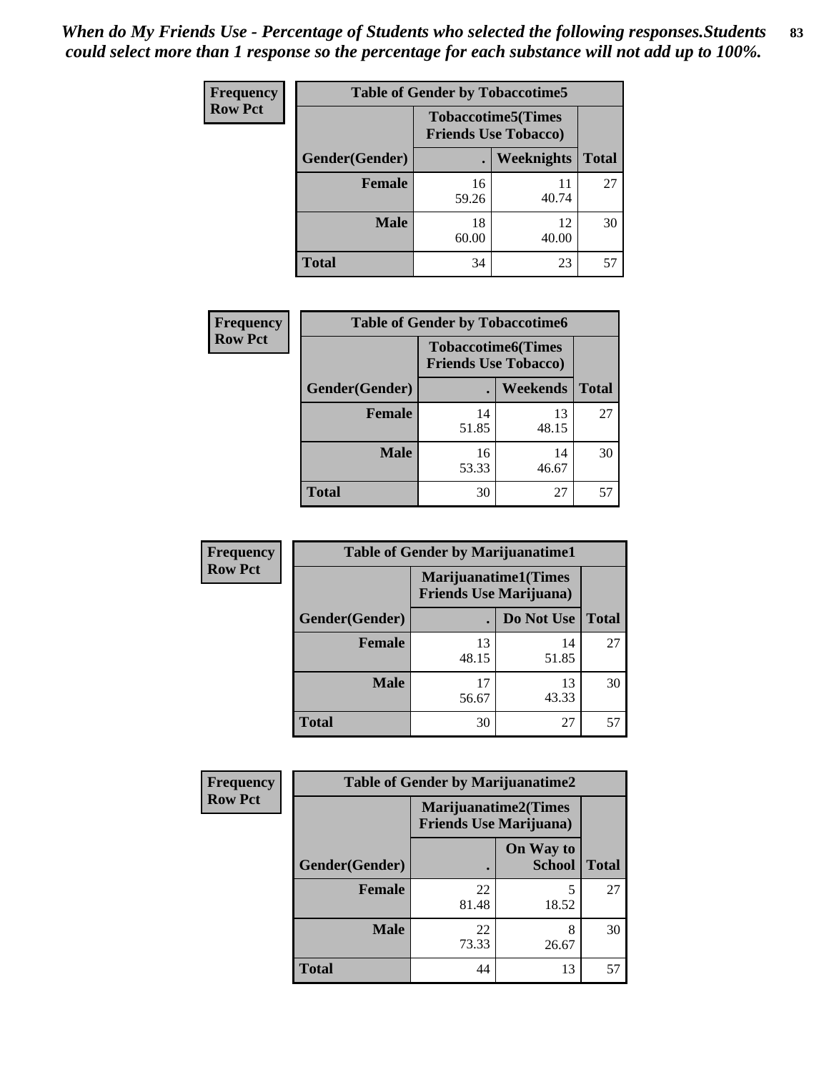*When do My Friends Use - Percentage of Students who selected the following responses.Students could select more than 1 response so the percentage for each substance will not add up to 100%.*

**Frequency**
**Row Pct**

| Table of Gender by Tobaccotime5 | | | |
|---|---|---|---|
| | Tobaccotime5(Times Friends Use Tobacco) | | |
| Gender(Gender) | . | Weeknights | Total |
| **Female** | 16<br>59.26 | 11<br>40.74 | 27 |
| **Male** | 18<br>60.00 | 12<br>40.00 | 30 |
| **Total** | 34 | 23 | 57 |

**Frequency**
**Row Pct**

| Table of Gender by Tobaccotime6 | | | |
|---|---|---|---|
| | Tobaccotime6(Times Friends Use Tobacco) | | |
| Gender(Gender) | . | Weekends | Total |
| **Female** | 14<br>51.85 | 13<br>48.15 | 27 |
| **Male** | 16<br>53.33 | 14<br>46.67 | 30 |
| **Total** | 30 | 27 | 57 |

**Frequency**
**Row Pct**

| Table of Gender by Marijuanatime1 | | | |
|---|---|---|---|
| | Marijuanatime1(Times Friends Use Marijuana) | | |
| Gender(Gender) | . | Do Not Use | Total |
| **Female** | 13<br>48.15 | 14<br>51.85 | 27 |
| **Male** | 17<br>56.67 | 13<br>43.33 | 30 |
| **Total** | 30 | 27 | 57 |

**Frequency**
**Row Pct**

| Table of Gender by Marijuanatime2 | | | |
|---|---|---|---|
| | Marijuanatime2(Times Friends Use Marijuana) | | |
| Gender(Gender) | . | On Way to School | Total |
| **Female** | 22<br>81.48 | 5<br>18.52 | 27 |
| **Male** | 22<br>73.33 | 8<br>26.67 | 30 |
| **Total** | 44 | 13 | 57 |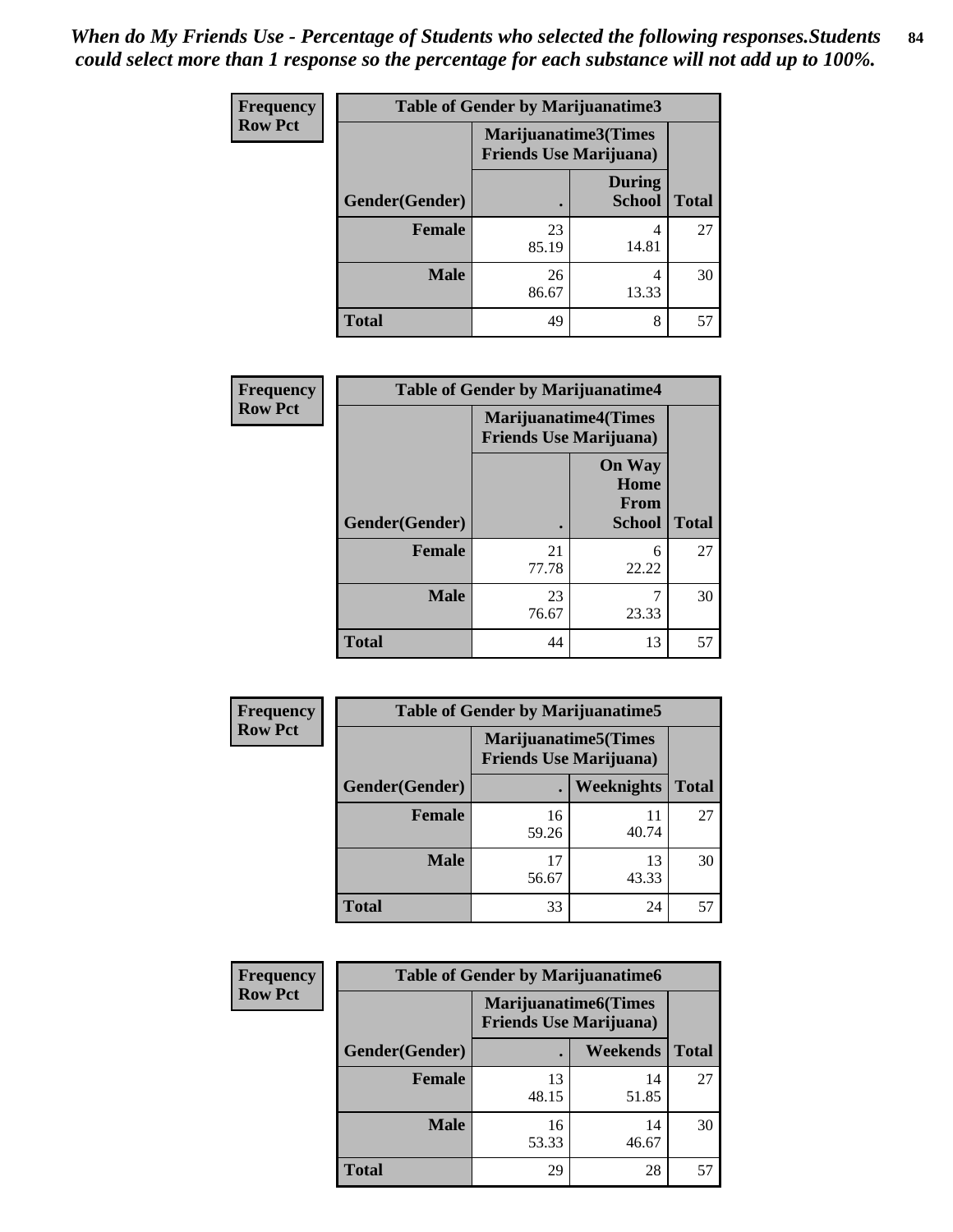*When do My Friends Use - Percentage of Students who selected the following responses.Students could select more than 1 response so the percentage for each substance will not add up to 100%.*

**Frequency**
**Row Pct**

| Table of Gender by Marijuanatime3 | | | |
|---|---|---|---|
| | Marijuanatime3(Times Friends Use Marijuana) | | |
| Gender(Gender) | . | During School | Total |
| **Female** | 23<br>85.19 | 4<br>14.81 | 27 |
| **Male** | 26<br>86.67 | 4<br>13.33 | 30 |
| **Total** | 49 | 8 | 57 |

**Frequency**
**Row Pct**

| Table of Gender by Marijuanatime4 | | | |
|---|---|---|---|
| | Marijuanatime4(Times Friends Use Marijuana) | | |
| Gender(Gender) | . | On Way Home From School | Total |
| **Female** | 21<br>77.78 | 6<br>22.22 | 27 |
| **Male** | 23<br>76.67 | 7<br>23.33 | 30 |
| **Total** | 44 | 13 | 57 |

**Frequency**
**Row Pct**

| Table of Gender by Marijuanatime5 | | | |
|---|---|---|---|
| | Marijuanatime5(Times Friends Use Marijuana) | | |
| Gender(Gender) | . | Weeknights | Total |
| **Female** | 16<br>59.26 | 11<br>40.74 | 27 |
| **Male** | 17<br>56.67 | 13<br>43.33 | 30 |
| **Total** | 33 | 24 | 57 |

**Frequency**
**Row Pct**

| Table of Gender by Marijuanatime6 | | | |
|---|---|---|---|
| | Marijuanatime6(Times Friends Use Marijuana) | | |
| Gender(Gender) | . | Weekends | Total |
| **Female** | 13<br>48.15 | 14<br>51.85 | 27 |
| **Male** | 16<br>53.33 | 14<br>46.67 | 30 |
| **Total** | 29 | 28 | 57 |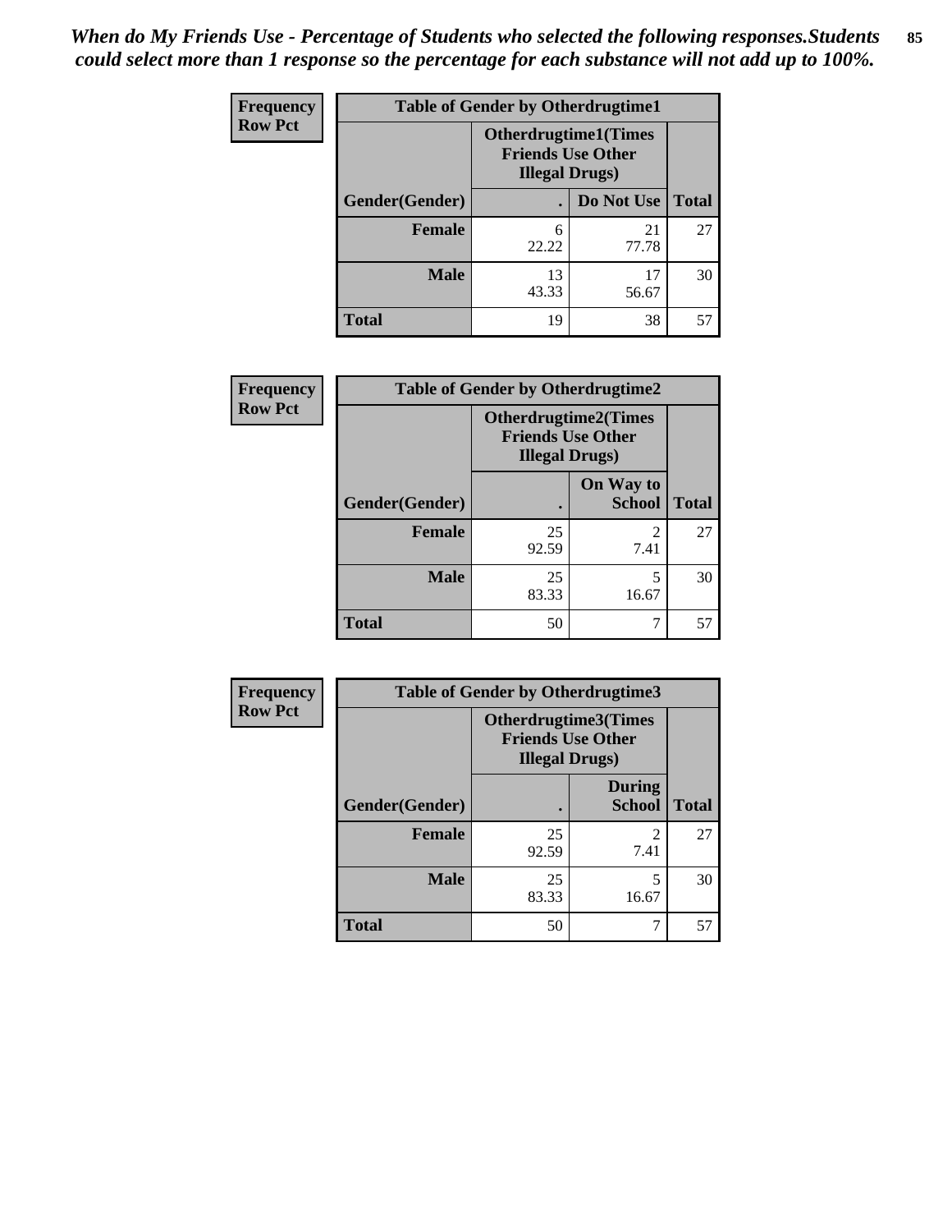*When do My Friends Use - Percentage of Students who selected the following responses.Students could select more than 1 response so the percentage for each substance will not add up to 100%.*

**Frequency**
**Row Pct**

| Table of Gender by Otherdrugtime1 | | | |
|---|---|---|---|
| | Otherdrugtime1(Times Friends Use Other Illegal Drugs) | | |
| Gender(Gender) | . | Do Not Use | Total |
| Female | 6<br>22.22 | 21<br>77.78 | 27 |
| Male | 13<br>43.33 | 17<br>56.67 | 30 |
| Total | 19 | 38 | 57 |

**Frequency**
**Row Pct**

| Table of Gender by Otherdrugtime2 | | | |
|---|---|---|---|
| | Otherdrugtime2(Times Friends Use Other Illegal Drugs) | | |
| Gender(Gender) | . | On Way to School | Total |
| Female | 25<br>92.59 | 2<br>7.41 | 27 |
| Male | 25<br>83.33 | 5<br>16.67 | 30 |
| Total | 50 | 7 | 57 |

**Frequency**
**Row Pct**

| Table of Gender by Otherdrugtime3 | | | |
|---|---|---|---|
| | Otherdrugtime3(Times Friends Use Other Illegal Drugs) | | |
| Gender(Gender) | . | During School | Total |
| Female | 25<br>92.59 | 2<br>7.41 | 27 |
| Male | 25<br>83.33 | 5<br>16.67 | 30 |
| Total | 50 | 7 | 57 |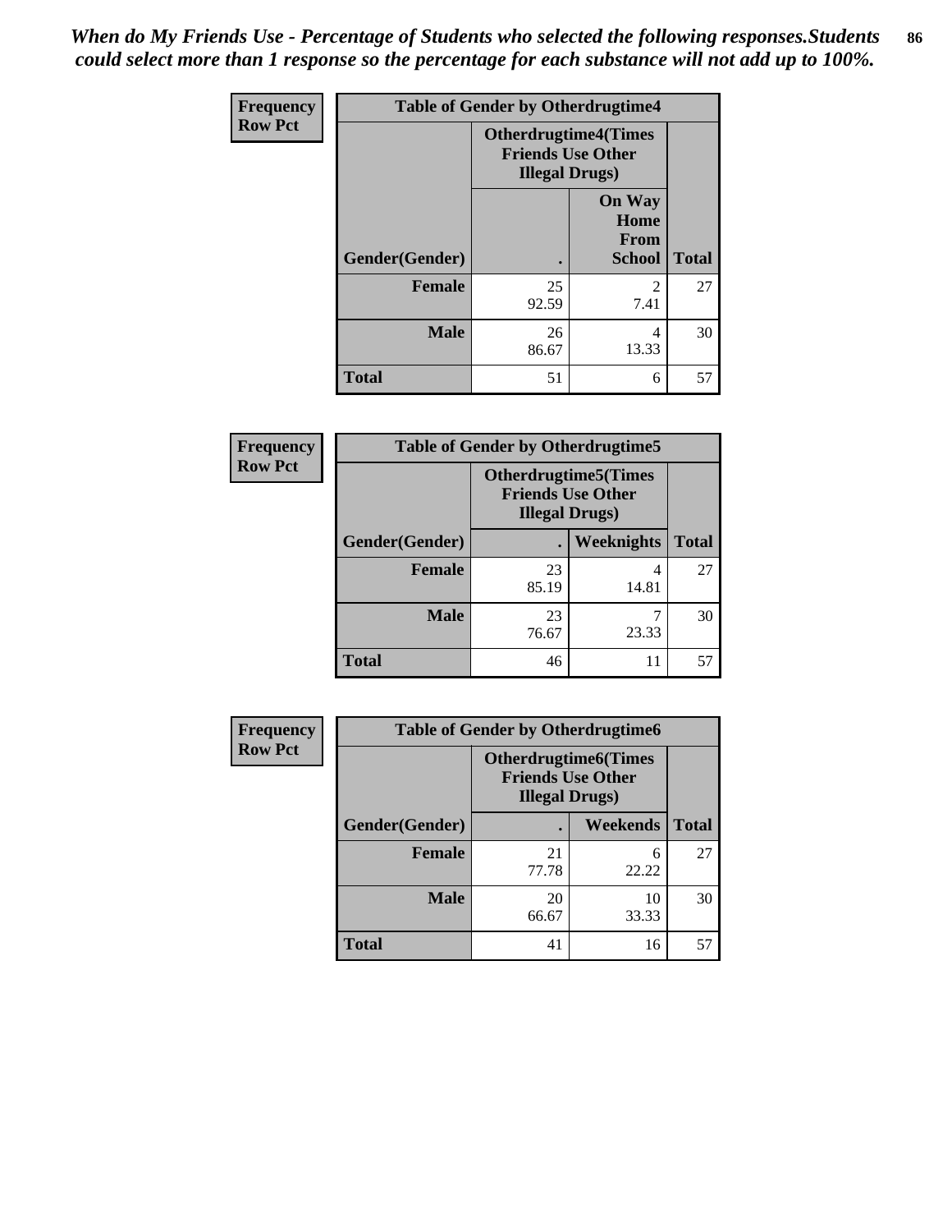*When do My Friends Use - Percentage of Students who selected the following responses.Students could select more than 1 response so the percentage for each substance will not add up to 100%.*

| Frequency Row Pct | Table of Gender by Otherdrugtime4 | | |
|---|---|---|---|
| | Otherdrugtime4(Times Friends Use Other Illegal Drugs) | | |
| Gender(Gender) | . | On Way Home From School | Total |
| Female | 25<br>92.59 | 2<br>7.41 | 27 |
| Male | 26<br>86.67 | 4<br>13.33 | 30 |
| Total | 51 | 6 | 57 |

| Frequency Row Pct | Table of Gender by Otherdrugtime5 | | |
|---|---|---|---|
| | Otherdrugtime5(Times Friends Use Other Illegal Drugs) | | |
| Gender(Gender) | . | Weeknights | Total |
| Female | 23<br>85.19 | 4<br>14.81 | 27 |
| Male | 23<br>76.67 | 7<br>23.33 | 30 |
| Total | 46 | 11 | 57 |

| Frequency Row Pct | Table of Gender by Otherdrugtime6 | | |
|---|---|---|---|
| | Otherdrugtime6(Times Friends Use Other Illegal Drugs) | | |
| Gender(Gender) | . | Weekends | Total |
| Female | 21<br>77.78 | 6<br>22.22 | 27 |
| Male | 20<br>66.67 | 10<br>33.33 | 30 |
| Total | 41 | 16 | 57 |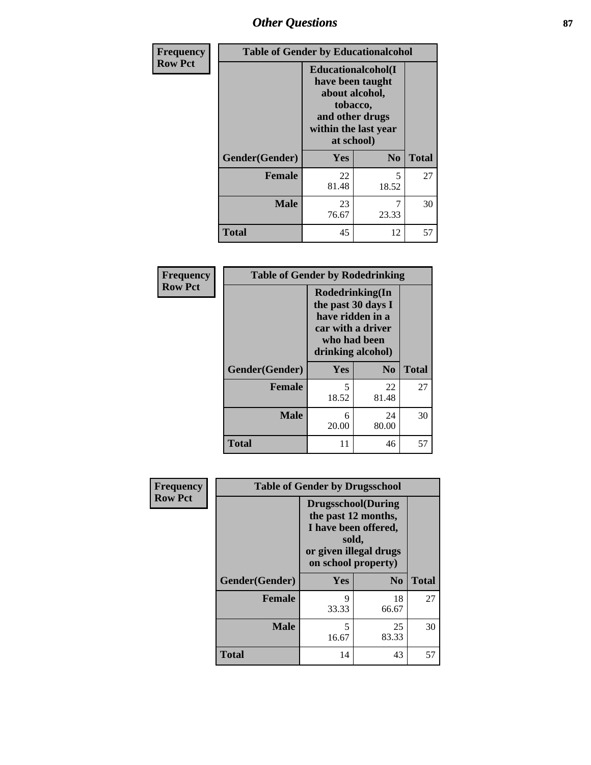| Frequency Row Pct | Table of Gender by Educationalcohol | | |
|---|---|---|---|
| | Educationalcohol(I have been taught about alcohol, tobacco, and other drugs within the last year at school) | | |
| Gender(Gender) | Yes | No | Total |
| Female | 22<br>81.48 | 5<br>18.52 | 27 |
| Male | 23<br>76.67 | 7<br>23.33 | 30 |
| Total | 45 | 12 | 57 |

| Frequency Row Pct | Table of Gender by Rodedrinking | | |
|---|---|---|---|
| | Rodedrinking(In the past 30 days I have ridden in a car with a driver who had been drinking alcohol) | | |
| Gender(Gender) | Yes | No | Total |
| Female | 5<br>18.52 | 22<br>81.48 | 27 |
| Male | 6<br>20.00 | 24<br>80.00 | 30 |
| Total | 11 | 46 | 57 |

| Frequency Row Pct | Table of Gender by Drugsschool | | |
|---|---|---|---|
| | Drugsschool(During the past 12 months, I have been offered, sold, or given illegal drugs on school property) | | |
| Gender(Gender) | Yes | No | Total |
| Female | 9<br>33.33 | 18<br>66.67 | 27 |
| Male | 5<br>16.67 | 25<br>83.33 | 30 |
| Total | 14 | 43 | 57 |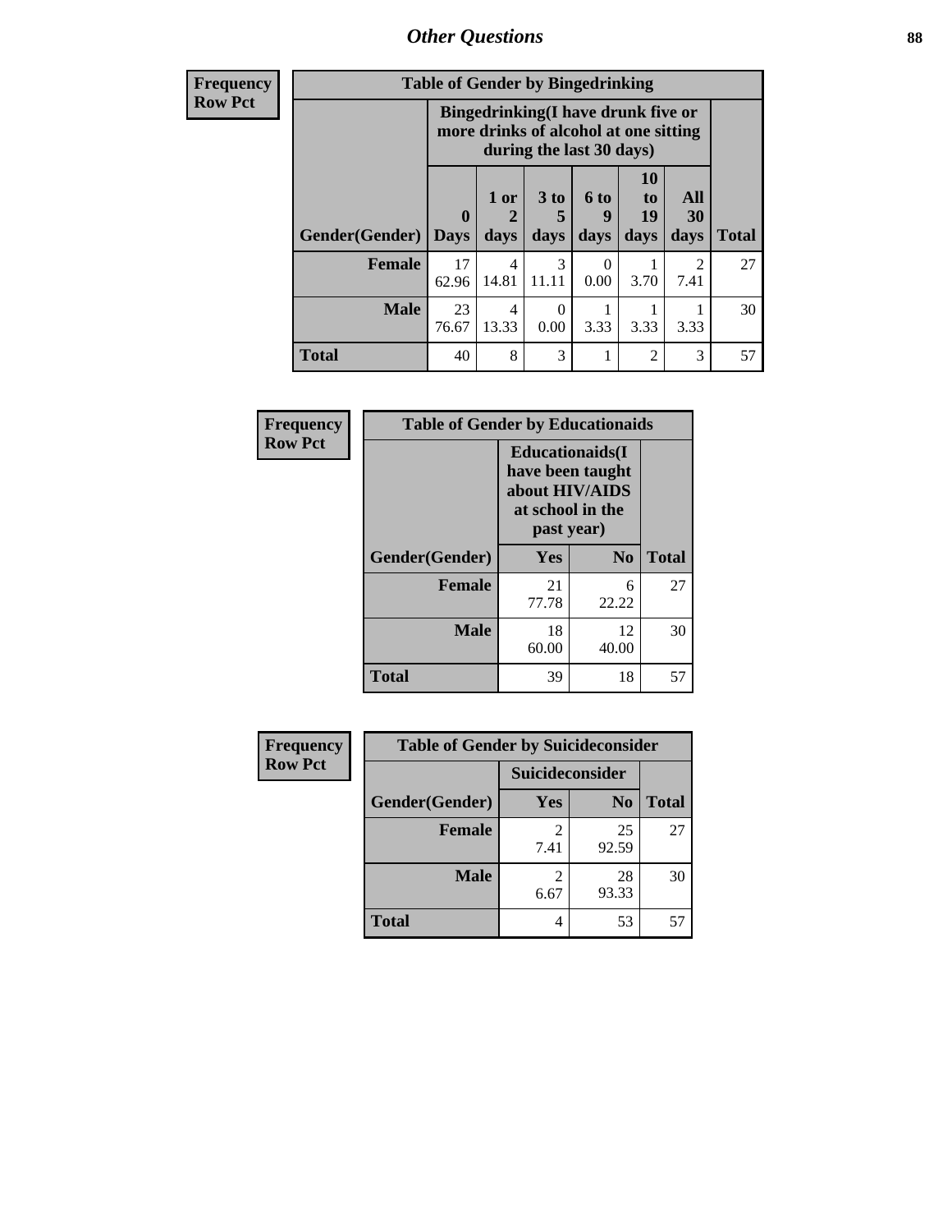## Other Questions

Frequency
Row Pct

| Table of Gender by Bingedrinking | | | | | | | |
|---|---|---|---|---|---|---|---|
| | Bingedrinking(I have drunk five or more drinks of alcohol at one sitting during the last 30 days) | | | | | | |
| Gender(Gender) | 0 Days | 1 or 2 days | 3 to 5 days | 6 to 9 days | 10 to 19 days | All 30 days | Total |
| Female | 17<br>62.96 | 4<br>14.81 | 3<br>11.11 | 0<br>0.00 | 1<br>3.70 | 2<br>7.41 | 27 |
| Male | 23<br>76.67 | 4<br>13.33 | 0<br>0.00 | 1<br>3.33 | 1<br>3.33 | 1<br>3.33 | 30 |
| Total | 40 | 8 | 3 | 1 | 2 | 3 | 57 |

Frequency
Row Pct

| Table of Gender by Educationaids | | | |
|---|---|---|---|
| | Educationaids(I have been taught about HIV/AIDS at school in the past year) | | |
| Gender(Gender) | Yes | No | Total |
| Female | 21<br>77.78 | 6<br>22.22 | 27 |
| Male | 18<br>60.00 | 12<br>40.00 | 30 |
| Total | 39 | 18 | 57 |

Frequency
Row Pct

| Table of Gender by Suicideconsider | | | |
|---|---|---|---|
| | Suicideconsider | | |
| Gender(Gender) | Yes | No | Total |
| Female | 2<br>7.41 | 25<br>92.59 | 27 |
| Male | 2<br>6.67 | 28<br>93.33 | 30 |
| Total | 4 | 53 | 57 |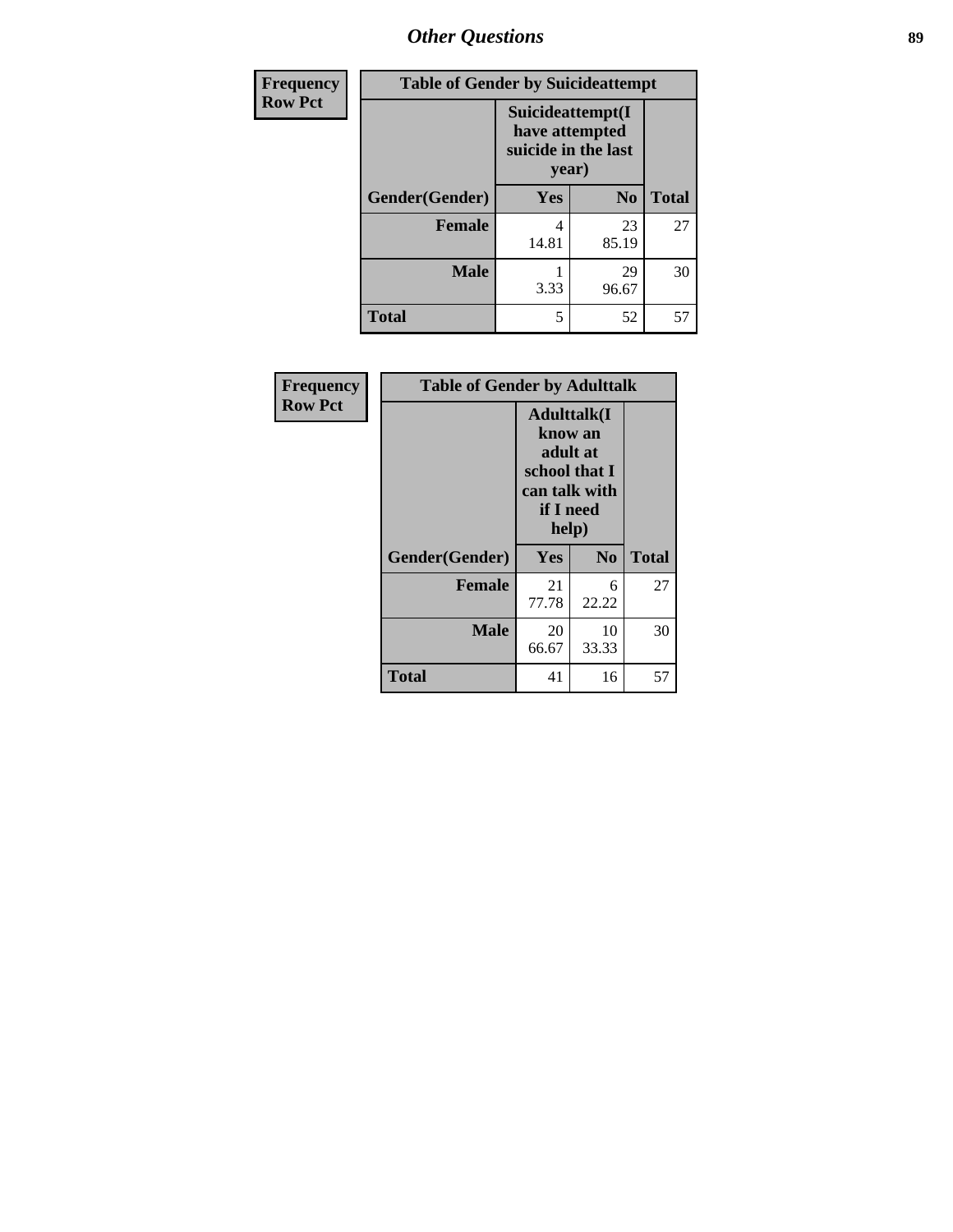| Frequency Row Pct | | | |
|---|---|---|---|

**Table of Gender by Suicideattempt**

| | Suicideattempt(I have attempted suicide in the last year) | | |
|---|---|---|---|
| Gender(Gender) | Yes | No | Total |
| Female | 4<br>14.81 | 23<br>85.19 | 27 |
| Male | 1<br>3.33 | 29<br>96.67 | 30 |
| Total | 5 | 52 | 57 |

| Frequency Row Pct | | | |
|---|---|---|---|

**Table of Gender by Adulttalk**

| | Adulttalk(I know an adult at school that I can talk with if I need help) | | |
|---|---|---|---|
| Gender(Gender) | Yes | No | Total |
| Female | 21<br>77.78 | 6<br>22.22 | 27 |
| Male | 20<br>66.67 | 10<br>33.33 | 30 |
| Total | 41 | 16 | 57 |